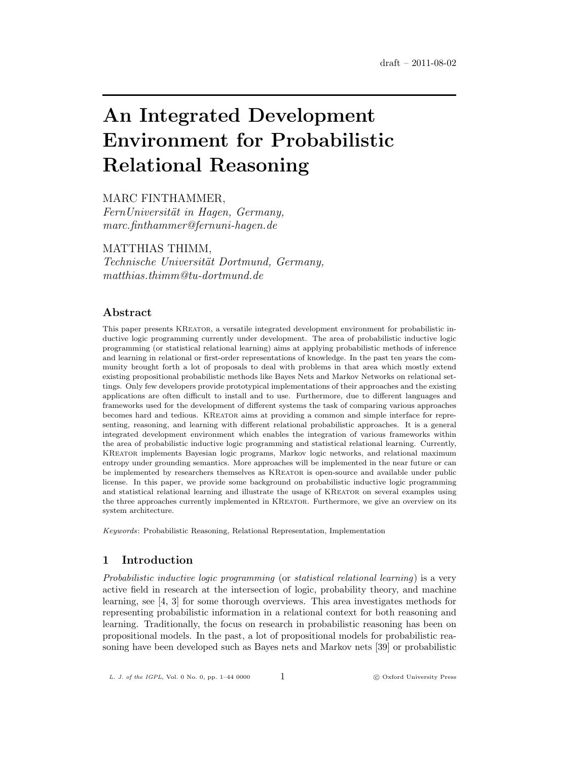draft – 2011-08-02

# An Integrated Development Environment for Probabilistic Relational Reasoning

MARC FINTHAMMER,
*FernUniversität in Hagen, Germany,*
*marc.finthammer@fernuni-hagen.de*

MATTHIAS THIMM,
*Technische Universität Dortmund, Germany,*
*matthias.thimm@tu-dortmund.de*

## Abstract

This paper presents KReator, a versatile integrated development environment for probabilistic inductive logic programming currently under development. The area of probabilistic inductive logic programming (or statistical relational learning) aims at applying probabilistic methods of inference and learning in relational or first-order representations of knowledge. In the past ten years the community brought forth a lot of proposals to deal with problems in that area which mostly extend existing propositional probabilistic methods like Bayes Nets and Markov Networks on relational settings. Only few developers provide prototypical implementations of their approaches and the existing applications are often difficult to install and to use. Furthermore, due to different languages and frameworks used for the development of different systems the task of comparing various approaches becomes hard and tedious. KReator aims at providing a common and simple interface for representing, reasoning, and learning with different relational probabilistic approaches. It is a general integrated development environment which enables the integration of various frameworks within the area of probabilistic inductive logic programming and statistical relational learning. Currently, KReator implements Bayesian logic programs, Markov logic networks, and relational maximum entropy under grounding semantics. More approaches will be implemented in the near future or can be implemented by researchers themselves as KReator is open-source and available under public license. In this paper, we provide some background on probabilistic inductive logic programming and statistical relational learning and illustrate the usage of KReator on several examples using the three approaches currently implemented in KReator. Furthermore, we give an overview on its system architecture.

*Keywords*: Probabilistic Reasoning, Relational Representation, Implementation

## 1 Introduction

*Probabilistic inductive logic programming* (or *statistical relational learning*) is a very active field in research at the intersection of logic, probability theory, and machine learning, see [4, 3] for some thorough overviews. This area investigates methods for representing probabilistic information in a relational context for both reasoning and learning. Traditionally, the focus on research in probabilistic reasoning has been on propositional models. In the past, a lot of propositional models for probabilistic reasoning have been developed such as Bayes nets and Markov nets [39] or probabilistic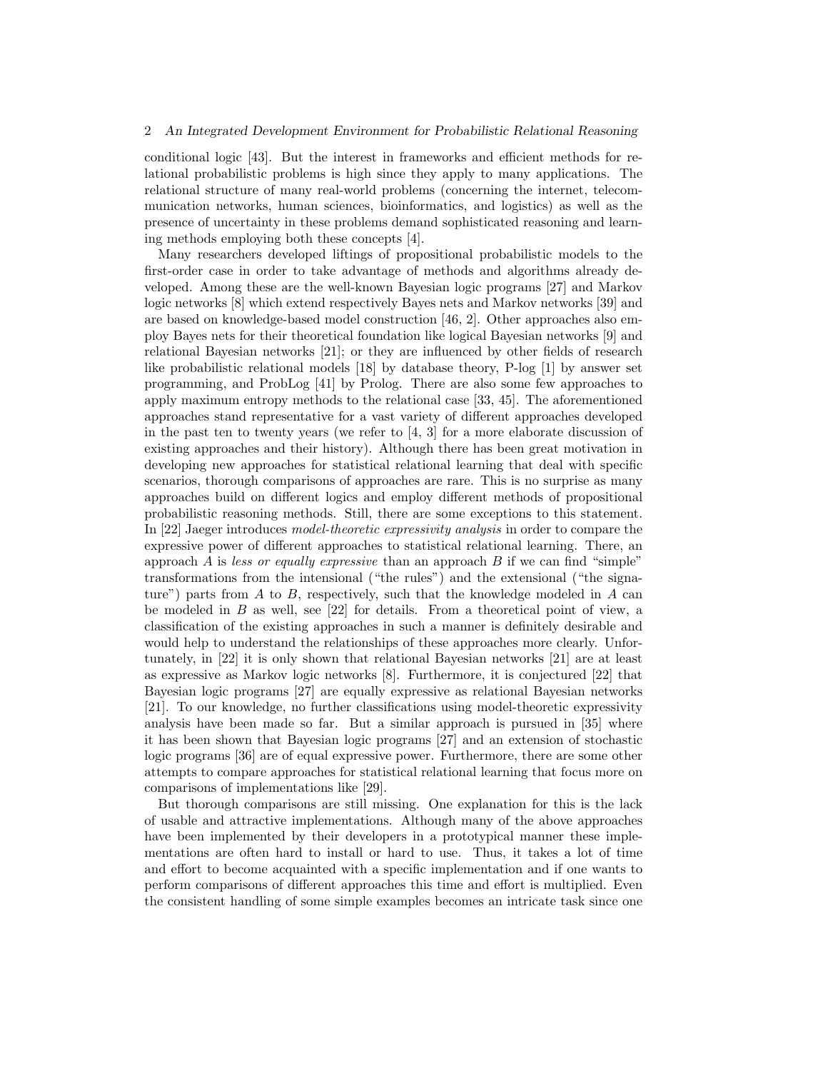conditional logic [43]. But the interest in frameworks and efficient methods for relational probabilistic problems is high since they apply to many applications. The relational structure of many real-world problems (concerning the internet, telecommunication networks, human sciences, bioinformatics, and logistics) as well as the presence of uncertainty in these problems demand sophisticated reasoning and learning methods employing both these concepts [4].

Many researchers developed liftings of propositional probabilistic models to the first-order case in order to take advantage of methods and algorithms already developed. Among these are the well-known Bayesian logic programs [27] and Markov logic networks [8] which extend respectively Bayes nets and Markov networks [39] and are based on knowledge-based model construction [46, 2]. Other approaches also employ Bayes nets for their theoretical foundation like logical Bayesian networks [9] and relational Bayesian networks [21]; or they are influenced by other fields of research like probabilistic relational models [18] by database theory, P-log [1] by answer set programming, and ProbLog [41] by Prolog. There are also some few approaches to apply maximum entropy methods to the relational case [33, 45]. The aforementioned approaches stand representative for a vast variety of different approaches developed in the past ten to twenty years (we refer to [4, 3] for a more elaborate discussion of existing approaches and their history). Although there has been great motivation in developing new approaches for statistical relational learning that deal with specific scenarios, thorough comparisons of approaches are rare. This is no surprise as many approaches build on different logics and employ different methods of propositional probabilistic reasoning methods. Still, there are some exceptions to this statement. In [22] Jaeger introduces *model-theoretic expressivity analysis* in order to compare the expressive power of different approaches to statistical relational learning. There, an approach $A$ is *less or equally expressive* than an approach $B$ if we can find "simple" transformations from the intensional ("the rules") and the extensional ("the signature") parts from $A$ to $B$, respectively, such that the knowledge modeled in $A$ can be modeled in $B$ as well, see [22] for details. From a theoretical point of view, a classification of the existing approaches in such a manner is definitely desirable and would help to understand the relationships of these approaches more clearly. Unfortunately, in [22] it is only shown that relational Bayesian networks [21] are at least as expressive as Markov logic networks [8]. Furthermore, it is conjectured [22] that Bayesian logic programs [27] are equally expressive as relational Bayesian networks [21]. To our knowledge, no further classifications using model-theoretic expressivity analysis have been made so far. But a similar approach is pursued in [35] where it has been shown that Bayesian logic programs [27] and an extension of stochastic logic programs [36] are of equal expressive power. Furthermore, there are some other attempts to compare approaches for statistical relational learning that focus more on comparisons of implementations like [29].

But thorough comparisons are still missing. One explanation for this is the lack of usable and attractive implementations. Although many of the above approaches have been implemented by their developers in a prototypical manner these implementations are often hard to install or hard to use. Thus, it takes a lot of time and effort to become acquainted with a specific implementation and if one wants to perform comparisons of different approaches this time and effort is multiplied. Even the consistent handling of some simple examples becomes an intricate task since one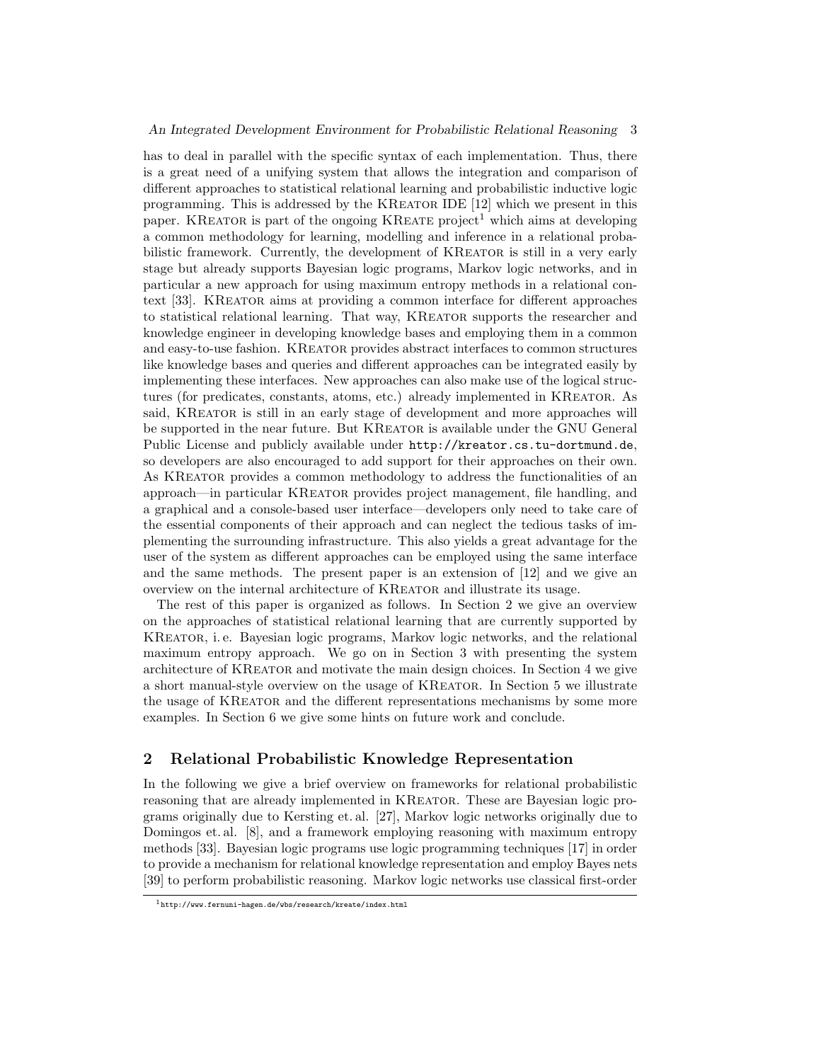has to deal in parallel with the specific syntax of each implementation. Thus, there is a great need of a unifying system that allows the integration and comparison of different approaches to statistical relational learning and probabilistic inductive logic programming. This is addressed by the KReator IDE [12] which we present in this paper. KReator is part of the ongoing KReate project[1] which aims at developing a common methodology for learning, modelling and inference in a relational probabilistic framework. Currently, the development of KReator is still in a very early stage but already supports Bayesian logic programs, Markov logic networks, and in particular a new approach for using maximum entropy methods in a relational context [33]. KReator aims at providing a common interface for different approaches to statistical relational learning. That way, KReator supports the researcher and knowledge engineer in developing knowledge bases and employing them in a common and easy-to-use fashion. KReator provides abstract interfaces to common structures like knowledge bases and queries and different approaches can be integrated easily by implementing these interfaces. New approaches can also make use of the logical structures (for predicates, constants, atoms, etc.) already implemented in KReator. As said, KReator is still in an early stage of development and more approaches will be supported in the near future. But KReator is available under the GNU General Public License and publicly available under http://kreator.cs.tu-dortmund.de, so developers are also encouraged to add support for their approaches on their own. As KReator provides a common methodology to address the functionalities of an approach—in particular KReator provides project management, file handling, and a graphical and a console-based user interface—developers only need to take care of the essential components of their approach and can neglect the tedious tasks of implementing the surrounding infrastructure. This also yields a great advantage for the user of the system as different approaches can be employed using the same interface and the same methods. The present paper is an extension of [12] and we give an overview on the internal architecture of KReator and illustrate its usage.

The rest of this paper is organized as follows. In Section 2 we give an overview on the approaches of statistical relational learning that are currently supported by KReator, i. e. Bayesian logic programs, Markov logic networks, and the relational maximum entropy approach. We go on in Section 3 with presenting the system architecture of KReator and motivate the main design choices. In Section 4 we give a short manual-style overview on the usage of KReator. In Section 5 we illustrate the usage of KReator and the different representations mechanisms by some more examples. In Section 6 we give some hints on future work and conclude.

## 2 Relational Probabilistic Knowledge Representation

In the following we give a brief overview on frameworks for relational probabilistic reasoning that are already implemented in KReator. These are Bayesian logic programs originally due to Kersting et. al. [27], Markov logic networks originally due to Domingos et. al. [8], and a framework employing reasoning with maximum entropy methods [33]. Bayesian logic programs use logic programming techniques [17] in order to provide a mechanism for relational knowledge representation and employ Bayes nets [39] to perform probabilistic reasoning. Markov logic networks use classical first-order

[1] http://www.fernuni-hagen.de/wbs/research/kreate/index.html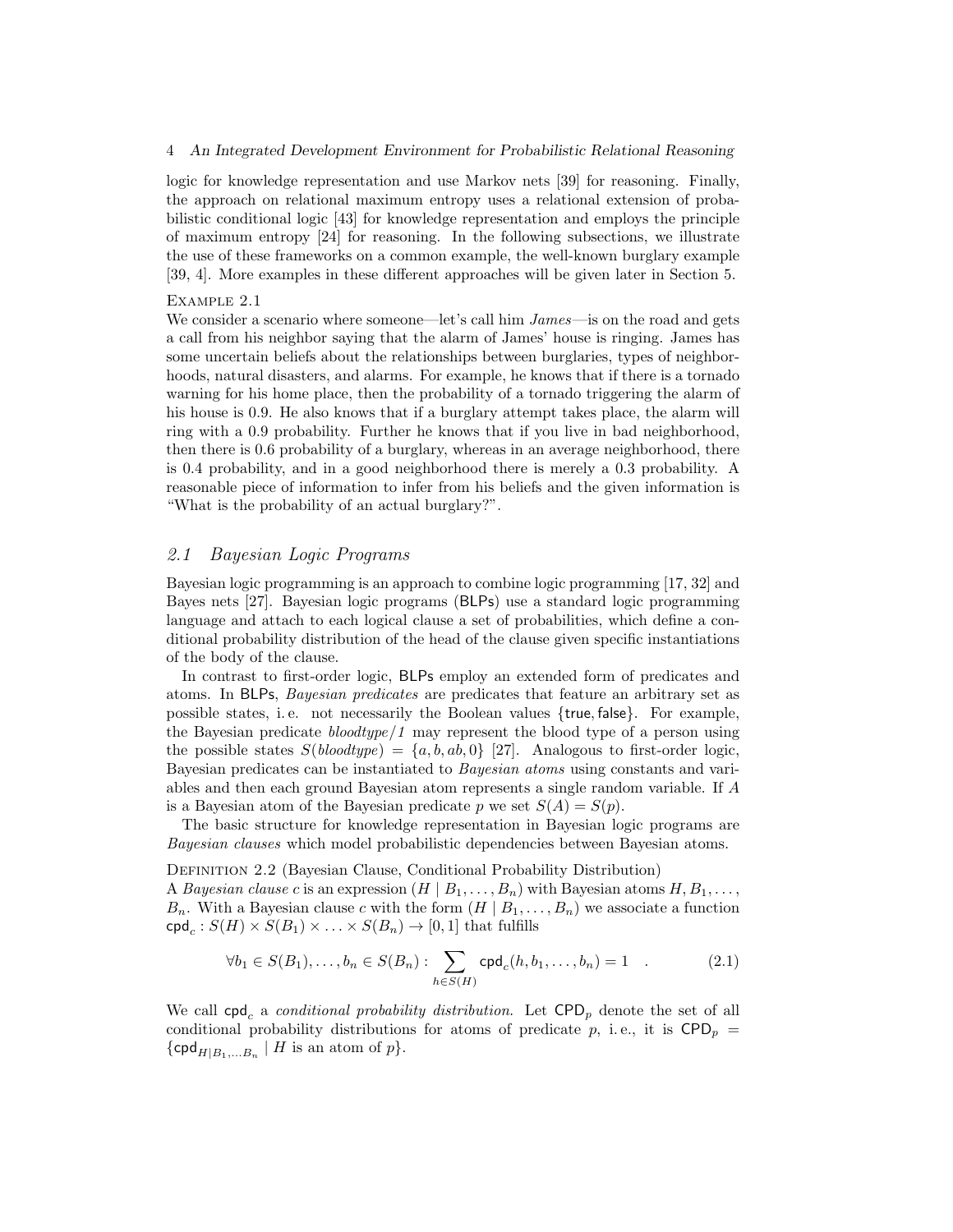logic for knowledge representation and use Markov nets [39] for reasoning. Finally, the approach on relational maximum entropy uses a relational extension of probabilistic conditional logic [43] for knowledge representation and employs the principle of maximum entropy [24] for reasoning. In the following subsections, we illustrate the use of these frameworks on a common example, the well-known burglary example [39, 4]. More examples in these different approaches will be given later in Section 5.

Example 2.1

We consider a scenario where someone—let's call him *James*—is on the road and gets a call from his neighbor saying that the alarm of James' house is ringing. James has some uncertain beliefs about the relationships between burglaries, types of neighborhoods, natural disasters, and alarms. For example, he knows that if there is a tornado warning for his home place, then the probability of a tornado triggering the alarm of his house is 0.9. He also knows that if a burglary attempt takes place, the alarm will ring with a 0.9 probability. Further he knows that if you live in bad neighborhood, then there is 0.6 probability of a burglary, whereas in an average neighborhood, there is 0.4 probability, and in a good neighborhood there is merely a 0.3 probability. A reasonable piece of information to infer from his beliefs and the given information is "What is the probability of an actual burglary?".

## 2.1 Bayesian Logic Programs

Bayesian logic programming is an approach to combine logic programming [17, 32] and Bayes nets [27]. Bayesian logic programs (BLPs) use a standard logic programming language and attach to each logical clause a set of probabilities, which define a conditional probability distribution of the head of the clause given specific instantiations of the body of the clause.

In contrast to first-order logic, BLPs employ an extended form of predicates and atoms. In BLPs, *Bayesian predicates* are predicates that feature an arbitrary set as possible states, i. e. not necessarily the Boolean values $\{\mathsf{true}, \mathsf{false}\}$. For example, the Bayesian predicate *bloodtype/1* may represent the blood type of a person using the possible states $S(\mathit{bloodtype}) = \{a, b, ab, 0\}$ [27]. Analogous to first-order logic, Bayesian predicates can be instantiated to *Bayesian atoms* using constants and variables and then each ground Bayesian atom represents a single random variable. If $A$ is a Bayesian atom of the Bayesian predicate $p$ we set $S(A) = S(p)$.

The basic structure for knowledge representation in Bayesian logic programs are *Bayesian clauses* which model probabilistic dependencies between Bayesian atoms.

Definition 2.2 (Bayesian Clause, Conditional Probability Distribution)

A *Bayesian clause* $c$ is an expression $(H \mid B_1, \ldots, B_n)$ with Bayesian atoms $H, B_1, \ldots, B_n$. With a Bayesian clause $c$ with the form $(H \mid B_1, \ldots, B_n)$ we associate a function $\mathsf{cpd}_c : S(H) \times S(B_1) \times \ldots \times S(B_n) \to [0, 1]$ that fulfills

$$\forall b_1 \in S(B_1), \ldots, b_n \in S(B_n) : \sum_{h \in S(H)} \mathsf{cpd}_c(h, b_1, \ldots, b_n) = 1 \quad . \tag{2.1}$$

We call $\mathsf{cpd}_c$ a *conditional probability distribution.* Let $\mathsf{CPD}_p$ denote the set of all conditional probability distributions for atoms of predicate $p$, i. e., it is $\mathsf{CPD}_p = \{\mathsf{cpd}_{H \mid B_1, \ldots B_n} \mid H \text{ is an atom of } p\}$.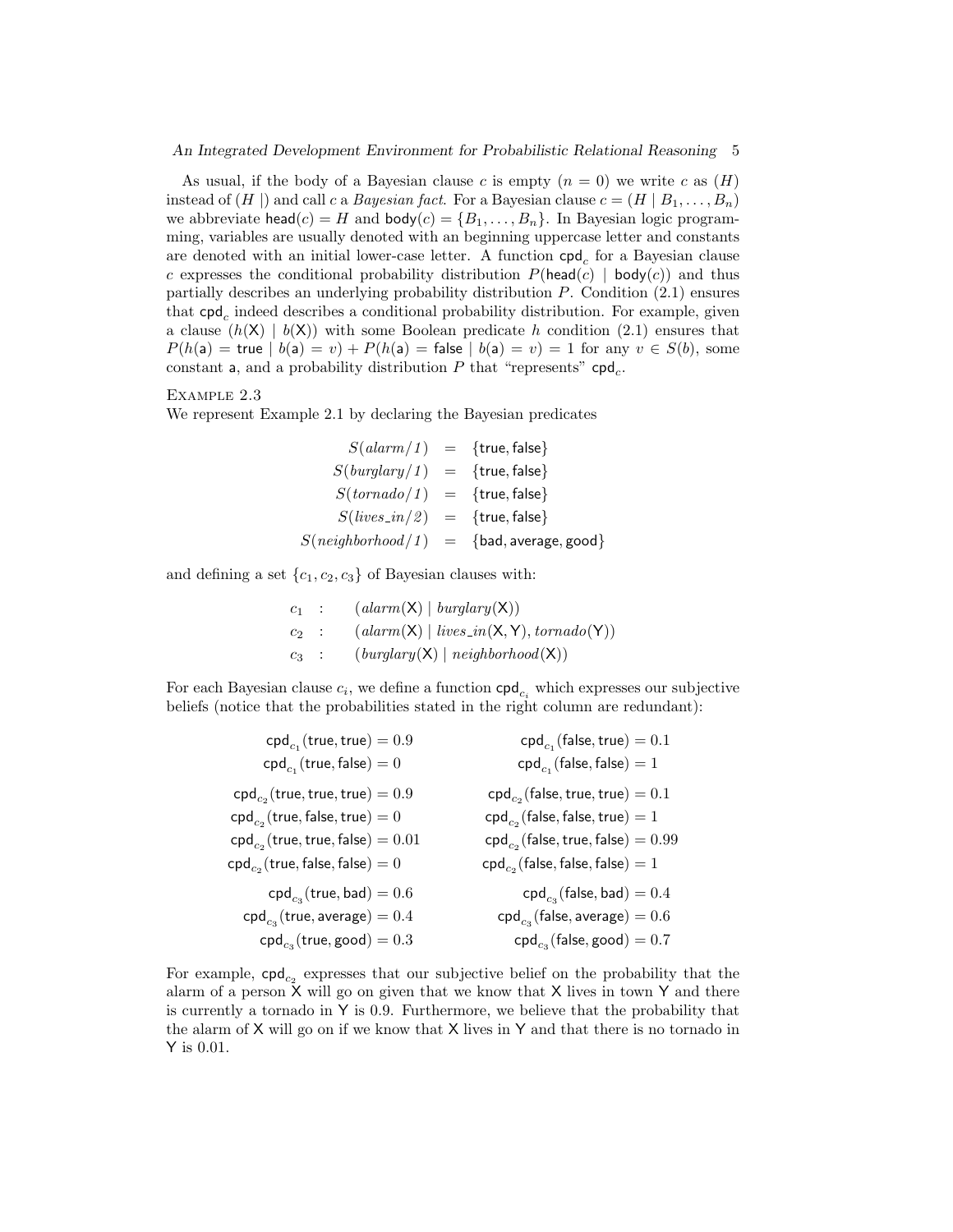As usual, if the body of a Bayesian clause $c$ is empty ($n = 0$) we write $c$ as $(H)$ instead of $(H \mid)$ and call $c$ a *Bayesian fact*. For a Bayesian clause $c = (H \mid B_1, \ldots, B_n)$ we abbreviate $\mathsf{head}(c) = H$ and $\mathsf{body}(c) = \{B_1, \ldots, B_n\}$. In Bayesian logic programming, variables are usually denoted with an beginning uppercase letter and constants are denoted with an initial lower-case letter. A function $\mathsf{cpd}_c$ for a Bayesian clause $c$ expresses the conditional probability distribution $P(\mathsf{head}(c) \mid \mathsf{body}(c))$ and thus partially describes an underlying probability distribution $P$. Condition (2.1) ensures that $\mathsf{cpd}_c$ indeed describes a conditional probability distribution. For example, given a clause $(h(\mathsf{X}) \mid b(\mathsf{X}))$ with some Boolean predicate $h$ condition (2.1) ensures that $P(h(\mathsf{a}) = \mathsf{true} \mid b(\mathsf{a}) = v) + P(h(\mathsf{a}) = \mathsf{false} \mid b(\mathsf{a}) = v) = 1$ for any $v \in S(b)$, some constant $\mathsf{a}$, and a probability distribution $P$ that "represents" $\mathsf{cpd}_c$.

Example 2.3

We represent Example 2.1 by declaring the Bayesian predicates

$$
\begin{aligned}
S(\mathit{alarm/1}) &= \{\mathsf{true}, \mathsf{false}\}\\
S(\mathit{burglary/1}) &= \{\mathsf{true}, \mathsf{false}\}\\
S(\mathit{tornado/1}) &= \{\mathsf{true}, \mathsf{false}\}\\
S(\mathit{lives\_in/2}) &= \{\mathsf{true}, \mathsf{false}\}\\
S(\mathit{neighborhood/1}) &= \{\mathsf{bad}, \mathsf{average}, \mathsf{good}\}
\end{aligned}
$$

and defining a set $\{c_1, c_2, c_3\}$ of Bayesian clauses with:

$$
\begin{aligned}
c_1 &: \quad (\mathit{alarm}(\mathsf{X}) \mid \mathit{burglary}(\mathsf{X}))\\
c_2 &: \quad (\mathit{alarm}(\mathsf{X}) \mid \mathit{lives\_in}(\mathsf{X}, \mathsf{Y}), \mathit{tornado}(\mathsf{Y}))\\
c_3 &: \quad (\mathit{burglary}(\mathsf{X}) \mid \mathit{neighborhood}(\mathsf{X}))
\end{aligned}
$$

For each Bayesian clause $c_i$, we define a function $\mathsf{cpd}_{c_i}$ which expresses our subjective beliefs (notice that the probabilities stated in the right column are redundant):

$$
\begin{aligned}
\mathsf{cpd}_{c_1}(\mathsf{true}, \mathsf{true}) &= 0.9 & \mathsf{cpd}_{c_1}(\mathsf{false}, \mathsf{true}) &= 0.1\\
\mathsf{cpd}_{c_1}(\mathsf{true}, \mathsf{false}) &= 0 & \mathsf{cpd}_{c_1}(\mathsf{false}, \mathsf{false}) &= 1\\
\mathsf{cpd}_{c_2}(\mathsf{true}, \mathsf{true}, \mathsf{true}) &= 0.9 & \mathsf{cpd}_{c_2}(\mathsf{false}, \mathsf{true}, \mathsf{true}) &= 0.1\\
\mathsf{cpd}_{c_2}(\mathsf{true}, \mathsf{false}, \mathsf{true}) &= 0 & \mathsf{cpd}_{c_2}(\mathsf{false}, \mathsf{false}, \mathsf{true}) &= 1\\
\mathsf{cpd}_{c_2}(\mathsf{true}, \mathsf{true}, \mathsf{false}) &= 0.01 & \mathsf{cpd}_{c_2}(\mathsf{false}, \mathsf{true}, \mathsf{false}) &= 0.99\\
\mathsf{cpd}_{c_2}(\mathsf{true}, \mathsf{false}, \mathsf{false}) &= 0 & \mathsf{cpd}_{c_2}(\mathsf{false}, \mathsf{false}, \mathsf{false}) &= 1\\
\mathsf{cpd}_{c_3}(\mathsf{true}, \mathsf{bad}) &= 0.6 & \mathsf{cpd}_{c_3}(\mathsf{false}, \mathsf{bad}) &= 0.4\\
\mathsf{cpd}_{c_3}(\mathsf{true}, \mathsf{average}) &= 0.4 & \mathsf{cpd}_{c_3}(\mathsf{false}, \mathsf{average}) &= 0.6\\
\mathsf{cpd}_{c_3}(\mathsf{true}, \mathsf{good}) &= 0.3 & \mathsf{cpd}_{c_3}(\mathsf{false}, \mathsf{good}) &= 0.7
\end{aligned}
$$

For example, $\mathsf{cpd}_{c_2}$ expresses that our subjective belief on the probability that the alarm of a person $\mathsf{X}$ will go on given that we know that $\mathsf{X}$ lives in town $\mathsf{Y}$ and there is currently a tornado in $\mathsf{Y}$ is 0.9. Furthermore, we believe that the probability that the alarm of $\mathsf{X}$ will go on if we know that $\mathsf{X}$ lives in $\mathsf{Y}$ and that there is no tornado in $\mathsf{Y}$ is 0.01.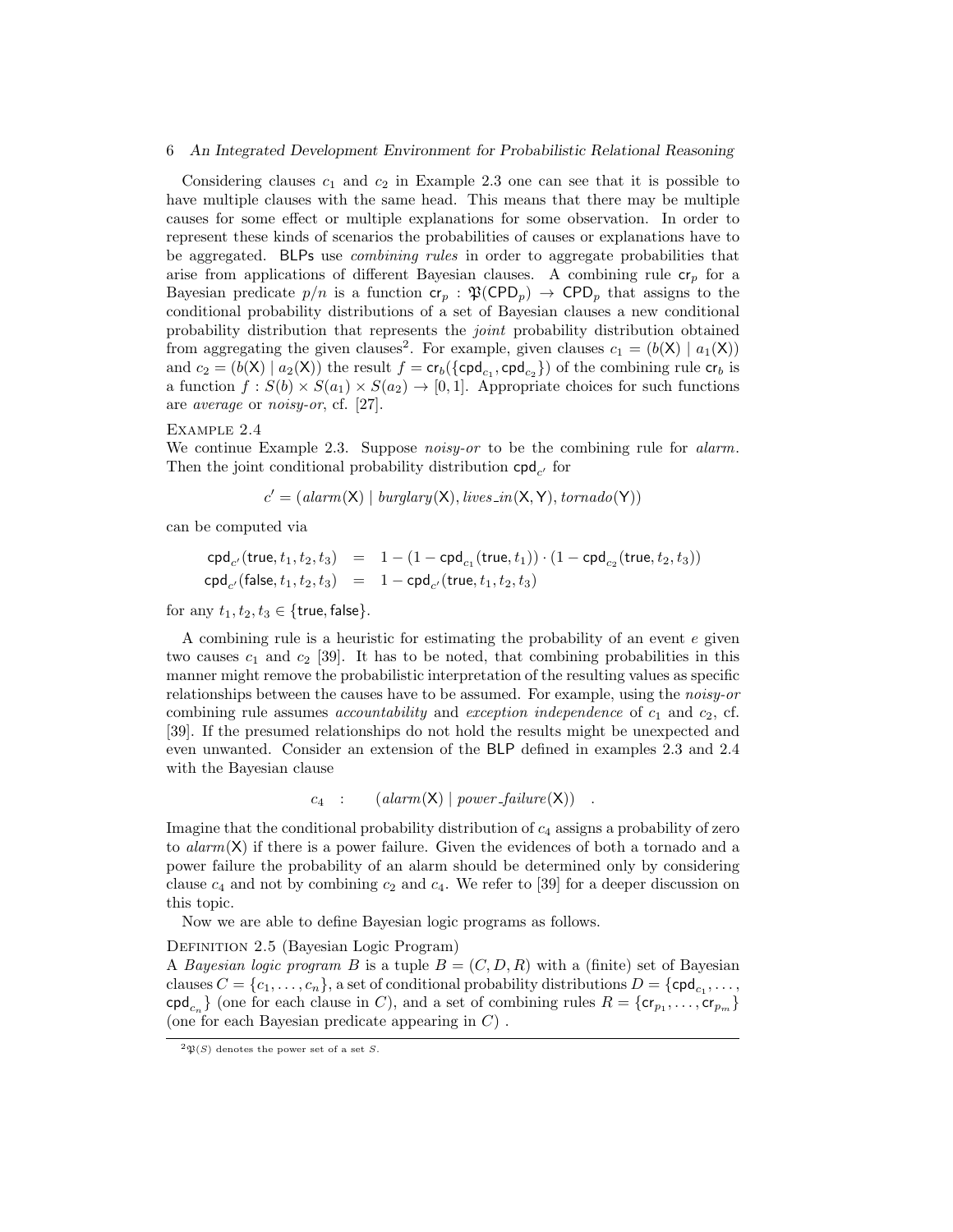Considering clauses $c_1$ and $c_2$ in Example 2.3 one can see that it is possible to have multiple clauses with the same head. This means that there may be multiple causes for some effect or multiple explanations for some observation. In order to represent these kinds of scenarios the probabilities of causes or explanations have to be aggregated. BLPs use *combining rules* in order to aggregate probabilities that arise from applications of different Bayesian clauses. A combining rule $\mathsf{cr}_p$ for a Bayesian predicate $p/n$ is a function $\mathsf{cr}_p : \mathfrak{P}(\mathsf{CPD}_p) \rightarrow \mathsf{CPD}_p$ that assigns to the conditional probability distributions of a set of Bayesian clauses a new conditional probability distribution that represents the *joint* probability distribution obtained from aggregating the given clauses[2]. For example, given clauses $c_1 = (b(\mathsf{X}) \mid a_1(\mathsf{X}))$ and $c_2 = (b(\mathsf{X}) \mid a_2(\mathsf{X}))$ the result $f = \mathsf{cr}_b(\{\mathsf{cpd}_{c_1}, \mathsf{cpd}_{c_2}\})$ of the combining rule $\mathsf{cr}_b$ is a function $f : S(b) \times S(a_1) \times S(a_2) \rightarrow [0, 1]$. Appropriate choices for such functions are *average* or *noisy-or*, cf. [27].

Example 2.4
We continue Example 2.3. Suppose *noisy-or* to be the combining rule for *alarm*. Then the joint conditional probability distribution $\mathsf{cpd}_{c'}$ for

$$c' = (alarm(\mathsf{X}) \mid burglary(\mathsf{X}), lives\_in(\mathsf{X}, \mathsf{Y}), tornado(\mathsf{Y}))$$

can be computed via

$$\begin{aligned}
\mathsf{cpd}_{c'}(\mathsf{true}, t_1, t_2, t_3) &= 1 - (1 - \mathsf{cpd}_{c_1}(\mathsf{true}, t_1)) \cdot (1 - \mathsf{cpd}_{c_2}(\mathsf{true}, t_2, t_3)) \\
\mathsf{cpd}_{c'}(\mathsf{false}, t_1, t_2, t_3) &= 1 - \mathsf{cpd}_{c'}(\mathsf{true}, t_1, t_2, t_3)
\end{aligned}$$

for any $t_1, t_2, t_3 \in \{\mathsf{true}, \mathsf{false}\}$.

A combining rule is a heuristic for estimating the probability of an event $e$ given two causes $c_1$ and $c_2$ [39]. It has to be noted, that combining probabilities in this manner might remove the probabilistic interpretation of the resulting values as specific relationships between the causes have to be assumed. For example, using the *noisy-or* combining rule assumes *accountability* and *exception independence* of $c_1$ and $c_2$, cf. [39]. If the presumed relationships do not hold the results might be unexpected and even unwanted. Consider an extension of the BLP defined in examples 2.3 and 2.4 with the Bayesian clause

$$c_4 \quad : \qquad (alarm(\mathsf{X}) \mid power\_failure(\mathsf{X})) \quad .$$

Imagine that the conditional probability distribution of $c_4$ assigns a probability of zero to $alarm(\mathsf{X})$ if there is a power failure. Given the evidences of both a tornado and a power failure the probability of an alarm should be determined only by considering clause $c_4$ and not by combining $c_2$ and $c_4$. We refer to [39] for a deeper discussion on this topic.

Now we are able to define Bayesian logic programs as follows.

Definition 2.5 (Bayesian Logic Program)
A *Bayesian logic program* $B$ is a tuple $B = (C, D, R)$ with a (finite) set of Bayesian clauses $C = \{c_1, \ldots, c_n\}$, a set of conditional probability distributions $D = \{\mathsf{cpd}_{c_1}, \ldots, \mathsf{cpd}_{c_n}\}$ (one for each clause in $C$), and a set of combining rules $R = \{\mathsf{cr}_{p_1}, \ldots, \mathsf{cr}_{p_m}\}$ (one for each Bayesian predicate appearing in $C$) .

[2] $\mathfrak{P}(S)$ denotes the power set of a set $S$.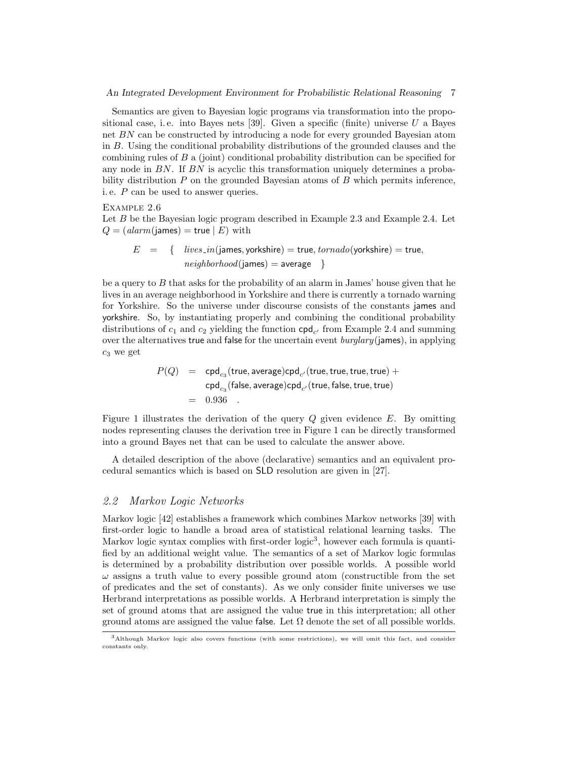Semantics are given to Bayesian logic programs via transformation into the propositional case, i. e. into Bayes nets [39]. Given a specific (finite) universe $U$ a Bayes net $BN$ can be constructed by introducing a node for every grounded Bayesian atom in $B$. Using the conditional probability distributions of the grounded clauses and the combining rules of $B$ a (joint) conditional probability distribution can be specified for any node in $BN$. If $BN$ is acyclic this transformation uniquely determines a probability distribution $P$ on the grounded Bayesian atoms of $B$ which permits inference, i. e. $P$ can be used to answer queries.

Example 2.6

Let $B$ be the Bayesian logic program described in Example 2.3 and Example 2.4. Let $Q = (alarm(\mathsf{james}) = \mathsf{true} \mid E)$ with

$$E = \{ \; lives\_in(\mathsf{james}, \mathsf{yorkshire}) = \mathsf{true}, tornado(\mathsf{yorkshire}) = \mathsf{true}, \\ neighborhood(\mathsf{james}) = \mathsf{average} \; \}$$

be a query to $B$ that asks for the probability of an alarm in James' house given that he lives in an average neighborhood in Yorkshire and there is currently a tornado warning for Yorkshire. So the universe under discourse consists of the constants james and yorkshire. So, by instantiating properly and combining the conditional probability distributions of $c_1$ and $c_2$ yielding the function $\mathsf{cpd}_{c'}$ from Example 2.4 and summing over the alternatives true and false for the uncertain event $burglary(\mathsf{james})$, in applying $c_3$ we get

$$\begin{aligned} P(Q) &= \mathsf{cpd}_{c_3}(\mathsf{true}, \mathsf{average})\mathsf{cpd}_{c'}(\mathsf{true}, \mathsf{true}, \mathsf{true}, \mathsf{true}) + \\ &\quad \mathsf{cpd}_{c_3}(\mathsf{false}, \mathsf{average})\mathsf{cpd}_{c'}(\mathsf{true}, \mathsf{false}, \mathsf{true}, \mathsf{true}) \\ &= 0.936 \quad . \end{aligned}$$

Figure 1 illustrates the derivation of the query $Q$ given evidence $E$. By omitting nodes representing clauses the derivation tree in Figure 1 can be directly transformed into a ground Bayes net that can be used to calculate the answer above.

A detailed description of the above (declarative) semantics and an equivalent procedural semantics which is based on SLD resolution are given in [27].

## 2.2 Markov Logic Networks

Markov logic [42] establishes a framework which combines Markov networks [39] with first-order logic to handle a broad area of statistical relational learning tasks. The Markov logic syntax complies with first-order logic[3], however each formula is quantified by an additional weight value. The semantics of a set of Markov logic formulas is determined by a probability distribution over possible worlds. A possible world $\omega$ assigns a truth value to every possible ground atom (constructible from the set of predicates and the set of constants). As we only consider finite universes we use Herbrand interpretations as possible worlds. A Herbrand interpretation is simply the set of ground atoms that are assigned the value true in this interpretation; all other ground atoms are assigned the value false. Let $\Omega$ denote the set of all possible worlds.

[3] Although Markov logic also covers functions (with some restrictions), we will omit this fact, and consider constants only.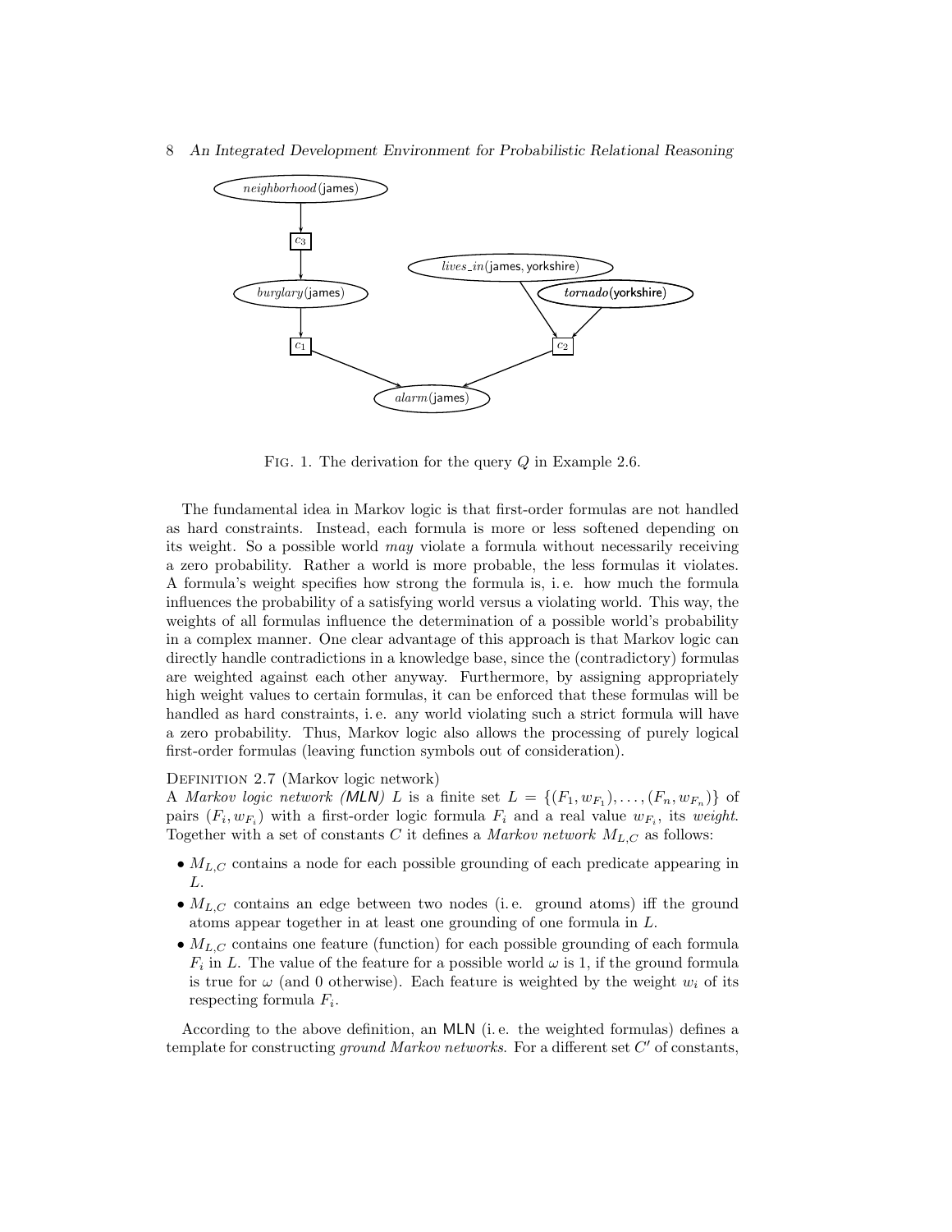FIG. 1. The derivation for the query $Q$ in Example 2.6.

The fundamental idea in Markov logic is that first-order formulas are not handled as hard constraints. Instead, each formula is more or less softened depending on its weight. So a possible world *may* violate a formula without necessarily receiving a zero probability. Rather a world is more probable, the less formulas it violates. A formula's weight specifies how strong the formula is, i. e. how much the formula influences the probability of a satisfying world versus a violating world. This way, the weights of all formulas influence the determination of a possible world's probability in a complex manner. One clear advantage of this approach is that Markov logic can directly handle contradictions in a knowledge base, since the (contradictory) formulas are weighted against each other anyway. Furthermore, by assigning appropriately high weight values to certain formulas, it can be enforced that these formulas will be handled as hard constraints, i. e. any world violating such a strict formula will have a zero probability. Thus, Markov logic also allows the processing of purely logical first-order formulas (leaving function symbols out of consideration).

DEFINITION 2.7 (Markov logic network)
A *Markov logic network (MLN)* $L$ is a finite set $L = \{(F_1, w_{F_1}), \ldots, (F_n, w_{F_n})\}$ of pairs $(F_i, w_{F_i})$ with a first-order logic formula $F_i$ and a real value $w_{F_i}$, its *weight*. Together with a set of constants $C$ it defines a *Markov network* $M_{L,C}$ as follows:

- $M_{L,C}$ contains a node for each possible grounding of each predicate appearing in $L$.
- $M_{L,C}$ contains an edge between two nodes (i. e. ground atoms) iff the ground atoms appear together in at least one grounding of one formula in $L$.
- $M_{L,C}$ contains one feature (function) for each possible grounding of each formula $F_i$ in $L$. The value of the feature for a possible world $\omega$ is 1, if the ground formula is true for $\omega$ (and 0 otherwise). Each feature is weighted by the weight $w_i$ of its respecting formula $F_i$.

According to the above definition, an MLN (i. e. the weighted formulas) defines a template for constructing *ground Markov networks*. For a different set $C'$ of constants,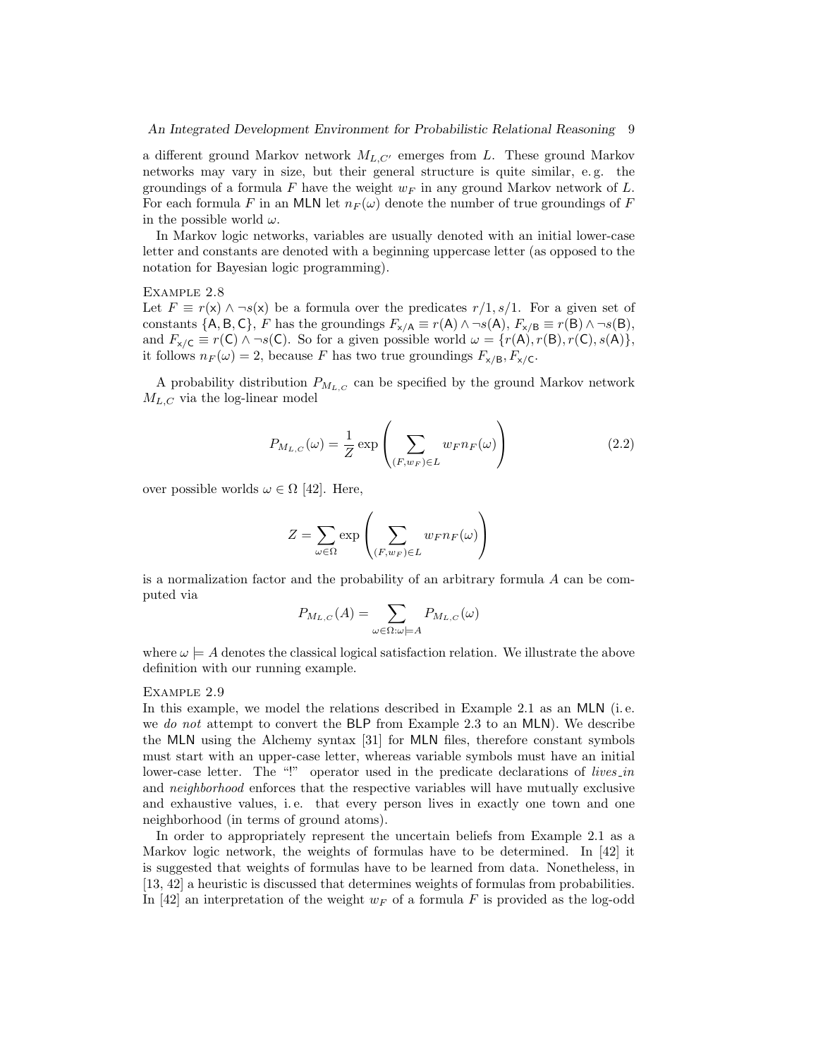a different ground Markov network $M_{L,C'}$ emerges from $L$. These ground Markov networks may vary in size, but their general structure is quite similar, e. g. the groundings of a formula $F$ have the weight $w_F$ in any ground Markov network of $L$. For each formula $F$ in an MLN let $n_F(\omega)$ denote the number of true groundings of $F$ in the possible world $\omega$.

In Markov logic networks, variables are usually denoted with an initial lower-case letter and constants are denoted with a beginning uppercase letter (as opposed to the notation for Bayesian logic programming).

Example 2.8

Let $F \equiv r(\mathsf{x}) \wedge \neg s(\mathsf{x})$ be a formula over the predicates $r/1, s/1$. For a given set of constants $\{\mathsf{A}, \mathsf{B}, \mathsf{C}\}$, $F$ has the groundings $F_{\mathsf{x}/\mathsf{A}} \equiv r(\mathsf{A}) \wedge \neg s(\mathsf{A})$, $F_{\mathsf{x}/\mathsf{B}} \equiv r(\mathsf{B}) \wedge \neg s(\mathsf{B})$, and $F_{\mathsf{x}/\mathsf{C}} \equiv r(\mathsf{C}) \wedge \neg s(\mathsf{C})$. So for a given possible world $\omega = \{r(\mathsf{A}), r(\mathsf{B}), r(\mathsf{C}), s(\mathsf{A})\}$, it follows $n_F(\omega) = 2$, because $F$ has two true groundings $F_{\mathsf{x}/\mathsf{B}}, F_{\mathsf{x}/\mathsf{C}}$.

A probability distribution $P_{M_{L,C}}$ can be specified by the ground Markov network $M_{L,C}$ via the log-linear model

$$P_{M_{L,C}}(\omega) = \frac{1}{Z} \exp\left( \sum_{(F,w_F) \in L} w_F n_F(\omega) \right) \tag{2.2}$$

over possible worlds $\omega \in \Omega$ [42]. Here,

$$Z = \sum_{\omega \in \Omega} \exp\left( \sum_{(F,w_F) \in L} w_F n_F(\omega) \right)$$

is a normalization factor and the probability of an arbitrary formula $A$ can be computed via

$$P_{M_{L,C}}(A) = \sum_{\omega \in \Omega : \omega \models A} P_{M_{L,C}}(\omega)$$

where $\omega \models A$ denotes the classical logical satisfaction relation. We illustrate the above definition with our running example.

Example 2.9

In this example, we model the relations described in Example 2.1 as an MLN (i. e. we *do not* attempt to convert the BLP from Example 2.3 to an MLN). We describe the MLN using the Alchemy syntax [31] for MLN files, therefore constant symbols must start with an upper-case letter, whereas variable symbols must have an initial lower-case letter. The "!" operator used in the predicate declarations of *lives_in* and *neighborhood* enforces that the respective variables will have mutually exclusive and exhaustive values, i. e. that every person lives in exactly one town and one neighborhood (in terms of ground atoms).

In order to appropriately represent the uncertain beliefs from Example 2.1 as a Markov logic network, the weights of formulas have to be determined. In [42] it is suggested that weights of formulas have to be learned from data. Nonetheless, in [13, 42] a heuristic is discussed that determines weights of formulas from probabilities. In [42] an interpretation of the weight $w_F$ of a formula $F$ is provided as the log-odd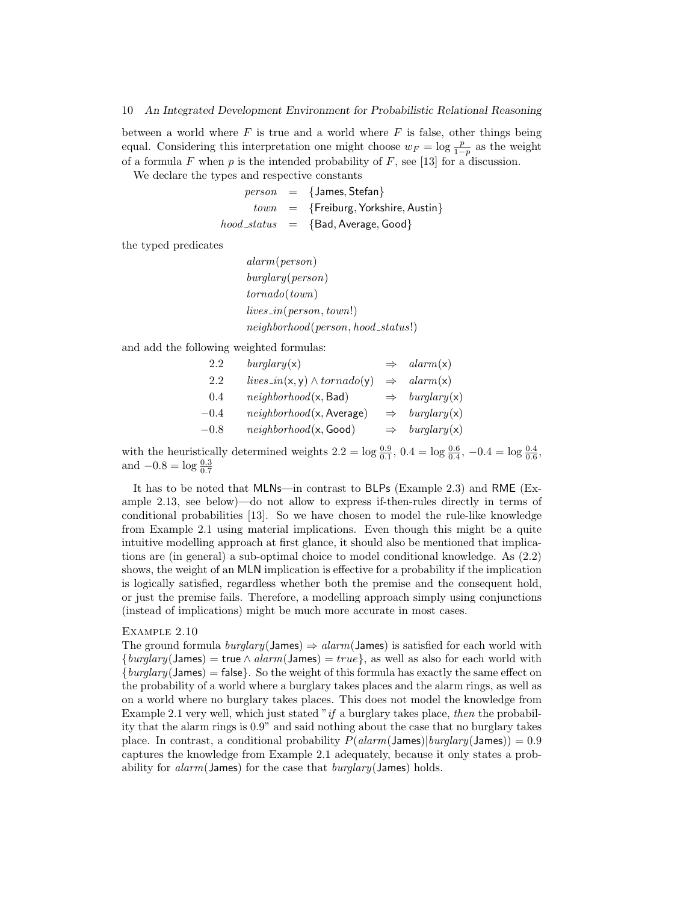between a world where $F$ is true and a world where $F$ is false, other things being equal. Considering this interpretation one might choose $w_F = \log \frac{p}{1-p}$ as the weight of a formula $F$ when $p$ is the intended probability of $F$, see [13] for a discussion.

We declare the types and respective constants

$$
\begin{aligned}
person &= \{\mathsf{James}, \mathsf{Stefan}\} \\
town &= \{\mathsf{Freiburg}, \mathsf{Yorkshire}, \mathsf{Austin}\} \\
hood\_status &= \{\mathsf{Bad}, \mathsf{Average}, \mathsf{Good}\}
\end{aligned}
$$

the typed predicates

$$
\begin{aligned}
&alarm(person) \\
&burglary(person) \\
&tornado(town) \\
&lives\_in(person, town!) \\
&neighborhood(person, hood\_status!)
\end{aligned}
$$

and add the following weighted formulas:

$$
\begin{array}{rlcl}
2.2 & burglary(\mathsf{x}) & \Rightarrow & alarm(\mathsf{x}) \\
2.2 & lives\_in(\mathsf{x},\mathsf{y}) \wedge tornado(\mathsf{y}) & \Rightarrow & alarm(\mathsf{x}) \\
0.4 & neighborhood(\mathsf{x}, \mathsf{Bad}) & \Rightarrow & burglary(\mathsf{x}) \\
-0.4 & neighborhood(\mathsf{x}, \mathsf{Average}) & \Rightarrow & burglary(\mathsf{x}) \\
-0.8 & neighborhood(\mathsf{x}, \mathsf{Good}) & \Rightarrow & burglary(\mathsf{x})
\end{array}
$$

with the heuristically determined weights $2.2 = \log \frac{0.9}{0.1}$, $0.4 = \log \frac{0.6}{0.4}$, $-0.4 = \log \frac{0.4}{0.6}$, and $-0.8 = \log \frac{0.3}{0.7}$

It has to be noted that MLNs—in contrast to BLPs (Example 2.3) and RME (Example 2.13, see below)—do not allow to express if-then-rules directly in terms of conditional probabilities [13]. So we have chosen to model the rule-like knowledge from Example 2.1 using material implications. Even though this might be a quite intuitive modelling approach at first glance, it should also be mentioned that implications are (in general) a sub-optimal choice to model conditional knowledge. As (2.2) shows, the weight of an MLN implication is effective for a probability if the implication is logically satisfied, regardless whether both the premise and the consequent hold, or just the premise fails. Therefore, a modelling approach simply using conjunctions (instead of implications) might be much more accurate in most cases.

Example 2.10

The ground formula $burglary(\mathsf{James}) \Rightarrow alarm(\mathsf{James})$ is satisfied for each world with $\{burglary(\mathsf{James}) = \mathsf{true} \wedge alarm(\mathsf{James}) = true\}$, as well as also for each world with $\{burglary(\mathsf{James}) = \mathsf{false}\}$. So the weight of this formula has exactly the same effect on the probability of a world where a burglary takes places and the alarm rings, as well as on a world where no burglary takes places. This does not model the knowledge from Example 2.1 very well, which just stated "*if* a burglary takes place, *then* the probability that the alarm rings is 0.9" and said nothing about the case that no burglary takes place. In contrast, a conditional probability $P(alarm(\mathsf{James}) | burglary(\mathsf{James})) = 0.9$ captures the knowledge from Example 2.1 adequately, because it only states a probability for $alarm(\mathsf{James})$ for the case that $burglary(\mathsf{James})$ holds.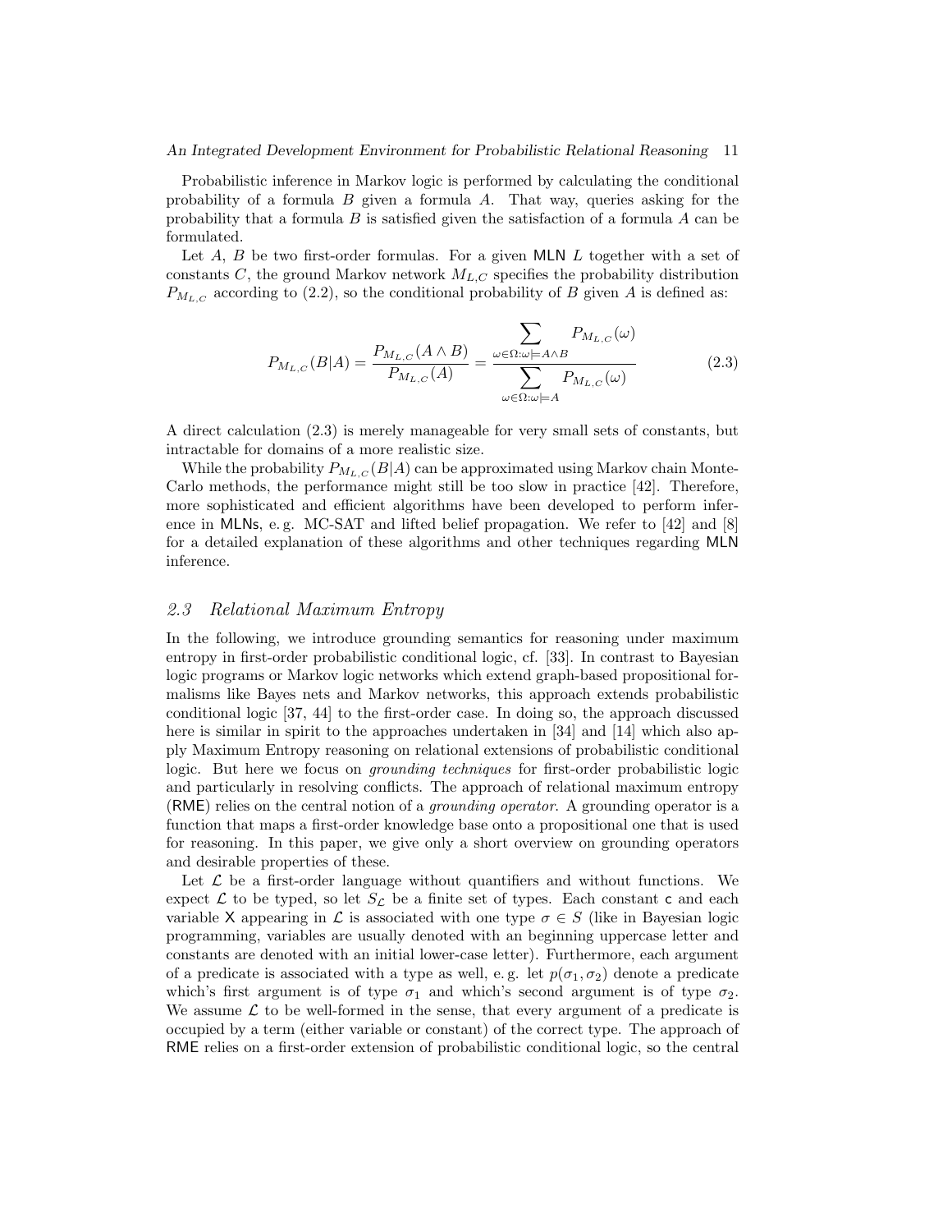Probabilistic inference in Markov logic is performed by calculating the conditional probability of a formula $B$ given a formula $A$. That way, queries asking for the probability that a formula $B$ is satisfied given the satisfaction of a formula $A$ can be formulated.

Let $A$, $B$ be two first-order formulas. For a given MLN $L$ together with a set of constants $C$, the ground Markov network $M_{L,C}$ specifies the probability distribution $P_{M_{L,C}}$ according to (2.2), so the conditional probability of $B$ given $A$ is defined as:

$$P_{M_{L,C}}(B|A) = \frac{P_{M_{L,C}}(A \wedge B)}{P_{M_{L,C}}(A)} = \frac{\sum_{\omega \in \Omega : \omega \models A \wedge B} P_{M_{L,C}}(\omega)}{\sum_{\omega \in \Omega : \omega \models A} P_{M_{L,C}}(\omega)} \tag{2.3}$$

A direct calculation (2.3) is merely manageable for very small sets of constants, but intractable for domains of a more realistic size.

While the probability $P_{M_{L,C}}(B|A)$ can be approximated using Markov chain Monte-Carlo methods, the performance might still be too slow in practice [42]. Therefore, more sophisticated and efficient algorithms have been developed to perform inference in MLNs, e. g. MC-SAT and lifted belief propagation. We refer to [42] and [8] for a detailed explanation of these algorithms and other techniques regarding MLN inference.

## 2.3 Relational Maximum Entropy

In the following, we introduce grounding semantics for reasoning under maximum entropy in first-order probabilistic conditional logic, cf. [33]. In contrast to Bayesian logic programs or Markov logic networks which extend graph-based propositional formalisms like Bayes nets and Markov networks, this approach extends probabilistic conditional logic [37, 44] to the first-order case. In doing so, the approach discussed here is similar in spirit to the approaches undertaken in [34] and [14] which also apply Maximum Entropy reasoning on relational extensions of probabilistic conditional logic. But here we focus on *grounding techniques* for first-order probabilistic logic and particularly in resolving conflicts. The approach of relational maximum entropy (RME) relies on the central notion of a *grounding operator*. A grounding operator is a function that maps a first-order knowledge base onto a propositional one that is used for reasoning. In this paper, we give only a short overview on grounding operators and desirable properties of these.

Let $\mathcal{L}$ be a first-order language without quantifiers and without functions. We expect $\mathcal{L}$ to be typed, so let $S_{\mathcal{L}}$ be a finite set of types. Each constant $\mathsf{c}$ and each variable $\mathsf{X}$ appearing in $\mathcal{L}$ is associated with one type $\sigma \in S$ (like in Bayesian logic programming, variables are usually denoted with an beginning uppercase letter and constants are denoted with an initial lower-case letter). Furthermore, each argument of a predicate is associated with a type as well, e. g. let $p(\sigma_1, \sigma_2)$ denote a predicate which's first argument is of type $\sigma_1$ and which's second argument is of type $\sigma_2$. We assume $\mathcal{L}$ to be well-formed in the sense, that every argument of a predicate is occupied by a term (either variable or constant) of the correct type. The approach of RME relies on a first-order extension of probabilistic conditional logic, so the central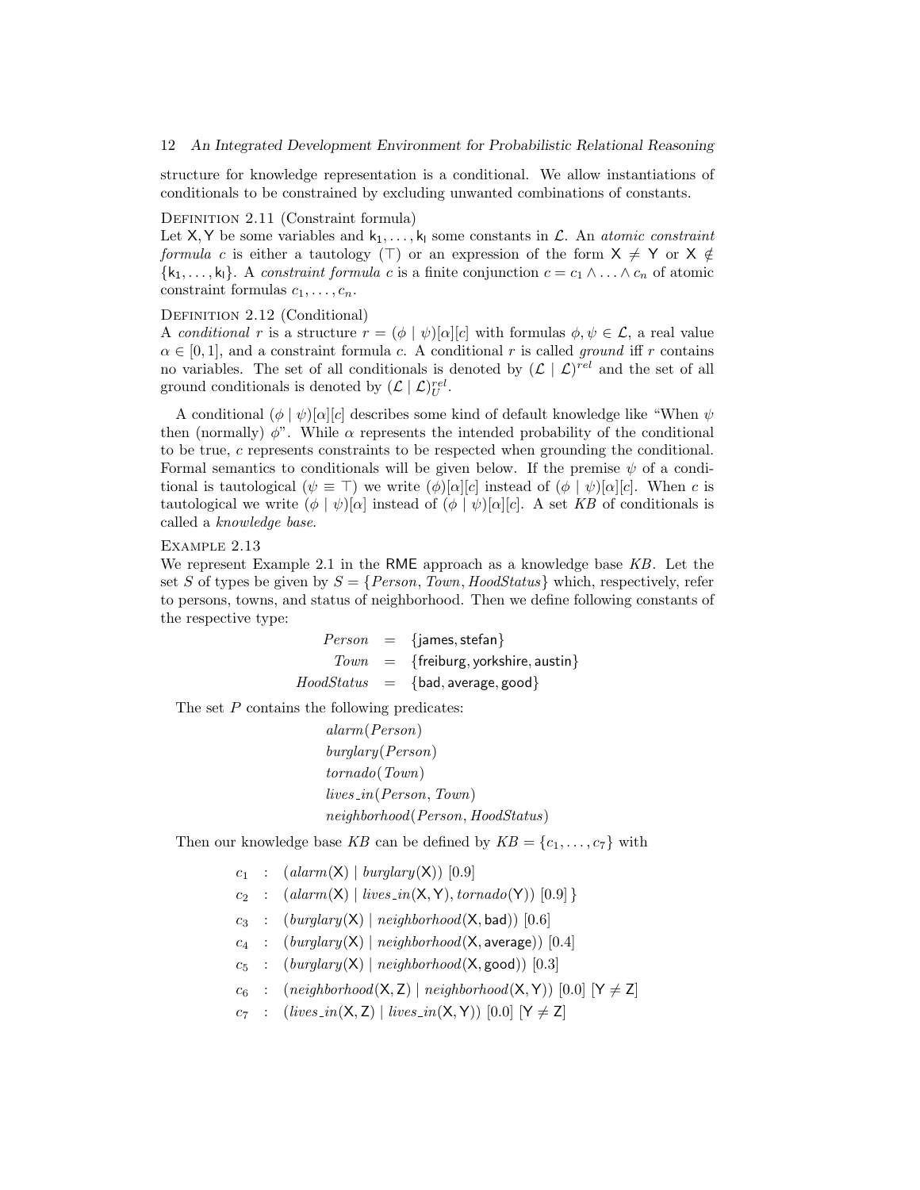structure for knowledge representation is a conditional. We allow instantiations of conditionals to be constrained by excluding unwanted combinations of constants.

Definition 2.11 (Constraint formula)
Let $\mathsf{X}, \mathsf{Y}$ be some variables and $\mathsf{k}_1, \ldots, \mathsf{k}_l$ some constants in $\mathcal{L}$. An *atomic constraint formula* $c$ is either a tautology ($\top$) or an expression of the form $\mathsf{X} \neq \mathsf{Y}$ or $\mathsf{X} \notin \{\mathsf{k}_1, \ldots, \mathsf{k}_l\}$. A *constraint formula* $c$ is a finite conjunction $c = c_1 \wedge \ldots \wedge c_n$ of atomic constraint formulas $c_1, \ldots, c_n$.

Definition 2.12 (Conditional)
A *conditional* $r$ is a structure $r = (\phi \mid \psi)[\alpha][c]$ with formulas $\phi, \psi \in \mathcal{L}$, a real value $\alpha \in [0, 1]$, and a constraint formula $c$. A conditional $r$ is called *ground* iff $r$ contains no variables. The set of all conditionals is denoted by $(\mathcal{L} \mid \mathcal{L})^{rel}$ and the set of all ground conditionals is denoted by $(\mathcal{L} \mid \mathcal{L})^{rel}_U$.

A conditional $(\phi \mid \psi)[\alpha][c]$ describes some kind of default knowledge like "When $\psi$ then (normally) $\phi$". While $\alpha$ represents the intended probability of the conditional to be true, $c$ represents constraints to be respected when grounding the conditional. Formal semantics to conditionals will be given below. If the premise $\psi$ of a conditional is tautological ($\psi \equiv \top$) we write $(\phi)[\alpha][c]$ instead of $(\phi \mid \psi)[\alpha][c]$. When $c$ is tautological we write $(\phi \mid \psi)[\alpha]$ instead of $(\phi \mid \psi)[\alpha][c]$. A set $KB$ of conditionals is called a *knowledge base*.

Example 2.13
We represent Example 2.1 in the RME approach as a knowledge base $KB$. Let the set $S$ of types be given by $S = \{Person, Town, HoodStatus\}$ which, respectively, refer to persons, towns, and status of neighborhood. Then we define following constants of the respective type:

$$\begin{aligned} Person &= \{\mathsf{james}, \mathsf{stefan}\} \\ Town &= \{\mathsf{freiburg}, \mathsf{yorkshire}, \mathsf{austin}\} \\ HoodStatus &= \{\mathsf{bad}, \mathsf{average}, \mathsf{good}\} \end{aligned}$$

The set $P$ contains the following predicates:

$$\begin{aligned} &alarm(Person) \\ &burglary(Person) \\ &tornado(Town) \\ &lives\_in(Person, Town) \\ &neighborhood(Person, HoodStatus) \end{aligned}$$

Then our knowledge base $KB$ can be defined by $KB = \{c_1, \ldots, c_7\}$ with

$$\begin{aligned} c_1 &: (alarm(\mathsf{X}) \mid burglary(\mathsf{X}))\ [0.9] \\ c_2 &: (alarm(\mathsf{X}) \mid lives\_in(\mathsf{X}, \mathsf{Y}), tornado(\mathsf{Y}))\ [0.9]\ \} \\ c_3 &: (burglary(\mathsf{X}) \mid neighborhood(\mathsf{X}, \mathsf{bad}))\ [0.6] \\ c_4 &: (burglary(\mathsf{X}) \mid neighborhood(\mathsf{X}, \mathsf{average}))\ [0.4] \\ c_5 &: (burglary(\mathsf{X}) \mid neighborhood(\mathsf{X}, \mathsf{good}))\ [0.3] \\ c_6 &: (neighborhood(\mathsf{X}, \mathsf{Z}) \mid neighborhood(\mathsf{X}, \mathsf{Y}))\ [0.0]\ [\mathsf{Y} \neq \mathsf{Z}] \\ c_7 &: (lives\_in(\mathsf{X}, \mathsf{Z}) \mid lives\_in(\mathsf{X}, \mathsf{Y}))\ [0.0]\ [\mathsf{Y} \neq \mathsf{Z}] \end{aligned}$$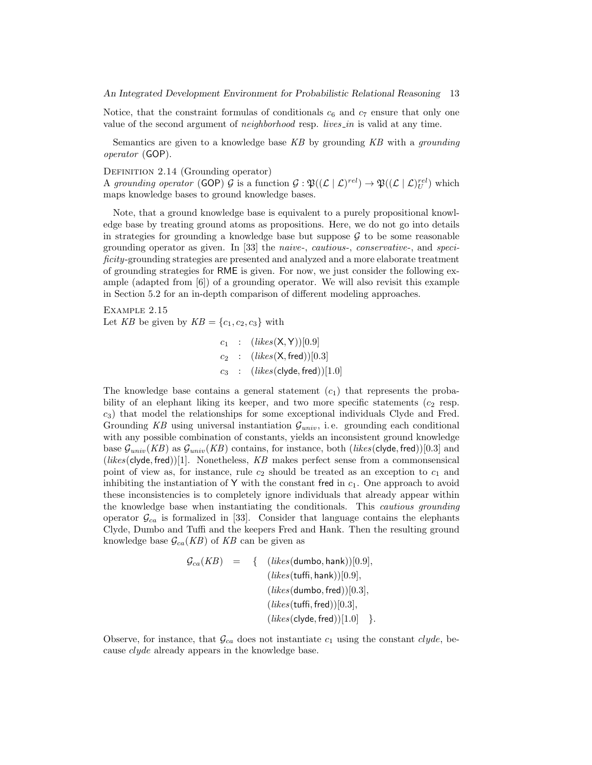Notice, that the constraint formulas of conditionals $c_6$ and $c_7$ ensure that only one value of the second argument of *neighborhood* resp. *lives_in* is valid at any time.

Semantics are given to a knowledge base *KB* by grounding *KB* with a *grounding operator* (GOP).

Definition 2.14 (Grounding operator)
A *grounding operator* (GOP) $\mathcal{G}$ is a function $\mathcal{G} : \mathfrak{P}((\mathcal{L} \mid \mathcal{L})^{rel}) \to \mathfrak{P}((\mathcal{L} \mid \mathcal{L})^{rel}_U)$ which maps knowledge bases to ground knowledge bases.

Note, that a ground knowledge base is equivalent to a purely propositional knowledge base by treating ground atoms as propositions. Here, we do not go into details in strategies for grounding a knowledge base but suppose $\mathcal{G}$ to be some reasonable grounding operator as given. In [33] the *naive-*, *cautious-*, *conservative-*, and *specificity*-grounding strategies are presented and analyzed and a more elaborate treatment of grounding strategies for RME is given. For now, we just consider the following example (adapted from [6]) of a grounding operator. We will also revisit this example in Section 5.2 for an in-depth comparison of different modeling approaches.

Example 2.15
Let *KB* be given by $KB = \{c_1, c_2, c_3\}$ with

$$\begin{aligned} c_1 &: (\mathit{likes}(\mathsf{X},\mathsf{Y}))[0.9] \\ c_2 &: (\mathit{likes}(\mathsf{X},\mathsf{fred}))[0.3] \\ c_3 &: (\mathit{likes}(\mathsf{clyde},\mathsf{fred}))[1.0] \end{aligned}$$

The knowledge base contains a general statement ($c_1$) that represents the probability of an elephant liking its keeper, and two more specific statements ($c_2$ resp. $c_3$) that model the relationships for some exceptional individuals Clyde and Fred. Grounding *KB* using universal instantiation $\mathcal{G}_{univ}$, i. e. grounding each conditional with any possible combination of constants, yields an inconsistent ground knowledge base $\mathcal{G}_{univ}(KB)$ as $\mathcal{G}_{univ}(KB)$ contains, for instance, both $(\mathit{likes}(\mathsf{clyde},\mathsf{fred}))[0.3]$ and $(\mathit{likes}(\mathsf{clyde},\mathsf{fred}))[1]$. Nonetheless, *KB* makes perfect sense from a commonsensical point of view as, for instance, rule $c_2$ should be treated as an exception to $c_1$ and inhibiting the instantiation of Y with the constant fred in $c_1$. One approach to avoid these inconsistencies is to completely ignore individuals that already appear within the knowledge base when instantiating the conditionals. This *cautious grounding* operator $\mathcal{G}_{ca}$ is formalized in [33]. Consider that language contains the elephants Clyde, Dumbo and Tuffi and the keepers Fred and Hank. Then the resulting ground knowledge base $\mathcal{G}_{ca}(KB)$ of *KB* can be given as

$$\begin{aligned} \mathcal{G}_{ca}(KB) = \{ & (\mathit{likes}(\mathsf{dumbo},\mathsf{hank}))[0.9], \\ & (\mathit{likes}(\mathsf{tuffi},\mathsf{hank}))[0.9], \\ & (\mathit{likes}(\mathsf{dumbo},\mathsf{fred}))[0.3], \\ & (\mathit{likes}(\mathsf{tuffi},\mathsf{fred}))[0.3], \\ & (\mathit{likes}(\mathsf{clyde},\mathsf{fred}))[1.0] \quad \}. \end{aligned}$$

Observe, for instance, that $\mathcal{G}_{ca}$ does not instantiate $c_1$ using the constant *clyde*, because *clyde* already appears in the knowledge base.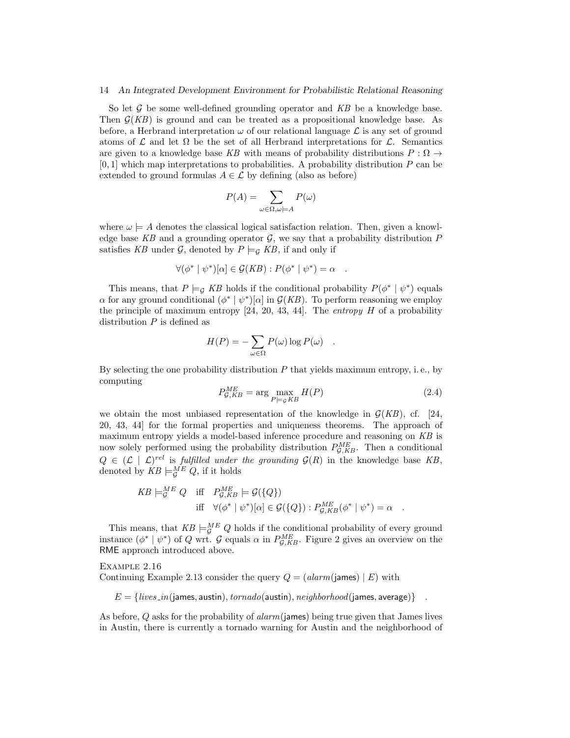So let $\mathcal{G}$ be some well-defined grounding operator and $KB$ be a knowledge base. Then $\mathcal{G}(KB)$ is ground and can be treated as a propositional knowledge base. As before, a Herbrand interpretation $\omega$ of our relational language $\mathcal{L}$ is any set of ground atoms of $\mathcal{L}$ and let $\Omega$ be the set of all Herbrand interpretations for $\mathcal{L}$. Semantics are given to a knowledge base $KB$ with means of probability distributions $P : \Omega \rightarrow [0, 1]$ which map interpretations to probabilities. A probability distribution $P$ can be extended to ground formulas $A \in \mathcal{L}$ by defining (also as before)

$$P(A) = \sum_{\omega \in \Omega, \omega \models A} P(\omega)$$

where $\omega \models A$ denotes the classical logical satisfaction relation. Then, given a knowledge base $KB$ and a grounding operator $\mathcal{G}$, we say that a probability distribution $P$ satisfies $KB$ under $\mathcal{G}$, denoted by $P \models_{\mathcal{G}} KB$, if and only if

$$\forall (\phi^* \mid \psi^*)[\alpha] \in \mathcal{G}(KB) : P(\phi^* \mid \psi^*) = \alpha \quad .$$

This means, that $P \models_{\mathcal{G}} KB$ holds if the conditional probability $P(\phi^* \mid \psi^*)$ equals $\alpha$ for any ground conditional $(\phi^* \mid \psi^*)[\alpha]$ in $\mathcal{G}(KB)$. To perform reasoning we employ the principle of maximum entropy [24, 20, 43, 44]. The *entropy* $H$ of a probability distribution $P$ is defined as

$$H(P) = - \sum_{\omega \in \Omega} P(\omega) \log P(\omega) \quad .$$

By selecting the one probability distribution $P$ that yields maximum entropy, i. e., by computing

$$P^{ME}_{\mathcal{G},KB} = \arg \max_{P \models_{\mathcal{G}} KB} H(P) \tag{2.4}$$

we obtain the most unbiased representation of the knowledge in $\mathcal{G}(KB)$, cf. [24, 20, 43, 44] for the formal properties and uniqueness theorems. The approach of maximum entropy yields a model-based inference procedure and reasoning on $KB$ is now solely performed using the probability distribution $P^{ME}_{\mathcal{G},KB}$. Then a conditional $Q \in (\mathcal{L} \mid \mathcal{L})^{rel}$ is *fulfilled under the grounding* $\mathcal{G}(R)$ in the knowledge base $KB$, denoted by $KB \models^{ME}_{\mathcal{G}} Q$, if it holds

$$\begin{aligned} KB \models^{ME}_{\mathcal{G}} Q \quad & \text{iff} \quad P^{ME}_{\mathcal{G},KB} \models \mathcal{G}(\{Q\}) \\ & \text{iff} \quad \forall (\phi^* \mid \psi^*)[\alpha] \in \mathcal{G}(\{Q\}) : P^{ME}_{\mathcal{G},KB}(\phi^* \mid \psi^*) = \alpha \quad . \end{aligned}$$

This means, that $KB \models^{ME}_{\mathcal{G}} Q$ holds if the conditional probability of every ground instance $(\phi^* \mid \psi^*)$ of $Q$ wrt. $\mathcal{G}$ equals $\alpha$ in $P^{ME}_{\mathcal{G},KB}$. Figure 2 gives an overview on the RME approach introduced above.

Example 2.16
Continuing Example 2.13 consider the query $Q = (alarm(\mathsf{james}) \mid E)$ with

$$E = \{lives\_in(\mathsf{james}, \mathsf{austin}), tornado(\mathsf{austin}), neighborhood(\mathsf{james}, \mathsf{average})\} \quad .$$

As before, $Q$ asks for the probability of $alarm(\mathsf{james})$ being true given that James lives in Austin, there is currently a tornado warning for Austin and the neighborhood of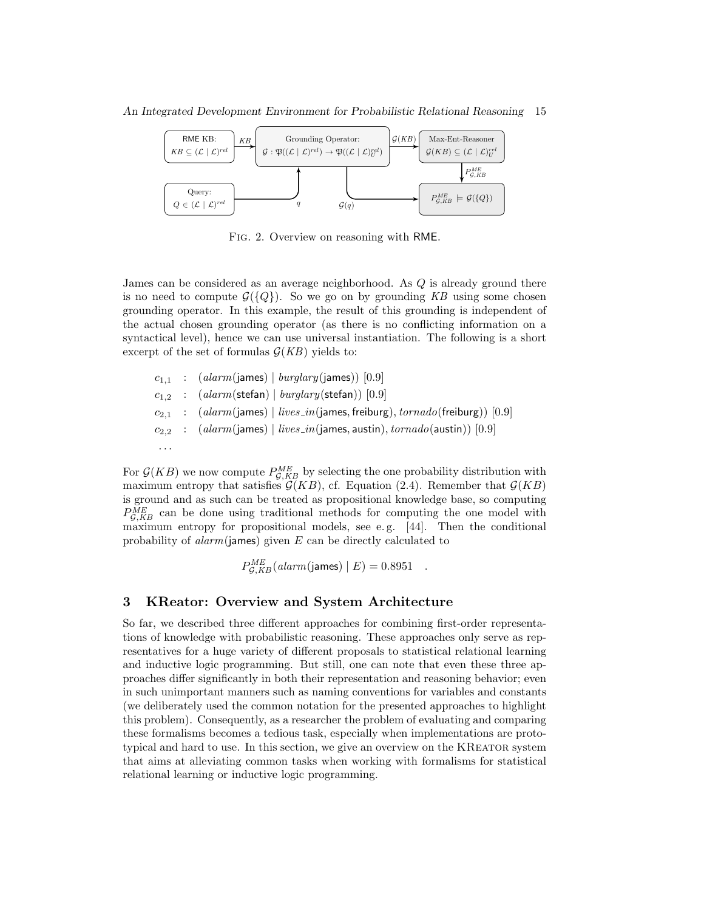Fig. 2. Overview on reasoning with RME.

James can be considered as an average neighborhood. As $Q$ is already ground there is no need to compute $\mathcal{G}(\{Q\})$. So we go on by grounding $KB$ using some chosen grounding operator. In this example, the result of this grounding is independent of the actual chosen grounding operator (as there is no conflicting information on a syntactical level), hence we can use universal instantiation. The following is a short excerpt of the set of formulas $\mathcal{G}(KB)$ yields to:

$$
\begin{aligned}
c_{1,1} &: (\mathit{alarm}(\mathsf{james}) \mid \mathit{burglary}(\mathsf{james}))\ [0.9] \\
c_{1,2} &: (\mathit{alarm}(\mathsf{stefan}) \mid \mathit{burglary}(\mathsf{stefan}))\ [0.9] \\
c_{2,1} &: (\mathit{alarm}(\mathsf{james}) \mid \mathit{lives\_in}(\mathsf{james}, \mathsf{freiburg}), \mathit{tornado}(\mathsf{freiburg}))\ [0.9] \\
c_{2,2} &: (\mathit{alarm}(\mathsf{james}) \mid \mathit{lives\_in}(\mathsf{james}, \mathsf{austin}), \mathit{tornado}(\mathsf{austin}))\ [0.9] \\
&\ldots
\end{aligned}
$$

For $\mathcal{G}(KB)$ we now compute $P^{ME}_{\mathcal{G},KB}$ by selecting the one probability distribution with maximum entropy that satisfies $\mathcal{G}(KB)$, cf. Equation (2.4). Remember that $\mathcal{G}(KB)$ is ground and as such can be treated as propositional knowledge base, so computing $P^{ME}_{\mathcal{G},KB}$ can be done using traditional methods for computing the one model with maximum entropy for propositional models, see e. g. [44]. Then the conditional probability of $\mathit{alarm}(\mathsf{james})$ given $E$ can be directly calculated to

$$P^{ME}_{\mathcal{G},KB}(\mathit{alarm}(\mathsf{james}) \mid E) = 0.8951 \quad .$$

## 3 KReator: Overview and System Architecture

So far, we described three different approaches for combining first-order representations of knowledge with probabilistic reasoning. These approaches only serve as representatives for a huge variety of different proposals to statistical relational learning and inductive logic programming. But still, one can note that even these three approaches differ significantly in both their representation and reasoning behavior; even in such unimportant manners such as naming conventions for variables and constants (we deliberately used the common notation for the presented approaches to highlight this problem). Consequently, as a researcher the problem of evaluating and comparing these formalisms becomes a tedious task, especially when implementations are prototypical and hard to use. In this section, we give an overview on the KReator system that aims at alleviating common tasks when working with formalisms for statistical relational learning or inductive logic programming.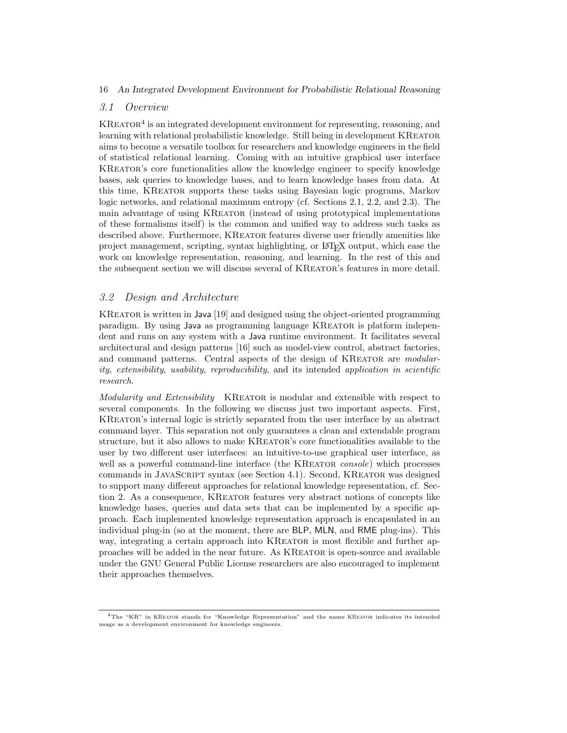### 3.1 Overview

KReator[4] is an integrated development environment for representing, reasoning, and learning with relational probabilistic knowledge. Still being in development KReator aims to become a versatile toolbox for researchers and knowledge engineers in the field of statistical relational learning. Coming with an intuitive graphical user interface KReator's core functionalities allow the knowledge engineer to specify knowledge bases, ask queries to knowledge bases, and to learn knowledge bases from data. At this time, KReator supports these tasks using Bayesian logic programs, Markov logic networks, and relational maximum entropy (cf. Sections 2.1, 2.2, and 2.3). The main advantage of using KReator (instead of using prototypical implementations of these formalisms itself) is the common and unified way to address such tasks as described above. Furthermore, KReator features diverse user friendly amenities like project management, scripting, syntax highlighting, or LaTeX output, which ease the work on knowledge representation, reasoning, and learning. In the rest of this and the subsequent section we will discuss several of KReator's features in more detail.

### 3.2 Design and Architecture

KReator is written in Java [19] and designed using the object-oriented programming paradigm. By using Java as programming language KReator is platform independent and runs on any system with a Java runtime environment. It facilitates several architectural and design patterns [16] such as model-view control, abstract factories, and command patterns. Central aspects of the design of KReator are *modularity*, *extensibility*, *usability*, *reproducibility*, and its intended *application in scientific research*.

*Modularity and Extensibility* KReator is modular and extensible with respect to several components. In the following we discuss just two important aspects. First, KReator's internal logic is strictly separated from the user interface by an abstract command layer. This separation not only guarantees a clean and extendable program structure, but it also allows to make KReator's core functionalities available to the user by two different user interfaces: an intuitive-to-use graphical user interface, as well as a powerful command-line interface (the KReator *console*) which processes commands in JavaScript syntax (see Section 4.1). Second, KReator was designed to support many different approaches for relational knowledge representation, cf. Section 2. As a consequence, KReator features very abstract notions of concepts like knowledge bases, queries and data sets that can be implemented by a specific approach. Each implemented knowledge representation approach is encapsulated in an individual plug-in (so at the moment, there are BLP, MLN, and RME plug-ins). This way, integrating a certain approach into KReator is most flexible and further approaches will be added in the near future. As KReator is open-source and available under the GNU General Public License researchers are also encouraged to implement their approaches themselves.

---

[4] The "KR" in KReator stands for "Knowledge Representation" and the name KReator indicates its intended usage as a development environment for knowledge engineers.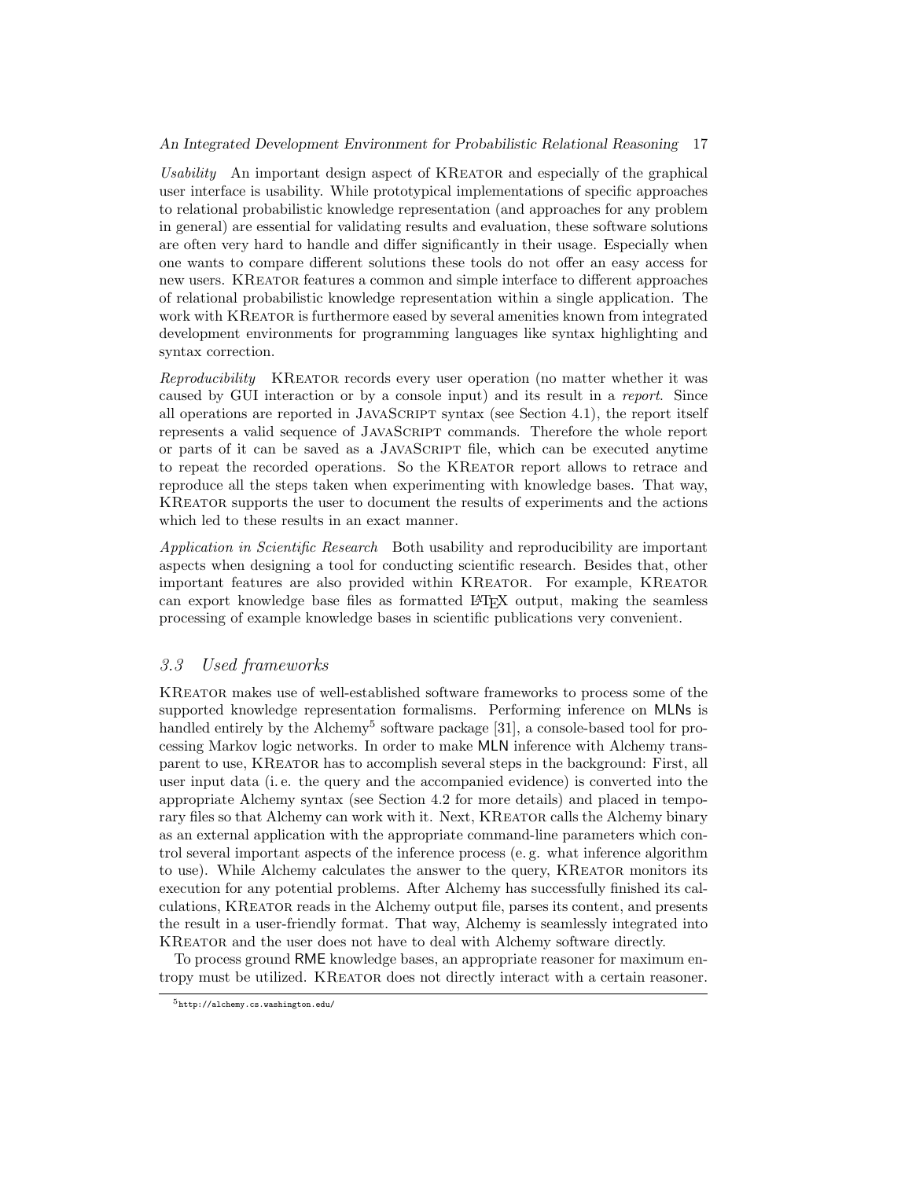*Usability* An important design aspect of KReator and especially of the graphical user interface is usability. While prototypical implementations of specific approaches to relational probabilistic knowledge representation (and approaches for any problem in general) are essential for validating results and evaluation, these software solutions are often very hard to handle and differ significantly in their usage. Especially when one wants to compare different solutions these tools do not offer an easy access for new users. KReator features a common and simple interface to different approaches of relational probabilistic knowledge representation within a single application. The work with KReator is furthermore eased by several amenities known from integrated development environments for programming languages like syntax highlighting and syntax correction.

*Reproducibility* KReator records every user operation (no matter whether it was caused by GUI interaction or by a console input) and its result in a *report*. Since all operations are reported in JavaScript syntax (see Section 4.1), the report itself represents a valid sequence of JavaScript commands. Therefore the whole report or parts of it can be saved as a JavaScript file, which can be executed anytime to repeat the recorded operations. So the KReator report allows to retrace and reproduce all the steps taken when experimenting with knowledge bases. That way, KReator supports the user to document the results of experiments and the actions which led to these results in an exact manner.

*Application in Scientific Research* Both usability and reproducibility are important aspects when designing a tool for conducting scientific research. Besides that, other important features are also provided within KReator. For example, KReator can export knowledge base files as formatted LaTeX output, making the seamless processing of example knowledge bases in scientific publications very convenient.

### *3.3 Used frameworks*

KReator makes use of well-established software frameworks to process some of the supported knowledge representation formalisms. Performing inference on MLNs is handled entirely by the Alchemy[5] software package [31], a console-based tool for processing Markov logic networks. In order to make MLN inference with Alchemy transparent to use, KReator has to accomplish several steps in the background: First, all user input data (i. e. the query and the accompanied evidence) is converted into the appropriate Alchemy syntax (see Section 4.2 for more details) and placed in temporary files so that Alchemy can work with it. Next, KReator calls the Alchemy binary as an external application with the appropriate command-line parameters which control several important aspects of the inference process (e. g. what inference algorithm to use). While Alchemy calculates the answer to the query, KReator monitors its execution for any potential problems. After Alchemy has successfully finished its calculations, KReator reads in the Alchemy output file, parses its content, and presents the result in a user-friendly format. That way, Alchemy is seamlessly integrated into KReator and the user does not have to deal with Alchemy software directly.

To process ground RME knowledge bases, an appropriate reasoner for maximum entropy must be utilized. KReator does not directly interact with a certain reasoner.

[5] http://alchemy.cs.washington.edu/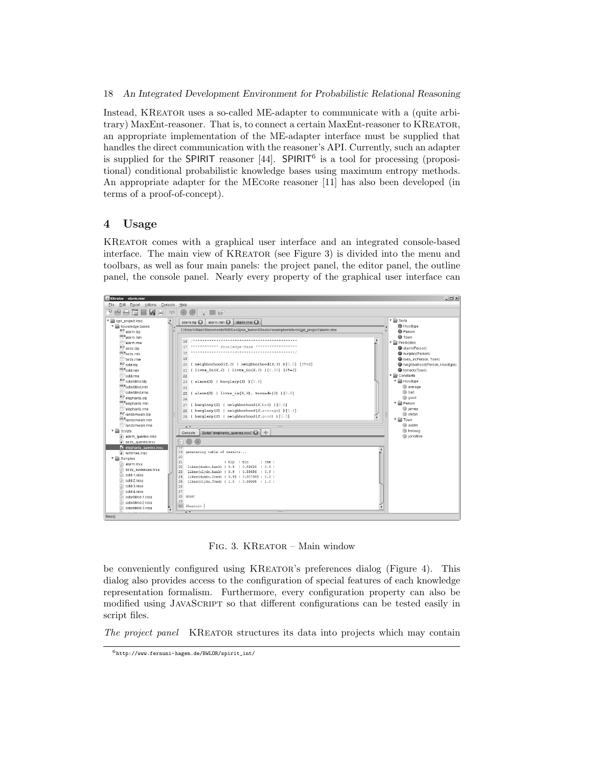Instead, KReator uses a so-called ME-adapter to communicate with a (quite arbitrary) MaxEnt-reasoner. That is, to connect a certain MaxEnt-reasoner to KReator, an appropriate implementation of the ME-adapter interface must be supplied that handles the direct communication with the reasoner's API. Currently, such an adapter is supplied for the SPIRIT reasoner [44]. SPIRIT[6] is a tool for processing (propositional) conditional probabilistic knowledge bases using maximum entropy methods. An appropriate adapter for the MEcore reasoner [11] has also been developed (in terms of a proof-of-concept).

## 4 Usage

KReator comes with a graphical user interface and an integrated console-based interface. The main view of KReator (see Figure 3) is divided into the menu and toolbars, as well as four main panels: the project panel, the editor panel, the outline panel, the console panel. Nearly every property of the graphical user interface can

Fig. 3. KReator – Main window

be conveniently configured using KReator's preferences dialog (Figure 4). This dialog also provides access to the configuration of special features of each knowledge representation formalism. Furthermore, every configuration property can also be modified using JavaScript so that different configurations can be tested easily in script files.

*The project panel* KReator structures its data into projects which may contain

[6] http://www.fernuni-hagen.de/BWLOR/spirit_int/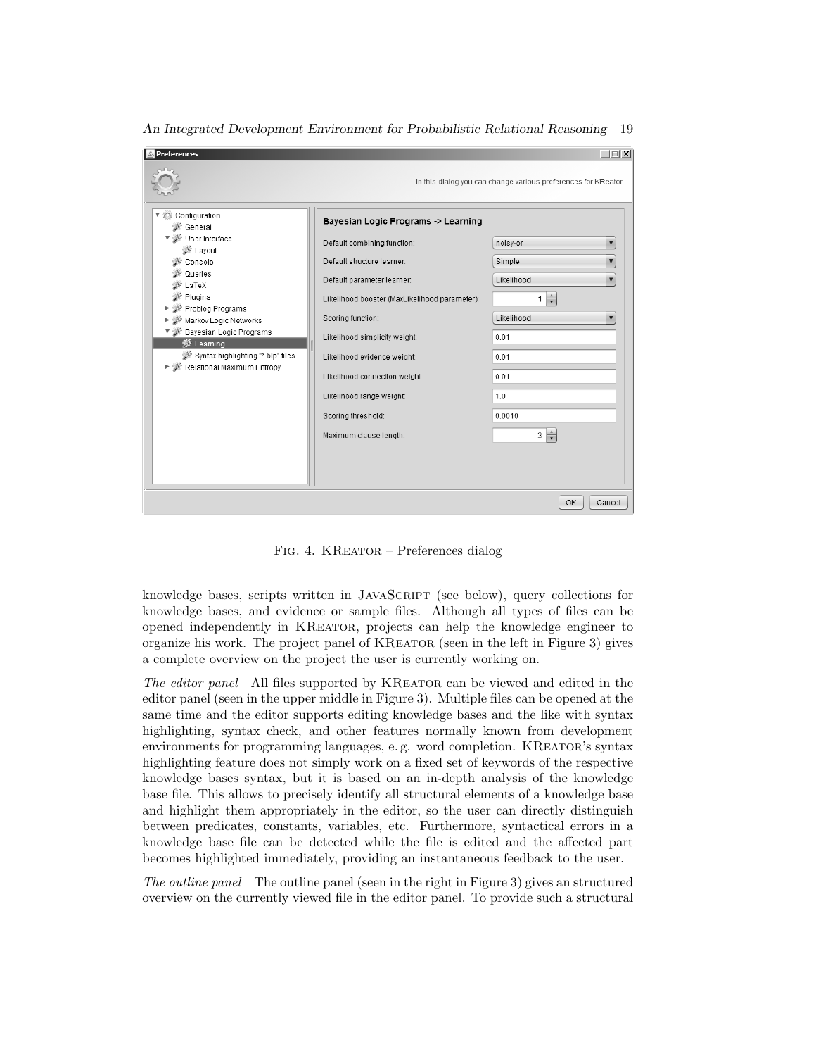Fig. 4. KReator – Preferences dialog

knowledge bases, scripts written in JavaScript (see below), query collections for knowledge bases, and evidence or sample files. Although all types of files can be opened independently in KReator, projects can help the knowledge engineer to organize his work. The project panel of KReator (seen in the left in Figure 3) gives a complete overview on the project the user is currently working on.

*The editor panel* All files supported by KReator can be viewed and edited in the editor panel (seen in the upper middle in Figure 3). Multiple files can be opened at the same time and the editor supports editing knowledge bases and the like with syntax highlighting, syntax check, and other features normally known from development environments for programming languages, e. g. word completion. KReator's syntax highlighting feature does not simply work on a fixed set of keywords of the respective knowledge bases syntax, but it is based on an in-depth analysis of the knowledge base file. This allows to precisely identify all structural elements of a knowledge base and highlight them appropriately in the editor, so the user can directly distinguish between predicates, constants, variables, etc. Furthermore, syntactical errors in a knowledge base file can be detected while the file is edited and the affected part becomes highlighted immediately, providing an instantaneous feedback to the user.

*The outline panel* The outline panel (seen in the right in Figure 3) gives an structured overview on the currently viewed file in the editor panel. To provide such a structural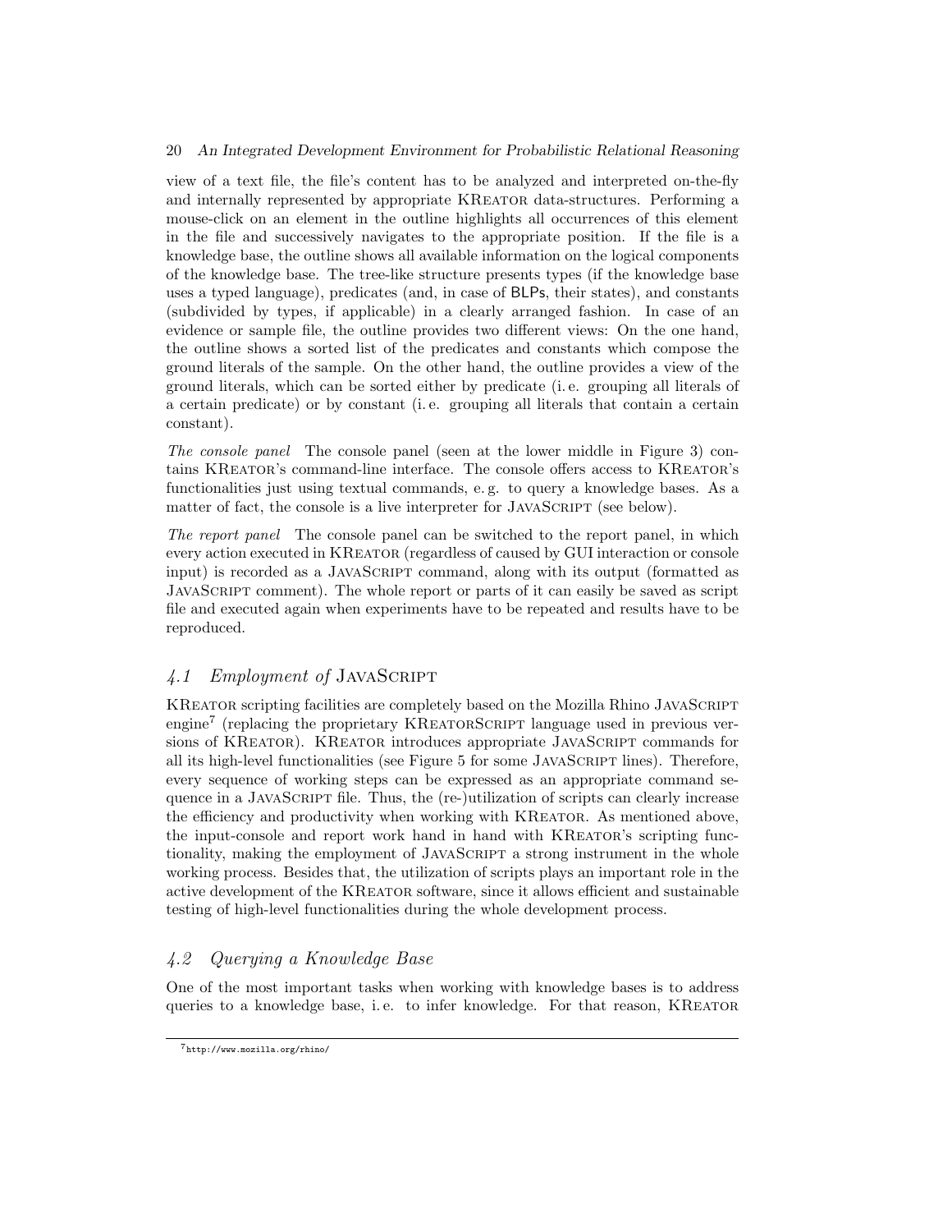view of a text file, the file's content has to be analyzed and interpreted on-the-fly and internally represented by appropriate KReator data-structures. Performing a mouse-click on an element in the outline highlights all occurrences of this element in the file and successively navigates to the appropriate position. If the file is a knowledge base, the outline shows all available information on the logical components of the knowledge base. The tree-like structure presents types (if the knowledge base uses a typed language), predicates (and, in case of BLPs, their states), and constants (subdivided by types, if applicable) in a clearly arranged fashion. In case of an evidence or sample file, the outline provides two different views: On the one hand, the outline shows a sorted list of the predicates and constants which compose the ground literals of the sample. On the other hand, the outline provides a view of the ground literals, which can be sorted either by predicate (i. e. grouping all literals of a certain predicate) or by constant (i. e. grouping all literals that contain a certain constant).

*The console panel* The console panel (seen at the lower middle in Figure 3) contains KReator's command-line interface. The console offers access to KReator's functionalities just using textual commands, e. g. to query a knowledge bases. As a matter of fact, the console is a live interpreter for JavaScript (see below).

*The report panel* The console panel can be switched to the report panel, in which every action executed in KReator (regardless of caused by GUI interaction or console input) is recorded as a JavaScript command, along with its output (formatted as JavaScript comment). The whole report or parts of it can easily be saved as script file and executed again when experiments have to be repeated and results have to be reproduced.

## *4.1 Employment of* JavaScript

KReator scripting facilities are completely based on the Mozilla Rhino JavaScript engine[7] (replacing the proprietary KReatorScript language used in previous versions of KReator). KReator introduces appropriate JavaScript commands for all its high-level functionalities (see Figure 5 for some JavaScript lines). Therefore, every sequence of working steps can be expressed as an appropriate command sequence in a JavaScript file. Thus, the (re-)utilization of scripts can clearly increase the efficiency and productivity when working with KReator. As mentioned above, the input-console and report work hand in hand with KReator's scripting functionality, making the employment of JavaScript a strong instrument in the whole working process. Besides that, the utilization of scripts plays an important role in the active development of the KReator software, since it allows efficient and sustainable testing of high-level functionalities during the whole development process.

## *4.2 Querying a Knowledge Base*

One of the most important tasks when working with knowledge bases is to address queries to a knowledge base, i. e. to infer knowledge. For that reason, KReator

[7] http://www.mozilla.org/rhino/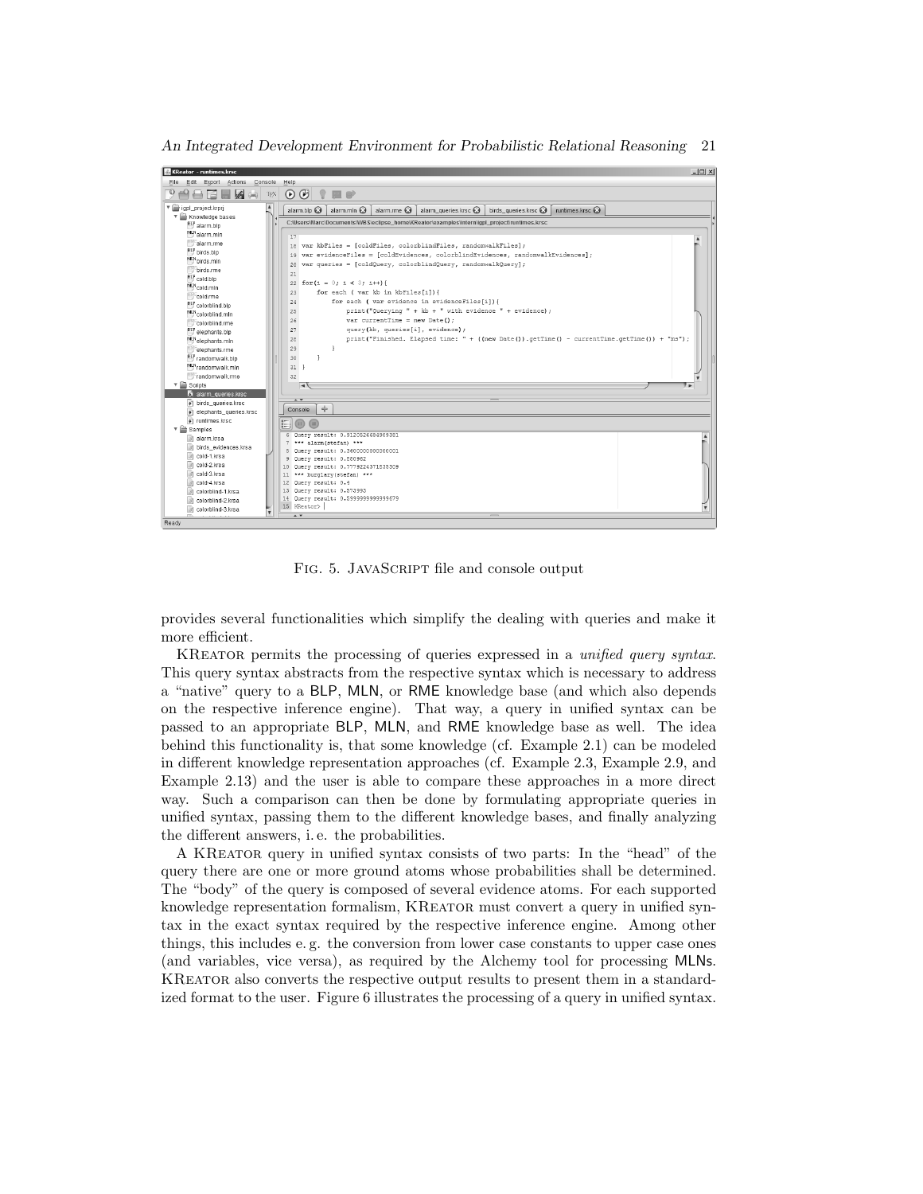FIG. 5. JAVASCRIPT file and console output

provides several functionalities which simplify the dealing with queries and make it more efficient.

KREATOR permits the processing of queries expressed in a *unified query syntax*. This query syntax abstracts from the respective syntax which is necessary to address a "native" query to a BLP, MLN, or RME knowledge base (and which also depends on the respective inference engine). That way, a query in unified syntax can be passed to an appropriate BLP, MLN, and RME knowledge base as well. The idea behind this functionality is, that some knowledge (cf. Example 2.1) can be modeled in different knowledge representation approaches (cf. Example 2.3, Example 2.9, and Example 2.13) and the user is able to compare these approaches in a more direct way. Such a comparison can then be done by formulating appropriate queries in unified syntax, passing them to the different knowledge bases, and finally analyzing the different answers, i. e. the probabilities.

A KREATOR query in unified syntax consists of two parts: In the "head" of the query there are one or more ground atoms whose probabilities shall be determined. The "body" of the query is composed of several evidence atoms. For each supported knowledge representation formalism, KREATOR must convert a query in unified syntax in the exact syntax required by the respective inference engine. Among other things, this includes e. g. the conversion from lower case constants to upper case ones (and variables, vice versa), as required by the Alchemy tool for processing MLNs. KREATOR also converts the respective output results to present them in a standardized format to the user. Figure 6 illustrates the processing of a query in unified syntax.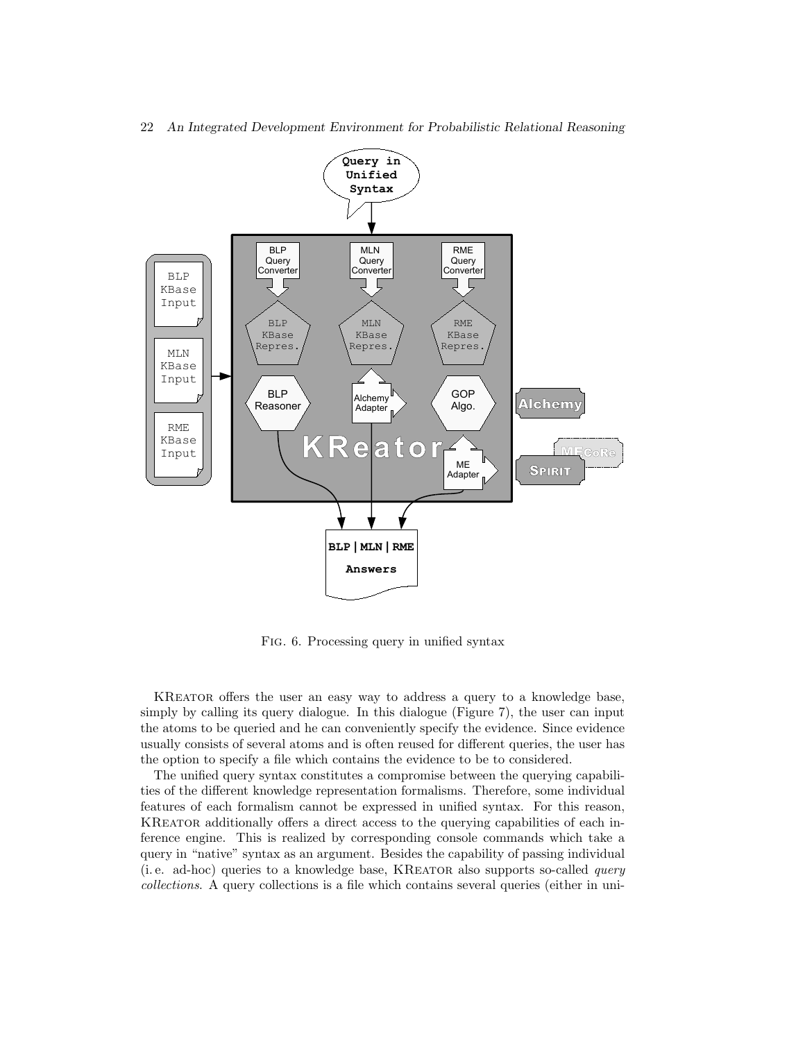Fig. 6. Processing query in unified syntax

KReator offers the user an easy way to address a query to a knowledge base, simply by calling its query dialogue. In this dialogue (Figure 7), the user can input the atoms to be queried and he can conveniently specify the evidence. Since evidence usually consists of several atoms and is often reused for different queries, the user has the option to specify a file which contains the evidence to be to considered.

The unified query syntax constitutes a compromise between the querying capabilities of the different knowledge representation formalisms. Therefore, some individual features of each formalism cannot be expressed in unified syntax. For this reason, KReator additionally offers a direct access to the querying capabilities of each inference engine. This is realized by corresponding console commands which take a query in "native" syntax as an argument. Besides the capability of passing individual (i. e. ad-hoc) queries to a knowledge base, KReator also supports so-called *query collections*. A query collections is a file which contains several queries (either in uni-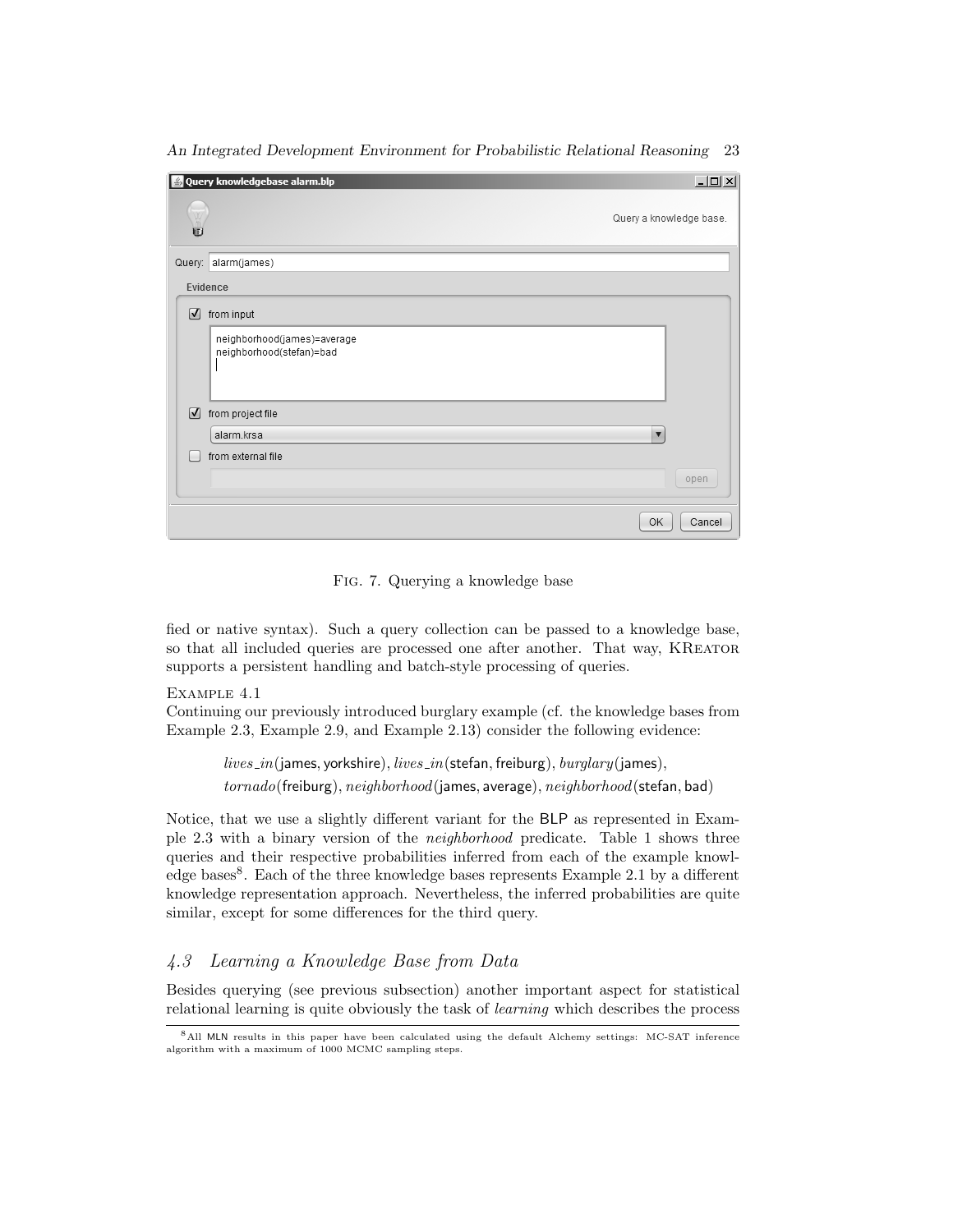Fig. 7. Querying a knowledge base

fied or native syntax). Such a query collection can be passed to a knowledge base, so that all included queries are processed one after another. That way, KReator supports a persistent handling and batch-style processing of queries.

Example 4.1
Continuing our previously introduced burglary example (cf. the knowledge bases from Example 2.3, Example 2.9, and Example 2.13) consider the following evidence:

$$lives\_in(\mathsf{james}, \mathsf{yorkshire}), lives\_in(\mathsf{stefan}, \mathsf{freiburg}), burglary(\mathsf{james}),$$
$$tornado(\mathsf{freiburg}), neighborhood(\mathsf{james}, \mathsf{average}), neighborhood(\mathsf{stefan}, \mathsf{bad})$$

Notice, that we use a slightly different variant for the BLP as represented in Example 2.3 with a binary version of the *neighborhood* predicate. Table 1 shows three queries and their respective probabilities inferred from each of the example knowledge bases[8]. Each of the three knowledge bases represents Example 2.1 by a different knowledge representation approach. Nevertheless, the inferred probabilities are quite similar, except for some differences for the third query.

## 4.3 Learning a Knowledge Base from Data

Besides querying (see previous subsection) another important aspect for statistical relational learning is quite obviously the task of *learning* which describes the process

[8] All MLN results in this paper have been calculated using the default Alchemy settings: MC-SAT inference algorithm with a maximum of 1000 MCMC sampling steps.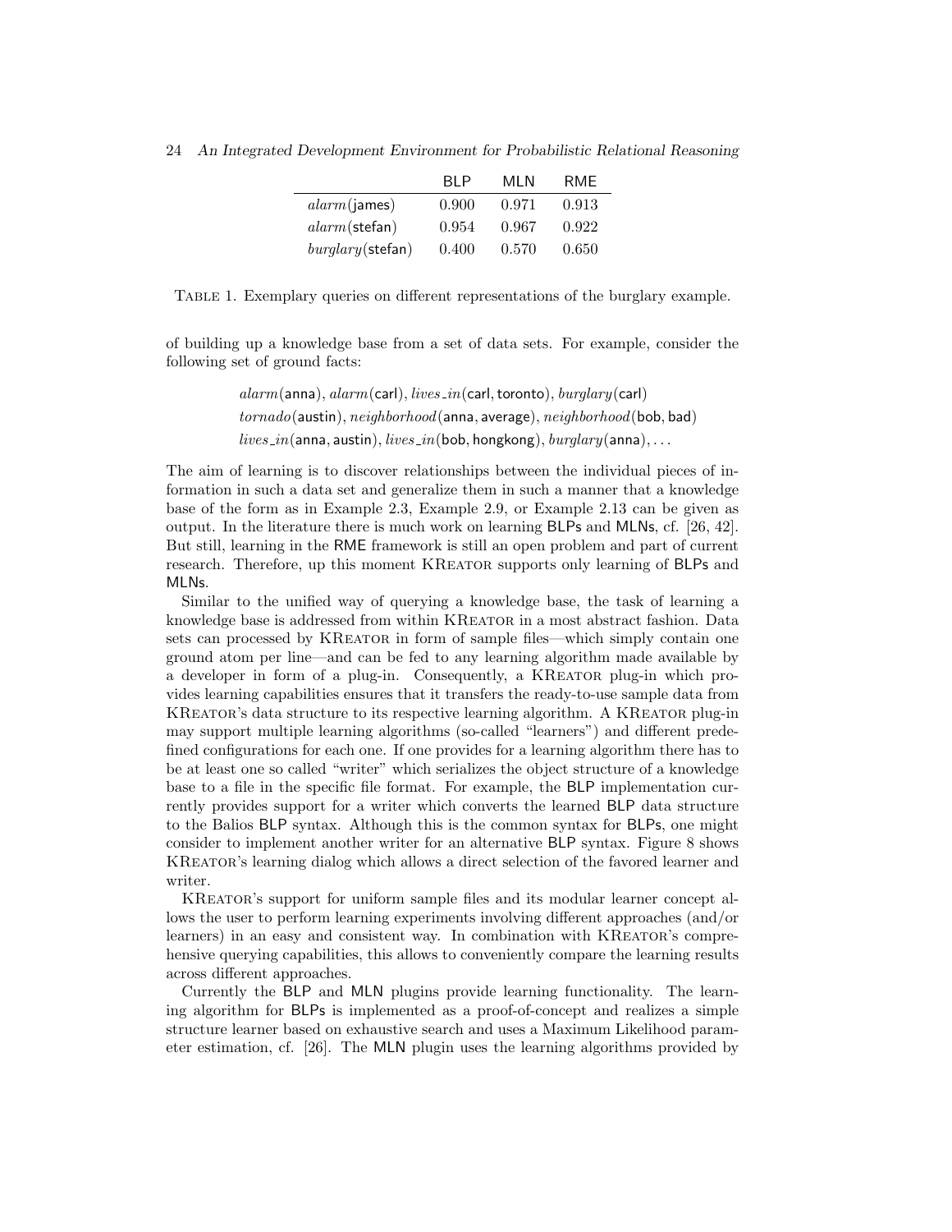| | BLP | MLN | RME |
|---|---|---|---|
| *alarm*(james) | 0.900 | 0.971 | 0.913 |
| *alarm*(stefan) | 0.954 | 0.967 | 0.922 |
| *burglary*(stefan) | 0.400 | 0.570 | 0.650 |

Table 1. Exemplary queries on different representations of the burglary example.

of building up a knowledge base from a set of data sets. For example, consider the following set of ground facts:

$$
\begin{array}{l}
alarm(\mathsf{anna}), alarm(\mathsf{carl}), lives\_in(\mathsf{carl}, \mathsf{toronto}), burglary(\mathsf{carl}) \\
tornado(\mathsf{austin}), neighborhood(\mathsf{anna}, \mathsf{average}), neighborhood(\mathsf{bob}, \mathsf{bad}) \\
lives\_in(\mathsf{anna}, \mathsf{austin}), lives\_in(\mathsf{bob}, \mathsf{hongkong}), burglary(\mathsf{anna}), \ldots
\end{array}
$$

The aim of learning is to discover relationships between the individual pieces of information in such a data set and generalize them in such a manner that a knowledge base of the form as in Example 2.3, Example 2.9, or Example 2.13 can be given as output. In the literature there is much work on learning BLPs and MLNs, cf. [26, 42]. But still, learning in the RME framework is still an open problem and part of current research. Therefore, up this moment KReator supports only learning of BLPs and MLNs.

Similar to the unified way of querying a knowledge base, the task of learning a knowledge base is addressed from within KReator in a most abstract fashion. Data sets can processed by KReator in form of sample files—which simply contain one ground atom per line—and can be fed to any learning algorithm made available by a developer in form of a plug-in. Consequently, a KReator plug-in which provides learning capabilities ensures that it transfers the ready-to-use sample data from KReator's data structure to its respective learning algorithm. A KReator plug-in may support multiple learning algorithms (so-called "learners") and different predefined configurations for each one. If one provides for a learning algorithm there has to be at least one so called "writer" which serializes the object structure of a knowledge base to a file in the specific file format. For example, the BLP implementation currently provides support for a writer which converts the learned BLP data structure to the Balios BLP syntax. Although this is the common syntax for BLPs, one might consider to implement another writer for an alternative BLP syntax. Figure 8 shows KReator's learning dialog which allows a direct selection of the favored learner and writer.

KReator's support for uniform sample files and its modular learner concept allows the user to perform learning experiments involving different approaches (and/or learners) in an easy and consistent way. In combination with KReator's comprehensive querying capabilities, this allows to conveniently compare the learning results across different approaches.

Currently the BLP and MLN plugins provide learning functionality. The learning algorithm for BLPs is implemented as a proof-of-concept and realizes a simple structure learner based on exhaustive search and uses a Maximum Likelihood parameter estimation, cf. [26]. The MLN plugin uses the learning algorithms provided by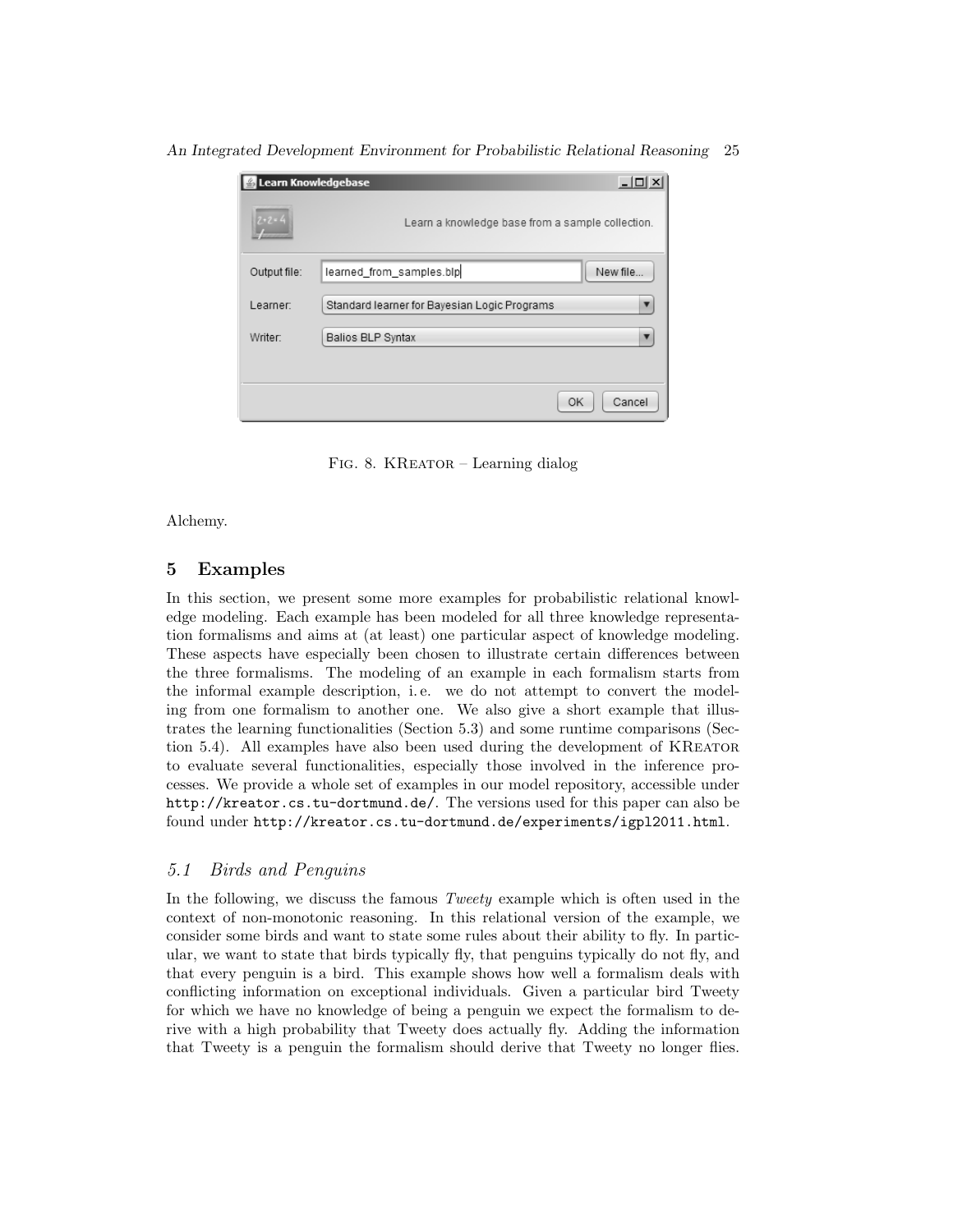Fig. 8. KReator – Learning dialog

Alchemy.

## 5 Examples

In this section, we present some more examples for probabilistic relational knowledge modeling. Each example has been modeled for all three knowledge representation formalisms and aims at (at least) one particular aspect of knowledge modeling. These aspects have especially been chosen to illustrate certain differences between the three formalisms. The modeling of an example in each formalism starts from the informal example description, i. e. we do not attempt to convert the modeling from one formalism to another one. We also give a short example that illustrates the learning functionalities (Section 5.3) and some runtime comparisons (Section 5.4). All examples have also been used during the development of KReator to evaluate several functionalities, especially those involved in the inference processes. We provide a whole set of examples in our model repository, accessible under `http://kreator.cs.tu-dortmund.de/`. The versions used for this paper can also be found under `http://kreator.cs.tu-dortmund.de/experiments/igpl2011.html`.

### 5.1 Birds and Penguins

In the following, we discuss the famous *Tweety* example which is often used in the context of non-monotonic reasoning. In this relational version of the example, we consider some birds and want to state some rules about their ability to fly. In particular, we want to state that birds typically fly, that penguins typically do not fly, and that every penguin is a bird. This example shows how well a formalism deals with conflicting information on exceptional individuals. Given a particular bird Tweety for which we have no knowledge of being a penguin we expect the formalism to derive with a high probability that Tweety does actually fly. Adding the information that Tweety is a penguin the formalism should derive that Tweety no longer flies.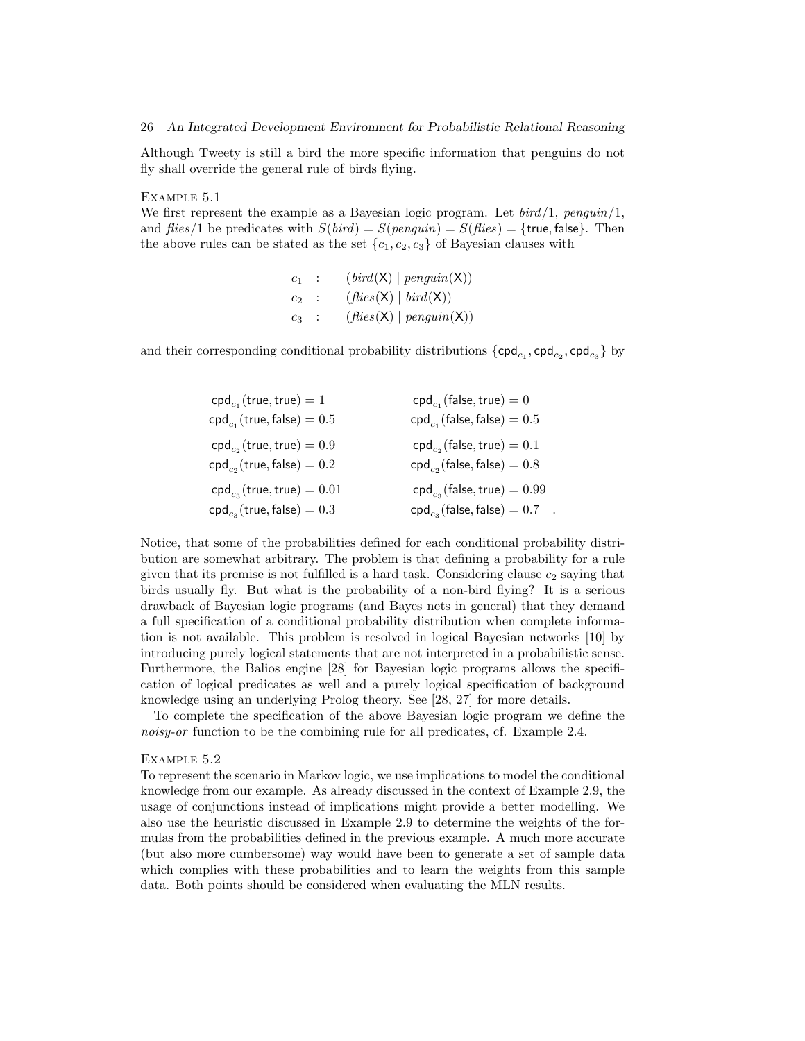Although Tweety is still a bird the more specific information that penguins do not fly shall override the general rule of birds flying.

EXAMPLE 5.1

We first represent the example as a Bayesian logic program. Let *bird*/1, *penguin*/1, and *flies*/1 be predicates with $S(bird) = S(penguin) = S(flies) = \{\mathsf{true}, \mathsf{false}\}$. Then the above rules can be stated as the set $\{c_1, c_2, c_3\}$ of Bayesian clauses with

$$
\begin{array}{lcl}
c_1 & : & (bird(\mathsf{X}) \mid penguin(\mathsf{X})) \\
c_2 & : & (flies(\mathsf{X}) \mid bird(\mathsf{X})) \\
c_3 & : & (flies(\mathsf{X}) \mid penguin(\mathsf{X}))
\end{array}
$$

and their corresponding conditional probability distributions $\{\mathsf{cpd}_{c_1}, \mathsf{cpd}_{c_2}, \mathsf{cpd}_{c_3}\}$ by

$$
\begin{array}{ll}
\mathsf{cpd}_{c_1}(\mathsf{true}, \mathsf{true}) = 1 & \mathsf{cpd}_{c_1}(\mathsf{false}, \mathsf{true}) = 0 \\
\mathsf{cpd}_{c_1}(\mathsf{true}, \mathsf{false}) = 0.5 & \mathsf{cpd}_{c_1}(\mathsf{false}, \mathsf{false}) = 0.5 \\
\mathsf{cpd}_{c_2}(\mathsf{true}, \mathsf{true}) = 0.9 & \mathsf{cpd}_{c_2}(\mathsf{false}, \mathsf{true}) = 0.1 \\
\mathsf{cpd}_{c_2}(\mathsf{true}, \mathsf{false}) = 0.2 & \mathsf{cpd}_{c_2}(\mathsf{false}, \mathsf{false}) = 0.8 \\
\mathsf{cpd}_{c_3}(\mathsf{true}, \mathsf{true}) = 0.01 & \mathsf{cpd}_{c_3}(\mathsf{false}, \mathsf{true}) = 0.99 \\
\mathsf{cpd}_{c_3}(\mathsf{true}, \mathsf{false}) = 0.3 & \mathsf{cpd}_{c_3}(\mathsf{false}, \mathsf{false}) = 0.7 \quad .
\end{array}
$$

Notice, that some of the probabilities defined for each conditional probability distribution are somewhat arbitrary. The problem is that defining a probability for a rule given that its premise is not fulfilled is a hard task. Considering clause $c_2$ saying that birds usually fly. But what is the probability of a non-bird flying? It is a serious drawback of Bayesian logic programs (and Bayes nets in general) that they demand a full specification of a conditional probability distribution when complete information is not available. This problem is resolved in logical Bayesian networks [10] by introducing purely logical statements that are not interpreted in a probabilistic sense. Furthermore, the Balios engine [28] for Bayesian logic programs allows the specification of logical predicates as well and a purely logical specification of background knowledge using an underlying Prolog theory. See [28, 27] for more details.

To complete the specification of the above Bayesian logic program we define the *noisy-or* function to be the combining rule for all predicates, cf. Example 2.4.

EXAMPLE 5.2

To represent the scenario in Markov logic, we use implications to model the conditional knowledge from our example. As already discussed in the context of Example 2.9, the usage of conjunctions instead of implications might provide a better modelling. We also use the heuristic discussed in Example 2.9 to determine the weights of the formulas from the probabilities defined in the previous example. A much more accurate (but also more cumbersome) way would have been to generate a set of sample data which complies with these probabilities and to learn the weights from this sample data. Both points should be considered when evaluating the MLN results.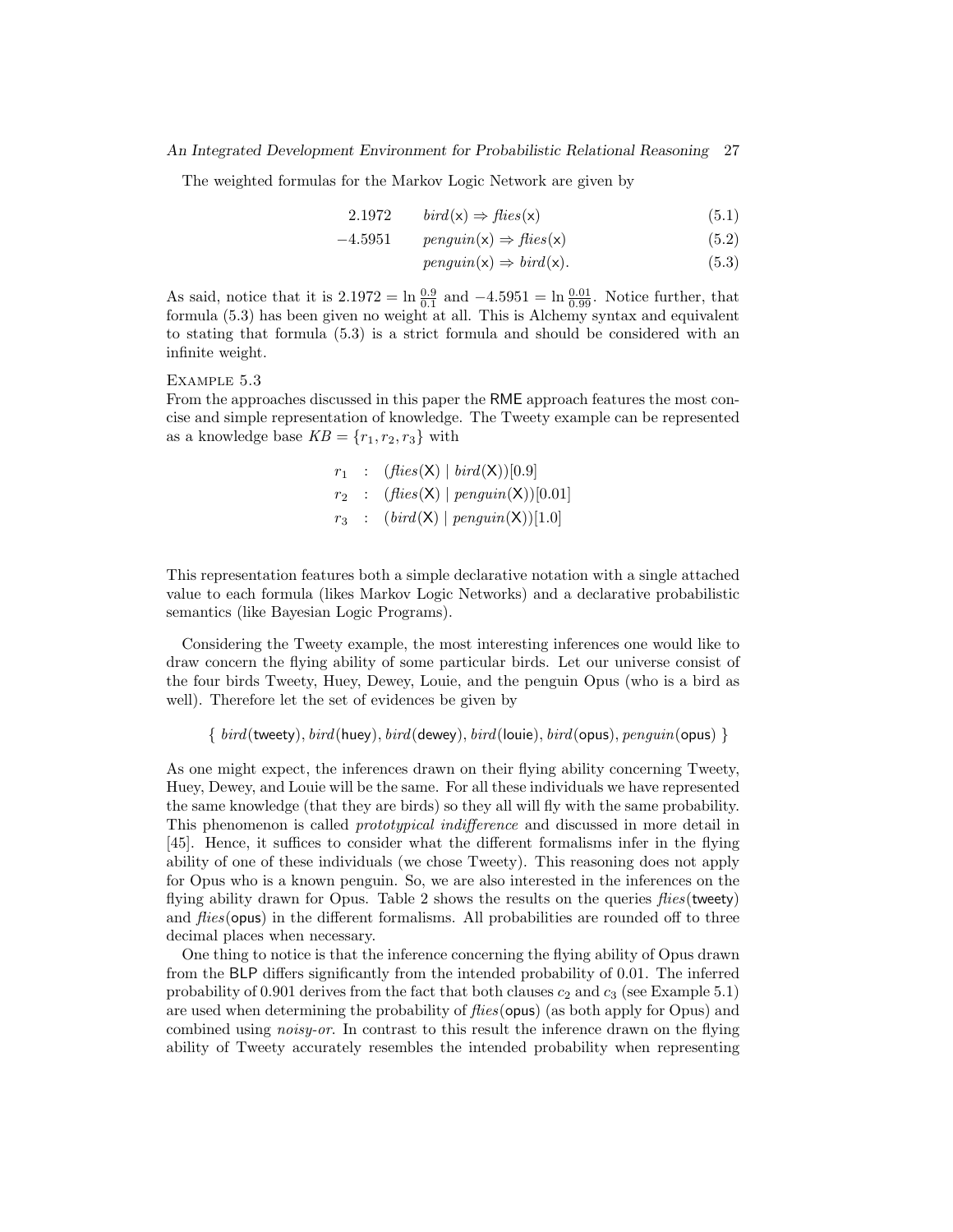The weighted formulas for the Markov Logic Network are given by

$$2.1972 \qquad bird(\mathsf{x}) \Rightarrow flies(\mathsf{x}) \tag{5.1}$$

$$-4.5951 \qquad penguin(\mathsf{x}) \Rightarrow flies(\mathsf{x}) \tag{5.2}$$

$$penguin(\mathsf{x}) \Rightarrow bird(\mathsf{x}). \tag{5.3}$$

As said, notice that it is $2.1972 = \ln \frac{0.9}{0.1}$ and $-4.5951 = \ln \frac{0.01}{0.99}$. Notice further, that formula (5.3) has been given no weight at all. This is Alchemy syntax and equivalent to stating that formula (5.3) is a strict formula and should be considered with an infinite weight.

Example 5.3

From the approaches discussed in this paper the RME approach features the most concise and simple representation of knowledge. The Tweety example can be represented as a knowledge base $KB = \{r_1, r_2, r_3\}$ with

$$r_1 \ : \ (flies(\mathsf{X}) \mid bird(\mathsf{X}))[0.9]$$

$$r_2 \ : \ (flies(\mathsf{X}) \mid penguin(\mathsf{X}))[0.01]$$

$$r_3 \ : \ (bird(\mathsf{X}) \mid penguin(\mathsf{X}))[1.0]$$

This representation features both a simple declarative notation with a single attached value to each formula (likes Markov Logic Networks) and a declarative probabilistic semantics (like Bayesian Logic Programs).

Considering the Tweety example, the most interesting inferences one would like to draw concern the flying ability of some particular birds. Let our universe consist of the four birds Tweety, Huey, Dewey, Louie, and the penguin Opus (who is a bird as well). Therefore let the set of evidences be given by

$$\{\ bird(\mathsf{tweety}), bird(\mathsf{huey}), bird(\mathsf{dewey}), bird(\mathsf{louie}), bird(\mathsf{opus}), penguin(\mathsf{opus})\ \}$$

As one might expect, the inferences drawn on their flying ability concerning Tweety, Huey, Dewey, and Louie will be the same. For all these individuals we have represented the same knowledge (that they are birds) so they all will fly with the same probability. This phenomenon is called *prototypical indifference* and discussed in more detail in [45]. Hence, it suffices to consider what the different formalisms infer in the flying ability of one of these individuals (we chose Tweety). This reasoning does not apply for Opus who is a known penguin. So, we are also interested in the inferences on the flying ability drawn for Opus. Table 2 shows the results on the queries *flies*(tweety) and *flies*(opus) in the different formalisms. All probabilities are rounded off to three decimal places when necessary.

One thing to notice is that the inference concerning the flying ability of Opus drawn from the BLP differs significantly from the intended probability of 0.01. The inferred probability of 0.901 derives from the fact that both clauses $c_2$ and $c_3$ (see Example 5.1) are used when determining the probability of *flies*(opus) (as both apply for Opus) and combined using *noisy-or*. In contrast to this result the inference drawn on the flying ability of Tweety accurately resembles the intended probability when representing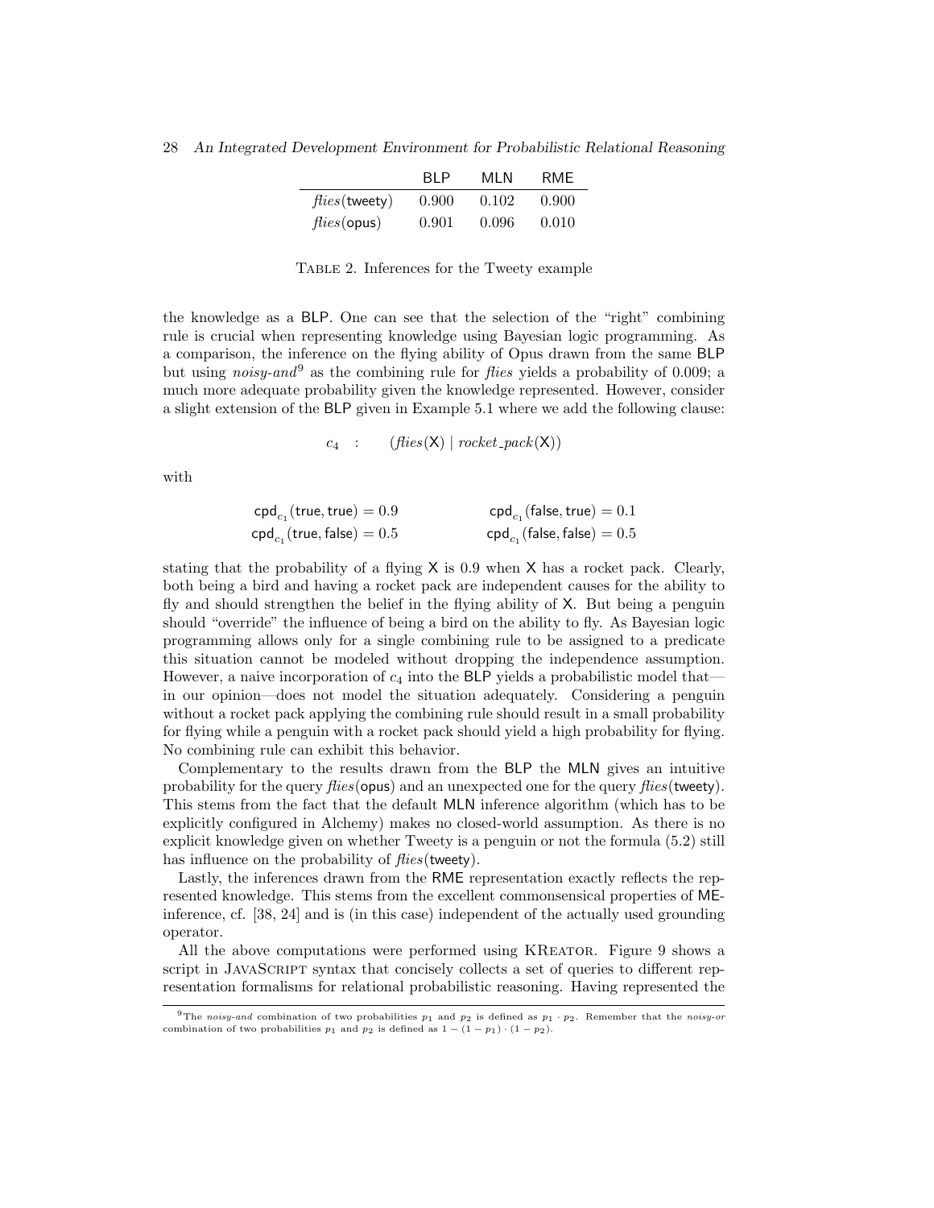|  | BLP | MLN | RME |
|---|---|---|---|
| *flies*(tweety) | 0.900 | 0.102 | 0.900 |
| *flies*(opus) | 0.901 | 0.096 | 0.010 |

Table 2. Inferences for the Tweety example

the knowledge as a BLP. One can see that the selection of the "right" combining rule is crucial when representing knowledge using Bayesian logic programming. As a comparison, the inference on the flying ability of Opus drawn from the same BLP but using *noisy-and*[9] as the combining rule for *flies* yields a probability of 0.009; a much more adequate probability given the knowledge represented. However, consider a slight extension of the BLP given in Example 5.1 where we add the following clause:

$$c_4 \quad : \quad (\mathit{flies}(\mathsf{X}) \mid \mathit{rocket\_pack}(\mathsf{X}))$$

with

$$\mathsf{cpd}_{c_1}(\mathsf{true}, \mathsf{true}) = 0.9 \qquad \mathsf{cpd}_{c_1}(\mathsf{false}, \mathsf{true}) = 0.1$$
$$\mathsf{cpd}_{c_1}(\mathsf{true}, \mathsf{false}) = 0.5 \qquad \mathsf{cpd}_{c_1}(\mathsf{false}, \mathsf{false}) = 0.5$$

stating that the probability of a flying X is 0.9 when X has a rocket pack. Clearly, both being a bird and having a rocket pack are independent causes for the ability to fly and should strengthen the belief in the flying ability of X. But being a penguin should "override" the influence of being a bird on the ability to fly. As Bayesian logic programming allows only for a single combining rule to be assigned to a predicate this situation cannot be modeled without dropping the independence assumption. However, a naive incorporation of $c_4$ into the BLP yields a probabilistic model that—in our opinion—does not model the situation adequately. Considering a penguin without a rocket pack applying the combining rule should result in a small probability for flying while a penguin with a rocket pack should yield a high probability for flying. No combining rule can exhibit this behavior.

Complementary to the results drawn from the BLP the MLN gives an intuitive probability for the query *flies*(opus) and an unexpected one for the query *flies*(tweety). This stems from the fact that the default MLN inference algorithm (which has to be explicitly configured in Alchemy) makes no closed-world assumption. As there is no explicit knowledge given on whether Tweety is a penguin or not the formula (5.2) still has influence on the probability of *flies*(tweety).

Lastly, the inferences drawn from the RME representation exactly reflects the represented knowledge. This stems from the excellent commonsensical properties of ME-inference, cf. [38, 24] and is (in this case) independent of the actually used grounding operator.

All the above computations were performed using KReator. Figure 9 shows a script in JavaScript syntax that concisely collects a set of queries to different representation formalisms for relational probabilistic reasoning. Having represented the

[9] The *noisy-and* combination of two probabilities $p_1$ and $p_2$ is defined as $p_1 \cdot p_2$. Remember that the *noisy-or* combination of two probabilities $p_1$ and $p_2$ is defined as $1 - (1 - p_1) \cdot (1 - p_2)$.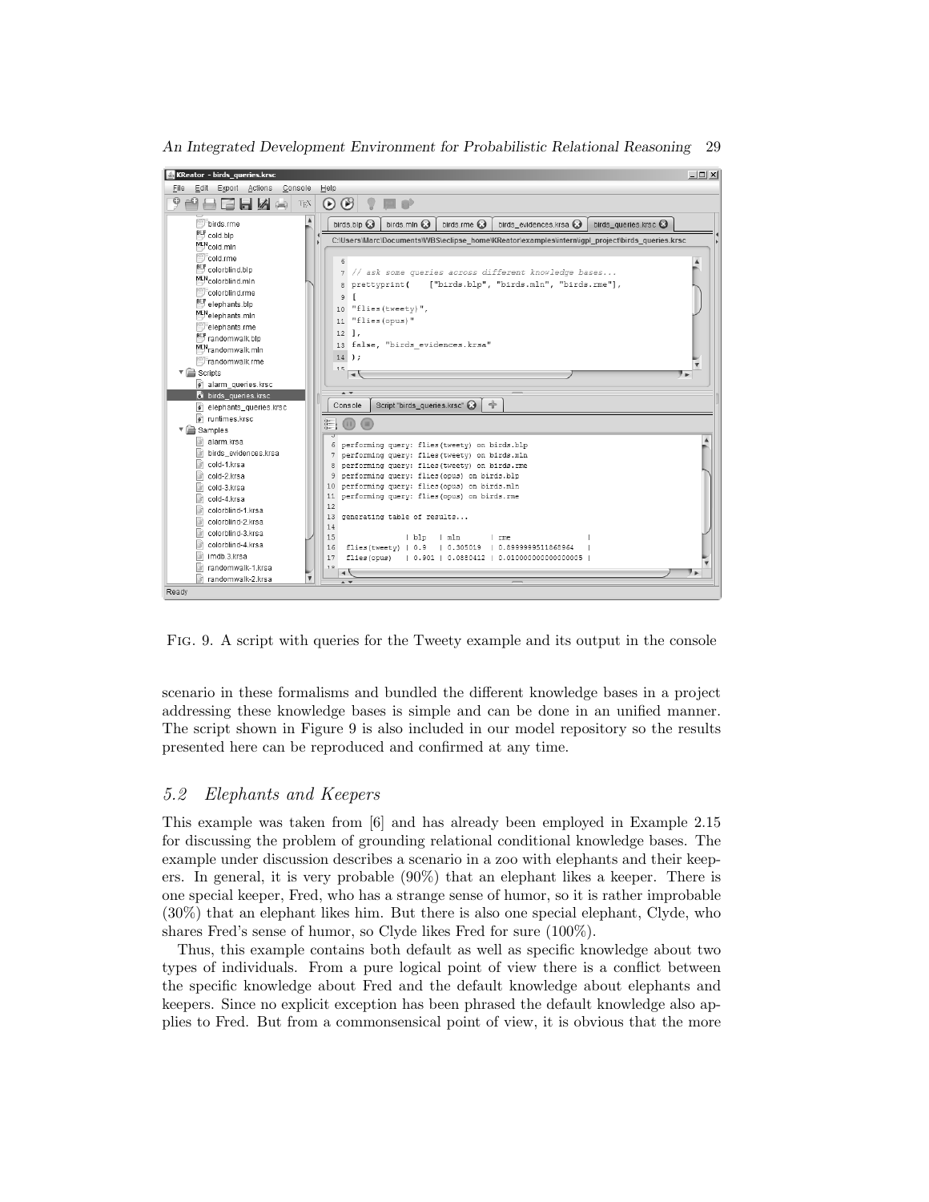FIG. 9. A script with queries for the Tweety example and its output in the console

scenario in these formalisms and bundled the different knowledge bases in a project addressing these knowledge bases is simple and can be done in an unified manner. The script shown in Figure 9 is also included in our model repository so the results presented here can be reproduced and confirmed at any time.

### 5.2 Elephants and Keepers

This example was taken from [6] and has already been employed in Example 2.15 for discussing the problem of grounding relational conditional knowledge bases. The example under discussion describes a scenario in a zoo with elephants and their keepers. In general, it is very probable (90%) that an elephant likes a keeper. There is one special keeper, Fred, who has a strange sense of humor, so it is rather improbable (30%) that an elephant likes him. But there is also one special elephant, Clyde, who shares Fred's sense of humor, so Clyde likes Fred for sure (100%).

Thus, this example contains both default as well as specific knowledge about two types of individuals. From a pure logical point of view there is a conflict between the specific knowledge about Fred and the default knowledge about elephants and keepers. Since no explicit exception has been phrased the default knowledge also applies to Fred. But from a commonsensical point of view, it is obvious that the more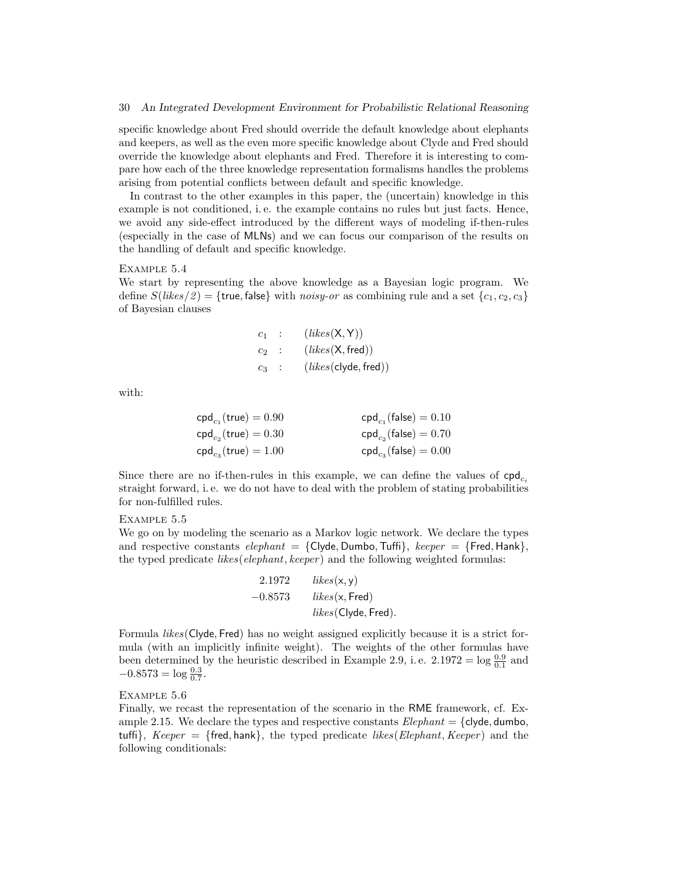specific knowledge about Fred should override the default knowledge about elephants and keepers, as well as the even more specific knowledge about Clyde and Fred should override the knowledge about elephants and Fred. Therefore it is interesting to compare how each of the three knowledge representation formalisms handles the problems arising from potential conflicts between default and specific knowledge.

In contrast to the other examples in this paper, the (uncertain) knowledge in this example is not conditioned, i. e. the example contains no rules but just facts. Hence, we avoid any side-effect introduced by the different ways of modeling if-then-rules (especially in the case of MLNs) and we can focus our comparison of the results on the handling of default and specific knowledge.

Example 5.4
We start by representing the above knowledge as a Bayesian logic program. We define $S(\mathit{likes}/2) = \{\mathsf{true}, \mathsf{false}\}$ with *noisy-or* as combining rule and a set $\{c_1, c_2, c_3\}$ of Bayesian clauses

$$
\begin{aligned}
c_1 &: \quad (\mathit{likes}(\mathsf{X}, \mathsf{Y})) \\
c_2 &: \quad (\mathit{likes}(\mathsf{X}, \mathsf{fred})) \\
c_3 &: \quad (\mathit{likes}(\mathsf{clyde}, \mathsf{fred}))
\end{aligned}
$$

with:

$$
\begin{aligned}
\mathsf{cpd}_{c_1}(\mathsf{true}) &= 0.90 & \qquad \mathsf{cpd}_{c_1}(\mathsf{false}) &= 0.10 \\
\mathsf{cpd}_{c_2}(\mathsf{true}) &= 0.30 & \qquad \mathsf{cpd}_{c_2}(\mathsf{false}) &= 0.70 \\
\mathsf{cpd}_{c_3}(\mathsf{true}) &= 1.00 & \qquad \mathsf{cpd}_{c_3}(\mathsf{false}) &= 0.00
\end{aligned}
$$

Since there are no if-then-rules in this example, we can define the values of $\mathsf{cpd}_{c_i}$ straight forward, i. e. we do not have to deal with the problem of stating probabilities for non-fulfilled rules.

Example 5.5
We go on by modeling the scenario as a Markov logic network. We declare the types and respective constants $\mathit{elephant} = \{\mathsf{Clyde}, \mathsf{Dumbo}, \mathsf{Tuffi}\}$, $\mathit{keeper} = \{\mathsf{Fred}, \mathsf{Hank}\}$, the typed predicate $\mathit{likes}(\mathit{elephant}, \mathit{keeper})$ and the following weighted formulas:

$$
\begin{array}{rl}
2.1972 & \mathit{likes}(\mathsf{x}, \mathsf{y}) \\
-0.8573 & \mathit{likes}(\mathsf{x}, \mathsf{Fred}) \\
 & \mathit{likes}(\mathsf{Clyde}, \mathsf{Fred}).
\end{array}
$$

Formula $\mathit{likes}(\mathsf{Clyde}, \mathsf{Fred})$ has no weight assigned explicitly because it is a strict formula (with an implicitly infinite weight). The weights of the other formulas have been determined by the heuristic described in Example 2.9, i. e. $2.1972 = \log \frac{0.9}{0.1}$ and $-0.8573 = \log \frac{0.3}{0.7}$.

Example 5.6
Finally, we recast the representation of the scenario in the RME framework, cf. Example 2.15. We declare the types and respective constants $\mathit{Elephant} = \{\mathsf{clyde}, \mathsf{dumbo}, \mathsf{tuffi}\}$, $\mathit{Keeper} = \{\mathsf{fred}, \mathsf{hank}\}$, the typed predicate $\mathit{likes}(\mathit{Elephant}, \mathit{Keeper})$ and the following conditionals: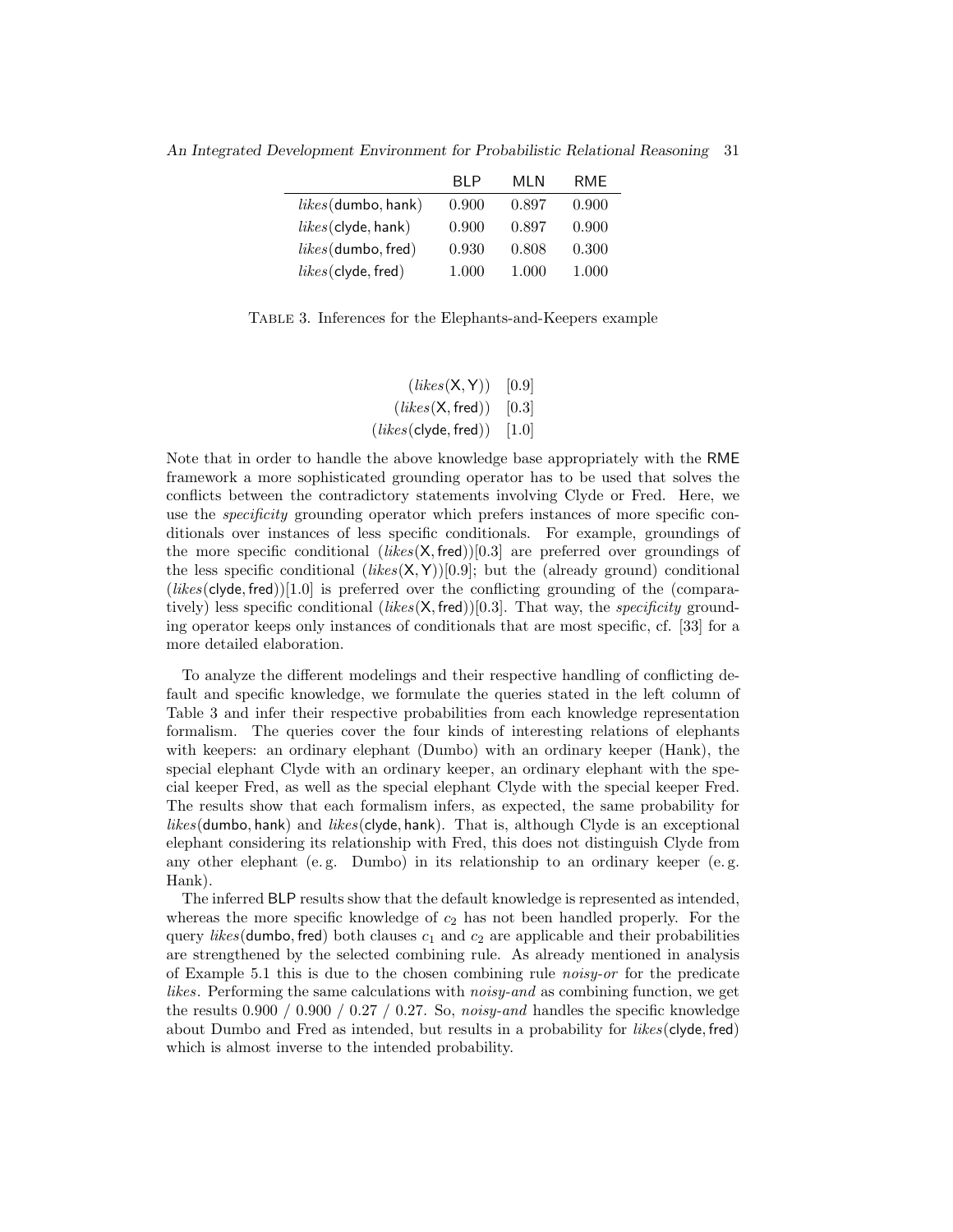| | BLP | MLN | RME |
|---|---|---|---|
| *likes*(dumbo, hank) | 0.900 | 0.897 | 0.900 |
| *likes*(clyde, hank) | 0.900 | 0.897 | 0.900 |
| *likes*(dumbo, fred) | 0.930 | 0.808 | 0.300 |
| *likes*(clyde, fred) | 1.000 | 1.000 | 1.000 |

Table 3. Inferences for the Elephants-and-Keepers example

$$(likes(\mathsf{X}, \mathsf{Y})) \quad [0.9]$$
$$(likes(\mathsf{X}, \mathsf{fred})) \quad [0.3]$$
$$(likes(\mathsf{clyde}, \mathsf{fred})) \quad [1.0]$$

Note that in order to handle the above knowledge base appropriately with the RME framework a more sophisticated grounding operator has to be used that solves the conflicts between the contradictory statements involving Clyde or Fred. Here, we use the *specificity* grounding operator which prefers instances of more specific conditionals over instances of less specific conditionals. For example, groundings of the more specific conditional $(likes(\mathsf{X}, \mathsf{fred}))[0.3]$ are preferred over groundings of the less specific conditional $(likes(\mathsf{X}, \mathsf{Y}))[0.9]$; but the (already ground) conditional $(likes(\mathsf{clyde}, \mathsf{fred}))[1.0]$ is preferred over the conflicting grounding of the (comparatively) less specific conditional $(likes(\mathsf{X}, \mathsf{fred}))[0.3]$. That way, the *specificity* grounding operator keeps only instances of conditionals that are most specific, cf. [33] for a more detailed elaboration.

To analyze the different modelings and their respective handling of conflicting default and specific knowledge, we formulate the queries stated in the left column of Table 3 and infer their respective probabilities from each knowledge representation formalism. The queries cover the four kinds of interesting relations of elephants with keepers: an ordinary elephant (Dumbo) with an ordinary keeper (Hank), the special elephant Clyde with an ordinary keeper, an ordinary elephant with the special keeper Fred, as well as the special elephant Clyde with the special keeper Fred. The results show that each formalism infers, as expected, the same probability for *likes*(dumbo, hank) and *likes*(clyde, hank). That is, although Clyde is an exceptional elephant considering its relationship with Fred, this does not distinguish Clyde from any other elephant (e. g. Dumbo) in its relationship to an ordinary keeper (e. g. Hank).

The inferred BLP results show that the default knowledge is represented as intended, whereas the more specific knowledge of $c_2$ has not been handled properly. For the query *likes*(dumbo, fred) both clauses $c_1$ and $c_2$ are applicable and their probabilities are strengthened by the selected combining rule. As already mentioned in analysis of Example 5.1 this is due to the chosen combining rule *noisy-or* for the predicate *likes*. Performing the same calculations with *noisy-and* as combining function, we get the results 0.900 / 0.900 / 0.27 / 0.27. So, *noisy-and* handles the specific knowledge about Dumbo and Fred as intended, but results in a probability for *likes*(clyde, fred) which is almost inverse to the intended probability.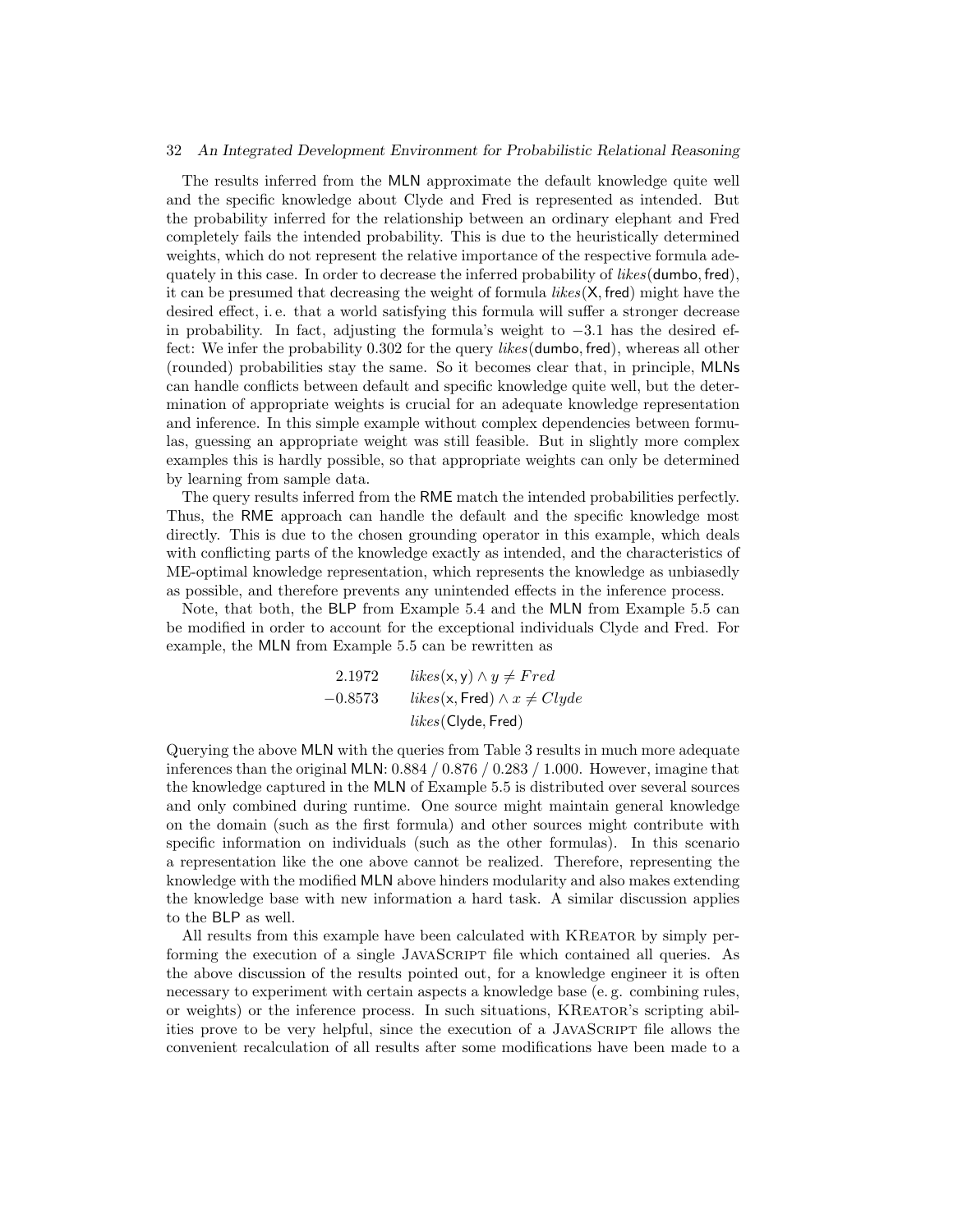The results inferred from the MLN approximate the default knowledge quite well and the specific knowledge about Clyde and Fred is represented as intended. But the probability inferred for the relationship between an ordinary elephant and Fred completely fails the intended probability. This is due to the heuristically determined weights, which do not represent the relative importance of the respective formula adequately in this case. In order to decrease the inferred probability of $likes(\mathsf{dumbo}, \mathsf{fred})$, it can be presumed that decreasing the weight of formula $likes(\mathsf{X}, \mathsf{fred})$ might have the desired effect, i. e. that a world satisfying this formula will suffer a stronger decrease in probability. In fact, adjusting the formula's weight to $-3.1$ has the desired effect: We infer the probability 0.302 for the query $likes(\mathsf{dumbo}, \mathsf{fred})$, whereas all other (rounded) probabilities stay the same. So it becomes clear that, in principle, MLNs can handle conflicts between default and specific knowledge quite well, but the determination of appropriate weights is crucial for an adequate knowledge representation and inference. In this simple example without complex dependencies between formulas, guessing an appropriate weight was still feasible. But in slightly more complex examples this is hardly possible, so that appropriate weights can only be determined by learning from sample data.

The query results inferred from the RME match the intended probabilities perfectly. Thus, the RME approach can handle the default and the specific knowledge most directly. This is due to the chosen grounding operator in this example, which deals with conflicting parts of the knowledge exactly as intended, and the characteristics of ME-optimal knowledge representation, which represents the knowledge as unbiasedly as possible, and therefore prevents any unintended effects in the inference process.

Note, that both, the BLP from Example 5.4 and the MLN from Example 5.5 can be modified in order to account for the exceptional individuals Clyde and Fred. For example, the MLN from Example 5.5 can be rewritten as

$$
\begin{array}{rl}
2.1972 & likes(\mathsf{x}, \mathsf{y}) \wedge y \neq Fred \\
-0.8573 & likes(\mathsf{x}, \mathsf{Fred}) \wedge x \neq Clyde \\
 & likes(\mathsf{Clyde}, \mathsf{Fred})
\end{array}
$$

Querying the above MLN with the queries from Table 3 results in much more adequate inferences than the original MLN: 0.884 / 0.876 / 0.283 / 1.000. However, imagine that the knowledge captured in the MLN of Example 5.5 is distributed over several sources and only combined during runtime. One source might maintain general knowledge on the domain (such as the first formula) and other sources might contribute with specific information on individuals (such as the other formulas). In this scenario a representation like the one above cannot be realized. Therefore, representing the knowledge with the modified MLN above hinders modularity and also makes extending the knowledge base with new information a hard task. A similar discussion applies to the BLP as well.

All results from this example have been calculated with KReator by simply performing the execution of a single JavaScript file which contained all queries. As the above discussion of the results pointed out, for a knowledge engineer it is often necessary to experiment with certain aspects a knowledge base (e. g. combining rules, or weights) or the inference process. In such situations, KReator's scripting abilities prove to be very helpful, since the execution of a JavaScript file allows the convenient recalculation of all results after some modifications have been made to a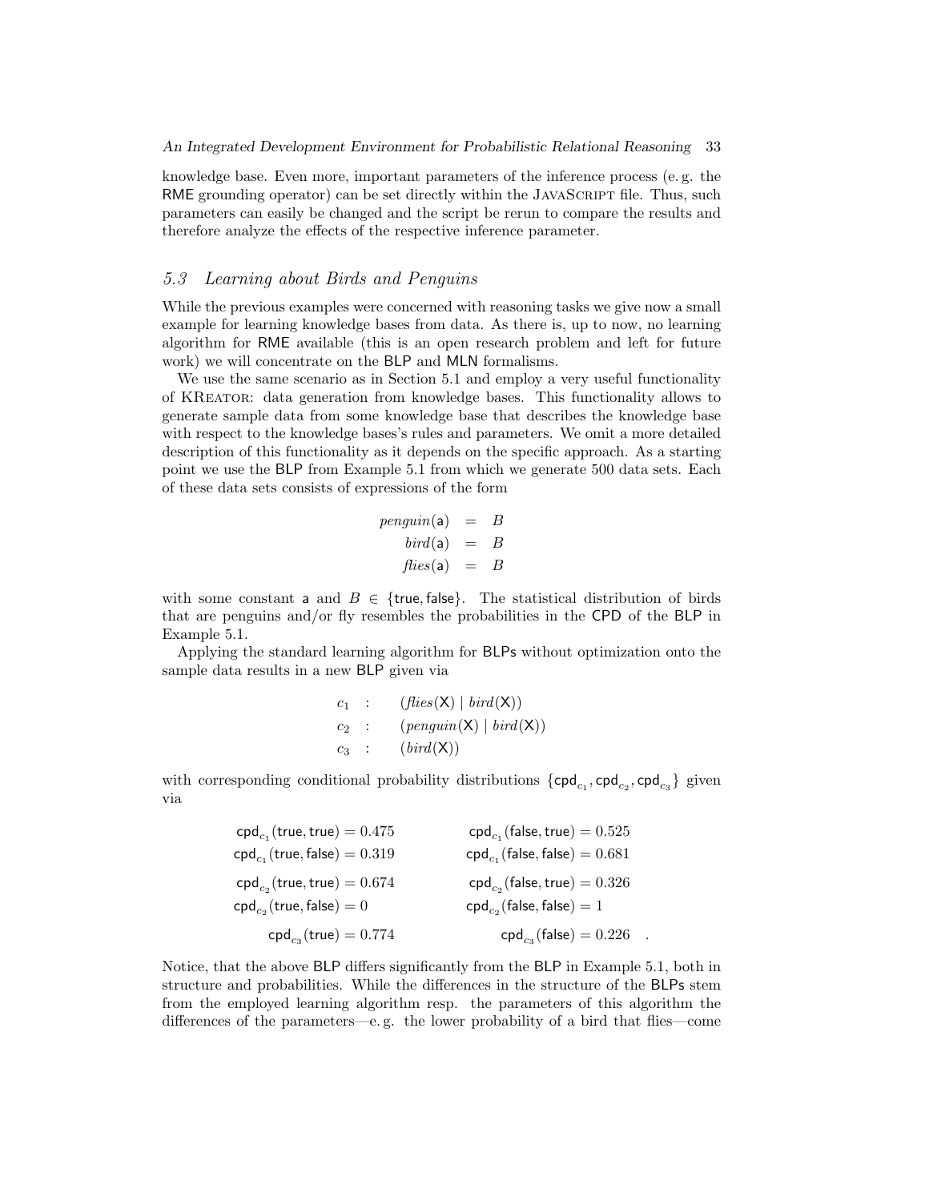knowledge base. Even more, important parameters of the inference process (e. g. the RME grounding operator) can be set directly within the JavaScript file. Thus, such parameters can easily be changed and the script be rerun to compare the results and therefore analyze the effects of the respective inference parameter.

### 5.3 Learning about Birds and Penguins

While the previous examples were concerned with reasoning tasks we give now a small example for learning knowledge bases from data. As there is, up to now, no learning algorithm for RME available (this is an open research problem and left for future work) we will concentrate on the BLP and MLN formalisms.

We use the same scenario as in Section 5.1 and employ a very useful functionality of KReator: data generation from knowledge bases. This functionality allows to generate sample data from some knowledge base that describes the knowledge base with respect to the knowledge bases's rules and parameters. We omit a more detailed description of this functionality as it depends on the specific approach. As a starting point we use the BLP from Example 5.1 from which we generate 500 data sets. Each of these data sets consists of expressions of the form

$$
\begin{aligned}
\mathit{penguin}(\mathsf{a}) &= B \\
\mathit{bird}(\mathsf{a}) &= B \\
\mathit{flies}(\mathsf{a}) &= B
\end{aligned}
$$

with some constant $\mathsf{a}$ and $B \in \{\mathsf{true}, \mathsf{false}\}$. The statistical distribution of birds that are penguins and/or fly resembles the probabilities in the CPD of the BLP in Example 5.1.

Applying the standard learning algorithm for BLPs without optimization onto the sample data results in a new BLP given via

$$
\begin{aligned}
c_1 &: \quad (\mathit{flies}(\mathsf{X}) \mid \mathit{bird}(\mathsf{X})) \\
c_2 &: \quad (\mathit{penguin}(\mathsf{X}) \mid \mathit{bird}(\mathsf{X})) \\
c_3 &: \quad (\mathit{bird}(\mathsf{X}))
\end{aligned}
$$

with corresponding conditional probability distributions $\{\mathsf{cpd}_{c_1}, \mathsf{cpd}_{c_2}, \mathsf{cpd}_{c_3}\}$ given via

$$
\begin{aligned}
\mathsf{cpd}_{c_1}(\mathsf{true}, \mathsf{true}) &= 0.475 & \mathsf{cpd}_{c_1}(\mathsf{false}, \mathsf{true}) &= 0.525 \\
\mathsf{cpd}_{c_1}(\mathsf{true}, \mathsf{false}) &= 0.319 & \mathsf{cpd}_{c_1}(\mathsf{false}, \mathsf{false}) &= 0.681 \\
\mathsf{cpd}_{c_2}(\mathsf{true}, \mathsf{true}) &= 0.674 & \mathsf{cpd}_{c_2}(\mathsf{false}, \mathsf{true}) &= 0.326 \\
\mathsf{cpd}_{c_2}(\mathsf{true}, \mathsf{false}) &= 0 & \mathsf{cpd}_{c_2}(\mathsf{false}, \mathsf{false}) &= 1 \\
\mathsf{cpd}_{c_3}(\mathsf{true}) &= 0.774 & \mathsf{cpd}_{c_3}(\mathsf{false}) &= 0.226 \quad .
\end{aligned}
$$

Notice, that the above BLP differs significantly from the BLP in Example 5.1, both in structure and probabilities. While the differences in the structure of the BLPs stem from the employed learning algorithm resp. the parameters of this algorithm the differences of the parameters—e. g. the lower probability of a bird that flies—come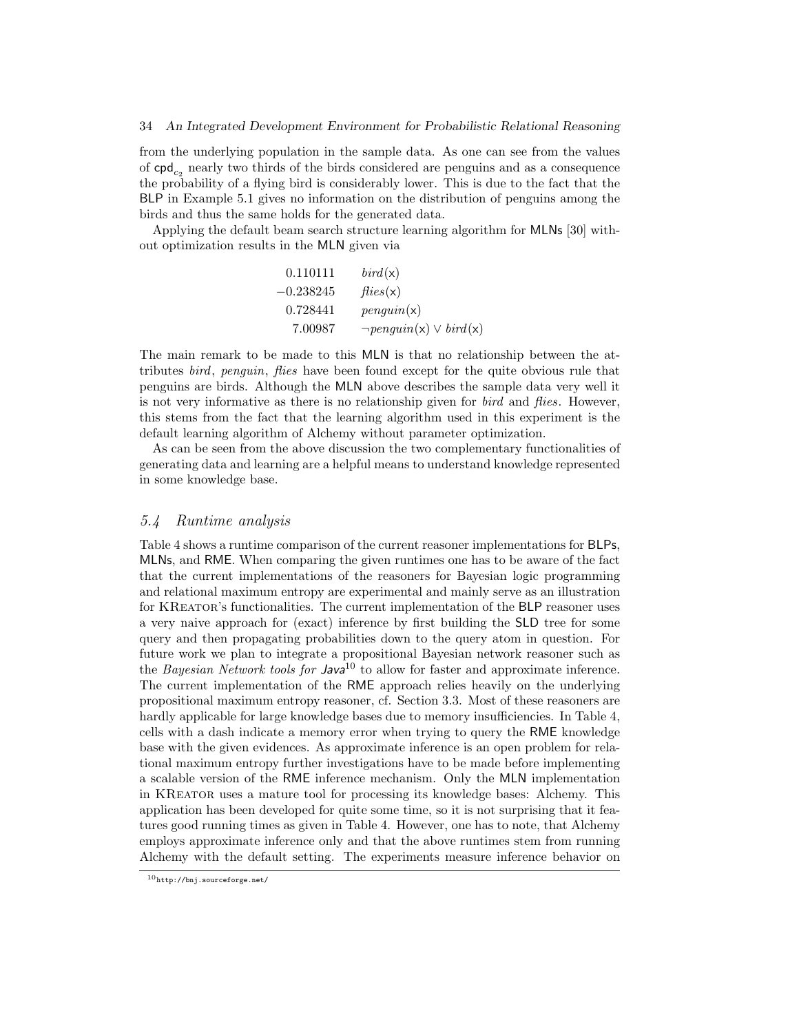from the underlying population in the sample data. As one can see from the values of $\mathsf{cpd}_{c_2}$ nearly two thirds of the birds considered are penguins and as a consequence the probability of a flying bird is considerably lower. This is due to the fact that the BLP in Example 5.1 gives no information on the distribution of penguins among the birds and thus the same holds for the generated data.

Applying the default beam search structure learning algorithm for MLNs [30] without optimization results in the MLN given via

$$
\begin{array}{rl}
0.110111 & \mathit{bird}(\mathsf{x}) \\
-0.238245 & \mathit{flies}(\mathsf{x}) \\
0.728441 & \mathit{penguin}(\mathsf{x}) \\
7.00987 & \neg \mathit{penguin}(\mathsf{x}) \vee \mathit{bird}(\mathsf{x})
\end{array}
$$

The main remark to be made to this MLN is that no relationship between the attributes *bird*, *penguin*, *flies* have been found except for the quite obvious rule that penguins are birds. Although the MLN above describes the sample data very well it is not very informative as there is no relationship given for *bird* and *flies*. However, this stems from the fact that the learning algorithm used in this experiment is the default learning algorithm of Alchemy without parameter optimization.

As can be seen from the above discussion the two complementary functionalities of generating data and learning are a helpful means to understand knowledge represented in some knowledge base.

## *5.4 Runtime analysis*

Table 4 shows a runtime comparison of the current reasoner implementations for BLPs, MLNs, and RME. When comparing the given runtimes one has to be aware of the fact that the current implementations of the reasoners for Bayesian logic programming and relational maximum entropy are experimental and mainly serve as an illustration for KREATOR's functionalities. The current implementation of the BLP reasoner uses a very naive approach for (exact) inference by first building the SLD tree for some query and then propagating probabilities down to the query atom in question. For future work we plan to integrate a propositional Bayesian network reasoner such as the *Bayesian Network tools for Java*[10] to allow for faster and approximate inference. The current implementation of the RME approach relies heavily on the underlying propositional maximum entropy reasoner, cf. Section 3.3. Most of these reasoners are hardly applicable for large knowledge bases due to memory insufficiencies. In Table 4, cells with a dash indicate a memory error when trying to query the RME knowledge base with the given evidences. As approximate inference is an open problem for relational maximum entropy further investigations have to be made before implementing a scalable version of the RME inference mechanism. Only the MLN implementation in KREATOR uses a mature tool for processing its knowledge bases: Alchemy. This application has been developed for quite some time, so it is not surprising that it features good running times as given in Table 4. However, one has to note, that Alchemy employs approximate inference only and that the above runtimes stem from running Alchemy with the default setting. The experiments measure inference behavior on

[10] http://bnj.sourceforge.net/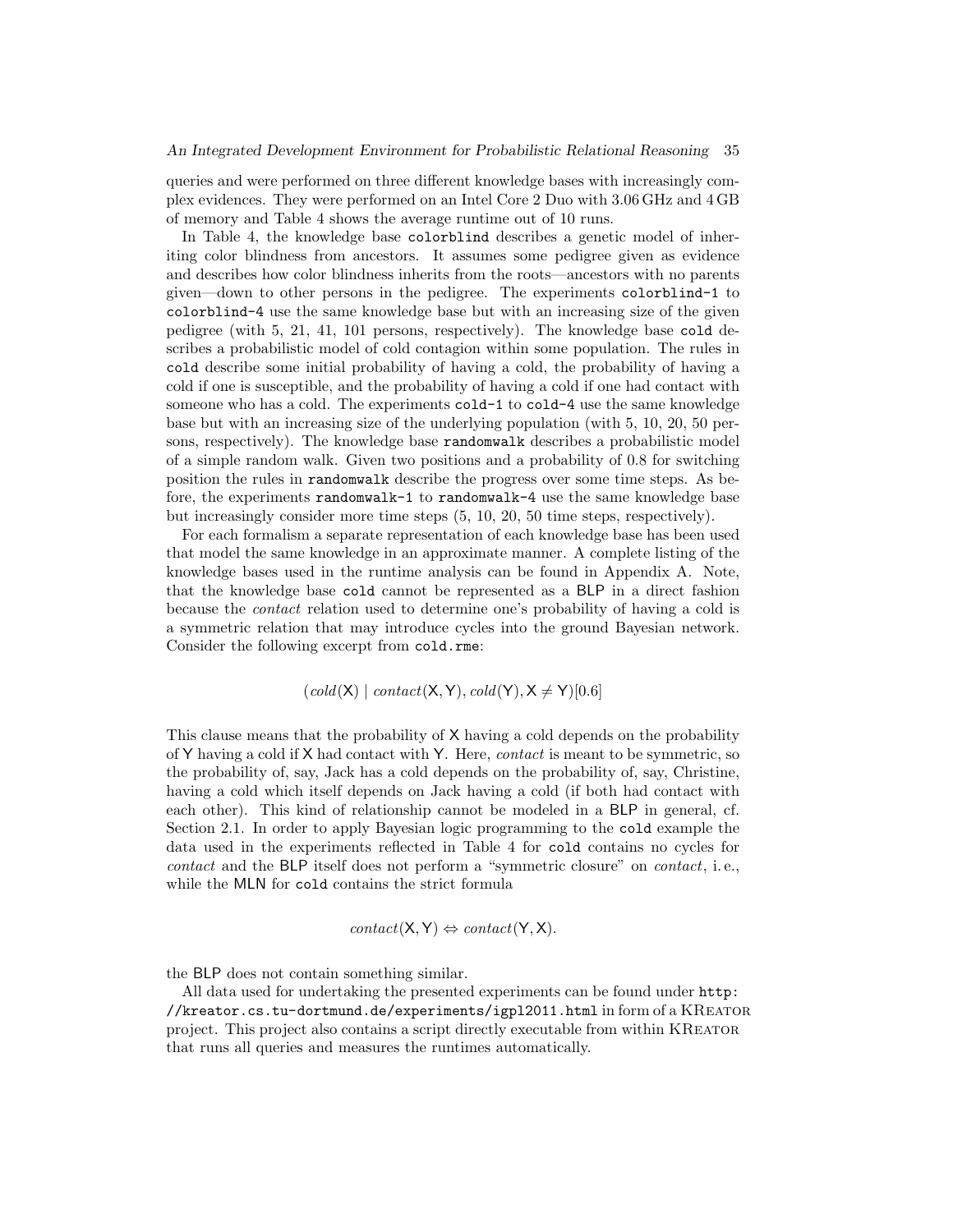queries and were performed on three different knowledge bases with increasingly complex evidences. They were performed on an Intel Core 2 Duo with 3.06 GHz and 4 GB of memory and Table 4 shows the average runtime out of 10 runs.

In Table 4, the knowledge base `colorblind` describes a genetic model of inheriting color blindness from ancestors. It assumes some pedigree given as evidence and describes how color blindness inherits from the roots—ancestors with no parents given—down to other persons in the pedigree. The experiments `colorblind-1` to `colorblind-4` use the same knowledge base but with an increasing size of the given pedigree (with 5, 21, 41, 101 persons, respectively). The knowledge base `cold` describes a probabilistic model of cold contagion within some population. The rules in `cold` describe some initial probability of having a cold, the probability of having a cold if one is susceptible, and the probability of having a cold if one had contact with someone who has a cold. The experiments `cold-1` to `cold-4` use the same knowledge base but with an increasing size of the underlying population (with 5, 10, 20, 50 persons, respectively). The knowledge base `randomwalk` describes a probabilistic model of a simple random walk. Given two positions and a probability of 0.8 for switching position the rules in `randomwalk` describe the progress over some time steps. As before, the experiments `randomwalk-1` to `randomwalk-4` use the same knowledge base but increasingly consider more time steps (5, 10, 20, 50 time steps, respectively).

For each formalism a separate representation of each knowledge base has been used that model the same knowledge in an approximate manner. A complete listing of the knowledge bases used in the runtime analysis can be found in Appendix A. Note, that the knowledge base `cold` cannot be represented as a BLP in a direct fashion because the *contact* relation used to determine one's probability of having a cold is a symmetric relation that may introduce cycles into the ground Bayesian network. Consider the following excerpt from `cold.rme`:

$$(\mathit{cold}(\mathsf{X}) \mid \mathit{contact}(\mathsf{X}, \mathsf{Y}), \mathit{cold}(\mathsf{Y}), \mathsf{X} \neq \mathsf{Y})[0.6]$$

This clause means that the probability of X having a cold depends on the probability of Y having a cold if X had contact with Y. Here, *contact* is meant to be symmetric, so the probability of, say, Jack has a cold depends on the probability of, say, Christine, having a cold which itself depends on Jack having a cold (if both had contact with each other). This kind of relationship cannot be modeled in a BLP in general, cf. Section 2.1. In order to apply Bayesian logic programming to the `cold` example the data used in the experiments reflected in Table 4 for `cold` contains no cycles for *contact* and the BLP itself does not perform a "symmetric closure" on *contact*, i. e., while the MLN for `cold` contains the strict formula

$$\mathit{contact}(\mathsf{X}, \mathsf{Y}) \Leftrightarrow \mathit{contact}(\mathsf{Y}, \mathsf{X}).$$

the BLP does not contain something similar.

All data used for undertaking the presented experiments can be found under `http://kreator.cs.tu-dortmund.de/experiments/igpl2011.html` in form of a KReator project. This project also contains a script directly executable from within KReator that runs all queries and measures the runtimes automatically.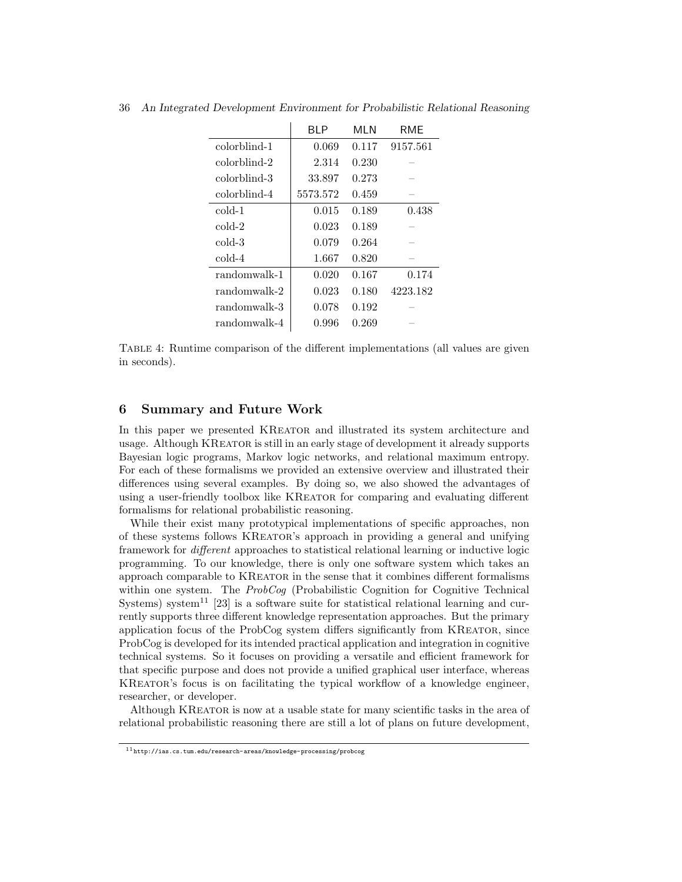| | BLP | MLN | RME |
|---|---|---|---|
| colorblind-1 | 0.069 | 0.117 | 9157.561 |
| colorblind-2 | 2.314 | 0.230 | – |
| colorblind-3 | 33.897 | 0.273 | – |
| colorblind-4 | 5573.572 | 0.459 | – |
| cold-1 | 0.015 | 0.189 | 0.438 |
| cold-2 | 0.023 | 0.189 | – |
| cold-3 | 0.079 | 0.264 | – |
| cold-4 | 1.667 | 0.820 | – |
| randomwalk-1 | 0.020 | 0.167 | 0.174 |
| randomwalk-2 | 0.023 | 0.180 | 4223.182 |
| randomwalk-3 | 0.078 | 0.192 | – |
| randomwalk-4 | 0.996 | 0.269 | – |

TABLE 4: Runtime comparison of the different implementations (all values are given in seconds).

## 6 Summary and Future Work

In this paper we presented KREATOR and illustrated its system architecture and usage. Although KREATOR is still in an early stage of development it already supports Bayesian logic programs, Markov logic networks, and relational maximum entropy. For each of these formalisms we provided an extensive overview and illustrated their differences using several examples. By doing so, we also showed the advantages of using a user-friendly toolbox like KREATOR for comparing and evaluating different formalisms for relational probabilistic reasoning.

While their exist many prototypical implementations of specific approaches, non of these systems follows KREATOR's approach in providing a general and unifying framework for *different* approaches to statistical relational learning or inductive logic programming. To our knowledge, there is only one software system which takes an approach comparable to KREATOR in the sense that it combines different formalisms within one system. The *ProbCog* (Probabilistic Cognition for Cognitive Technical Systems) system[11] [23] is a software suite for statistical relational learning and currently supports three different knowledge representation approaches. But the primary application focus of the ProbCog system differs significantly from KREATOR, since ProbCog is developed for its intended practical application and integration in cognitive technical systems. So it focuses on providing a versatile and efficient framework for that specific purpose and does not provide a unified graphical user interface, whereas KREATOR's focus is on facilitating the typical workflow of a knowledge engineer, researcher, or developer.

Although KREATOR is now at a usable state for many scientific tasks in the area of relational probabilistic reasoning there are still a lot of plans on future development,

[11] http://ias.cs.tum.edu/research-areas/knowledge-processing/probcog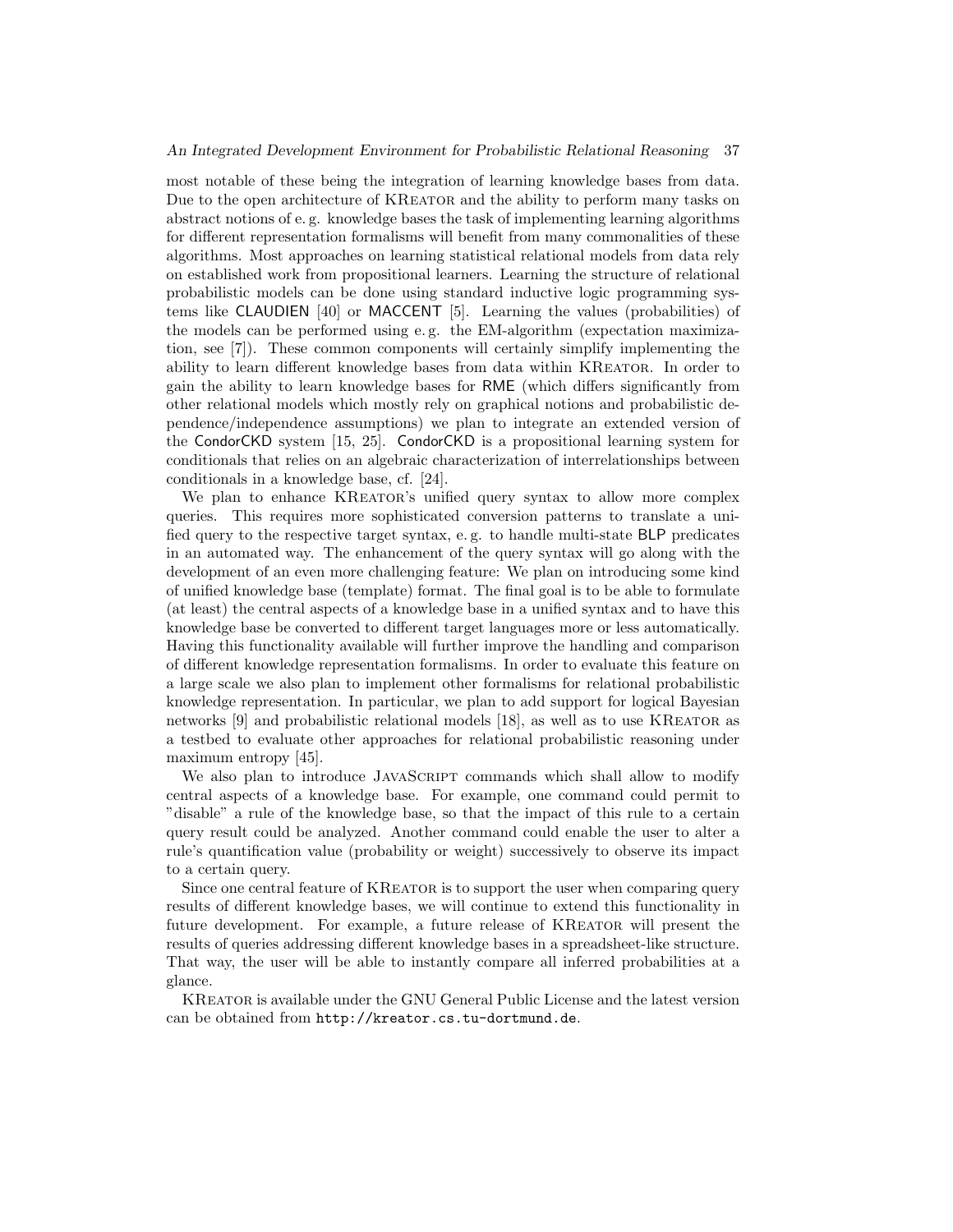most notable of these being the integration of learning knowledge bases from data. Due to the open architecture of KReator and the ability to perform many tasks on abstract notions of e. g. knowledge bases the task of implementing learning algorithms for different representation formalisms will benefit from many commonalities of these algorithms. Most approaches on learning statistical relational models from data rely on established work from propositional learners. Learning the structure of relational probabilistic models can be done using standard inductive logic programming systems like CLAUDIEN [40] or MACCENT [5]. Learning the values (probabilities) of the models can be performed using e. g. the EM-algorithm (expectation maximization, see [7]). These common components will certainly simplify implementing the ability to learn different knowledge bases from data within KReator. In order to gain the ability to learn knowledge bases for RME (which differs significantly from other relational models which mostly rely on graphical notions and probabilistic dependence/independence assumptions) we plan to integrate an extended version of the CondorCKD system [15, 25]. CondorCKD is a propositional learning system for conditionals that relies on an algebraic characterization of interrelationships between conditionals in a knowledge base, cf. [24].

We plan to enhance KReator's unified query syntax to allow more complex queries. This requires more sophisticated conversion patterns to translate a unified query to the respective target syntax, e. g. to handle multi-state BLP predicates in an automated way. The enhancement of the query syntax will go along with the development of an even more challenging feature: We plan on introducing some kind of unified knowledge base (template) format. The final goal is to be able to formulate (at least) the central aspects of a knowledge base in a unified syntax and to have this knowledge base be converted to different target languages more or less automatically. Having this functionality available will further improve the handling and comparison of different knowledge representation formalisms. In order to evaluate this feature on a large scale we also plan to implement other formalisms for relational probabilistic knowledge representation. In particular, we plan to add support for logical Bayesian networks [9] and probabilistic relational models [18], as well as to use KReator as a testbed to evaluate other approaches for relational probabilistic reasoning under maximum entropy [45].

We also plan to introduce JavaScript commands which shall allow to modify central aspects of a knowledge base. For example, one command could permit to "disable" a rule of the knowledge base, so that the impact of this rule to a certain query result could be analyzed. Another command could enable the user to alter a rule's quantification value (probability or weight) successively to observe its impact to a certain query.

Since one central feature of KReator is to support the user when comparing query results of different knowledge bases, we will continue to extend this functionality in future development. For example, a future release of KReator will present the results of queries addressing different knowledge bases in a spreadsheet-like structure. That way, the user will be able to instantly compare all inferred probabilities at a glance.

KReator is available under the GNU General Public License and the latest version can be obtained from `http://kreator.cs.tu-dortmund.de`.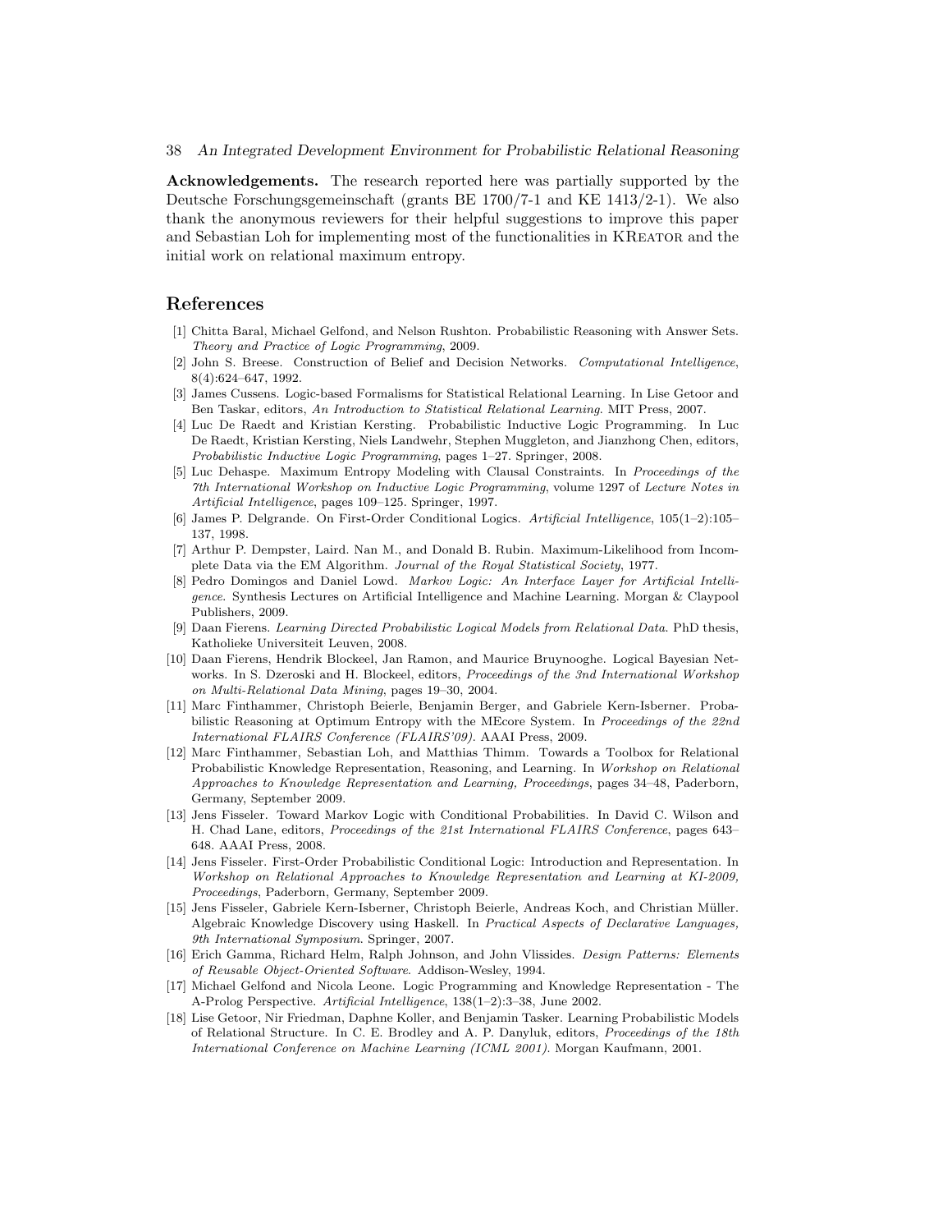**Acknowledgements.** The research reported here was partially supported by the Deutsche Forschungsgemeinschaft (grants BE 1700/7-1 and KE 1413/2-1). We also thank the anonymous reviewers for their helpful suggestions to improve this paper and Sebastian Loh for implementing most of the functionalities in KReator and the initial work on relational maximum entropy.

## References

[1] Chitta Baral, Michael Gelfond, and Nelson Rushton. Probabilistic Reasoning with Answer Sets. *Theory and Practice of Logic Programming*, 2009.

[2] John S. Breese. Construction of Belief and Decision Networks. *Computational Intelligence*, 8(4):624–647, 1992.

[3] James Cussens. Logic-based Formalisms for Statistical Relational Learning. In Lise Getoor and Ben Taskar, editors, *An Introduction to Statistical Relational Learning*. MIT Press, 2007.

[4] Luc De Raedt and Kristian Kersting. Probabilistic Inductive Logic Programming. In Luc De Raedt, Kristian Kersting, Niels Landwehr, Stephen Muggleton, and Jianzhong Chen, editors, *Probabilistic Inductive Logic Programming*, pages 1–27. Springer, 2008.

[5] Luc Dehaspe. Maximum Entropy Modeling with Clausal Constraints. In *Proceedings of the 7th International Workshop on Inductive Logic Programming*, volume 1297 of *Lecture Notes in Artificial Intelligence*, pages 109–125. Springer, 1997.

[6] James P. Delgrande. On First-Order Conditional Logics. *Artificial Intelligence*, 105(1–2):105–137, 1998.

[7] Arthur P. Dempster, Laird. Nan M., and Donald B. Rubin. Maximum-Likelihood from Incomplete Data via the EM Algorithm. *Journal of the Royal Statistical Society*, 1977.

[8] Pedro Domingos and Daniel Lowd. *Markov Logic: An Interface Layer for Artificial Intelligence*. Synthesis Lectures on Artificial Intelligence and Machine Learning. Morgan & Claypool Publishers, 2009.

[9] Daan Fierens. *Learning Directed Probabilistic Logical Models from Relational Data*. PhD thesis, Katholieke Universiteit Leuven, 2008.

[10] Daan Fierens, Hendrik Blockeel, Jan Ramon, and Maurice Bruynooghe. Logical Bayesian Networks. In S. Dzeroski and H. Blockeel, editors, *Proceedings of the 3nd International Workshop on Multi-Relational Data Mining*, pages 19–30, 2004.

[11] Marc Finthammer, Christoph Beierle, Benjamin Berger, and Gabriele Kern-Isberner. Probabilistic Reasoning at Optimum Entropy with the MEcore System. In *Proceedings of the 22nd International FLAIRS Conference (FLAIRS'09)*. AAAI Press, 2009.

[12] Marc Finthammer, Sebastian Loh, and Matthias Thimm. Towards a Toolbox for Relational Probabilistic Knowledge Representation, Reasoning, and Learning. In *Workshop on Relational Approaches to Knowledge Representation and Learning, Proceedings*, pages 34–48, Paderborn, Germany, September 2009.

[13] Jens Fisseler. Toward Markov Logic with Conditional Probabilities. In David C. Wilson and H. Chad Lane, editors, *Proceedings of the 21st International FLAIRS Conference*, pages 643–648. AAAI Press, 2008.

[14] Jens Fisseler. First-Order Probabilistic Conditional Logic: Introduction and Representation. In *Workshop on Relational Approaches to Knowledge Representation and Learning at KI-2009, Proceedings*, Paderborn, Germany, September 2009.

[15] Jens Fisseler, Gabriele Kern-Isberner, Christoph Beierle, Andreas Koch, and Christian Müller. Algebraic Knowledge Discovery using Haskell. In *Practical Aspects of Declarative Languages, 9th International Symposium*. Springer, 2007.

[16] Erich Gamma, Richard Helm, Ralph Johnson, and John Vlissides. *Design Patterns: Elements of Reusable Object-Oriented Software*. Addison-Wesley, 1994.

[17] Michael Gelfond and Nicola Leone. Logic Programming and Knowledge Representation - The A-Prolog Perspective. *Artificial Intelligence*, 138(1–2):3–38, June 2002.

[18] Lise Getoor, Nir Friedman, Daphne Koller, and Benjamin Tasker. Learning Probabilistic Models of Relational Structure. In C. E. Brodley and A. P. Danyluk, editors, *Proceedings of the 18th International Conference on Machine Learning (ICML 2001)*. Morgan Kaufmann, 2001.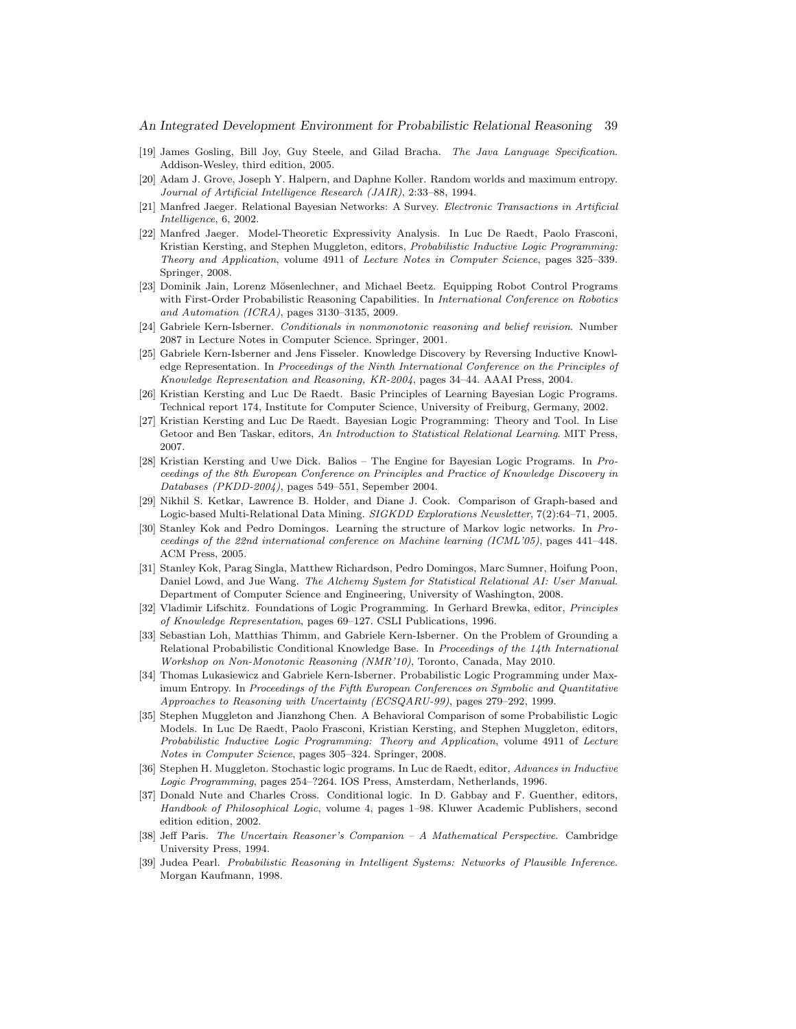[19] James Gosling, Bill Joy, Guy Steele, and Gilad Bracha. *The Java Language Specification*. Addison-Wesley, third edition, 2005.

[20] Adam J. Grove, Joseph Y. Halpern, and Daphne Koller. Random worlds and maximum entropy. *Journal of Artificial Intelligence Research (JAIR)*, 2:33–88, 1994.

[21] Manfred Jaeger. Relational Bayesian Networks: A Survey. *Electronic Transactions in Artificial Intelligence*, 6, 2002.

[22] Manfred Jaeger. Model-Theoretic Expressivity Analysis. In Luc De Raedt, Paolo Frasconi, Kristian Kersting, and Stephen Muggleton, editors, *Probabilistic Inductive Logic Programming: Theory and Application*, volume 4911 of *Lecture Notes in Computer Science*, pages 325–339. Springer, 2008.

[23] Dominik Jain, Lorenz Mösenlechner, and Michael Beetz. Equipping Robot Control Programs with First-Order Probabilistic Reasoning Capabilities. In *International Conference on Robotics and Automation (ICRA)*, pages 3130–3135, 2009.

[24] Gabriele Kern-Isberner. *Conditionals in nonmonotonic reasoning and belief revision*. Number 2087 in Lecture Notes in Computer Science. Springer, 2001.

[25] Gabriele Kern-Isberner and Jens Fisseler. Knowledge Discovery by Reversing Inductive Knowledge Representation. In *Proceedings of the Ninth International Conference on the Principles of Knowledge Representation and Reasoning, KR-2004*, pages 34–44. AAAI Press, 2004.

[26] Kristian Kersting and Luc De Raedt. Basic Principles of Learning Bayesian Logic Programs. Technical report 174, Institute for Computer Science, University of Freiburg, Germany, 2002.

[27] Kristian Kersting and Luc De Raedt. Bayesian Logic Programming: Theory and Tool. In Lise Getoor and Ben Taskar, editors, *An Introduction to Statistical Relational Learning*. MIT Press, 2007.

[28] Kristian Kersting and Uwe Dick. Balios – The Engine for Bayesian Logic Programs. In *Proceedings of the 8th European Conference on Principles and Practice of Knowledge Discovery in Databases (PKDD-2004)*, pages 549–551, Sepember 2004.

[29] Nikhil S. Ketkar, Lawrence B. Holder, and Diane J. Cook. Comparison of Graph-based and Logic-based Multi-Relational Data Mining. *SIGKDD Explorations Newsletter*, 7(2):64–71, 2005.

[30] Stanley Kok and Pedro Domingos. Learning the structure of Markov logic networks. In *Proceedings of the 22nd international conference on Machine learning (ICML'05)*, pages 441–448. ACM Press, 2005.

[31] Stanley Kok, Parag Singla, Matthew Richardson, Pedro Domingos, Marc Sumner, Hoifung Poon, Daniel Lowd, and Jue Wang. *The Alchemy System for Statistical Relational AI: User Manual*. Department of Computer Science and Engineering, University of Washington, 2008.

[32] Vladimir Lifschitz. Foundations of Logic Programming. In Gerhard Brewka, editor, *Principles of Knowledge Representation*, pages 69–127. CSLI Publications, 1996.

[33] Sebastian Loh, Matthias Thimm, and Gabriele Kern-Isberner. On the Problem of Grounding a Relational Probabilistic Conditional Knowledge Base. In *Proceedings of the 14th International Workshop on Non-Monotonic Reasoning (NMR'10)*, Toronto, Canada, May 2010.

[34] Thomas Lukasiewicz and Gabriele Kern-Isberner. Probabilistic Logic Programming under Maximum Entropy. In *Proceedings of the Fifth European Conferences on Symbolic and Quantitative Approaches to Reasoning with Uncertainty (ECSQARU-99)*, pages 279–292, 1999.

[35] Stephen Muggleton and Jianzhong Chen. A Behavioral Comparison of some Probabilistic Logic Models. In Luc De Raedt, Paolo Frasconi, Kristian Kersting, and Stephen Muggleton, editors, *Probabilistic Inductive Logic Programming: Theory and Application*, volume 4911 of *Lecture Notes in Computer Science*, pages 305–324. Springer, 2008.

[36] Stephen H. Muggleton. Stochastic logic programs. In Luc de Raedt, editor, *Advances in Inductive Logic Programming*, pages 254–?264. IOS Press, Amsterdam, Netherlands, 1996.

[37] Donald Nute and Charles Cross. Conditional logic. In D. Gabbay and F. Guenther, editors, *Handbook of Philosophical Logic*, volume 4, pages 1–98. Kluwer Academic Publishers, second edition edition, 2002.

[38] Jeff Paris. *The Uncertain Reasoner's Companion – A Mathematical Perspective*. Cambridge University Press, 1994.

[39] Judea Pearl. *Probabilistic Reasoning in Intelligent Systems: Networks of Plausible Inference*. Morgan Kaufmann, 1998.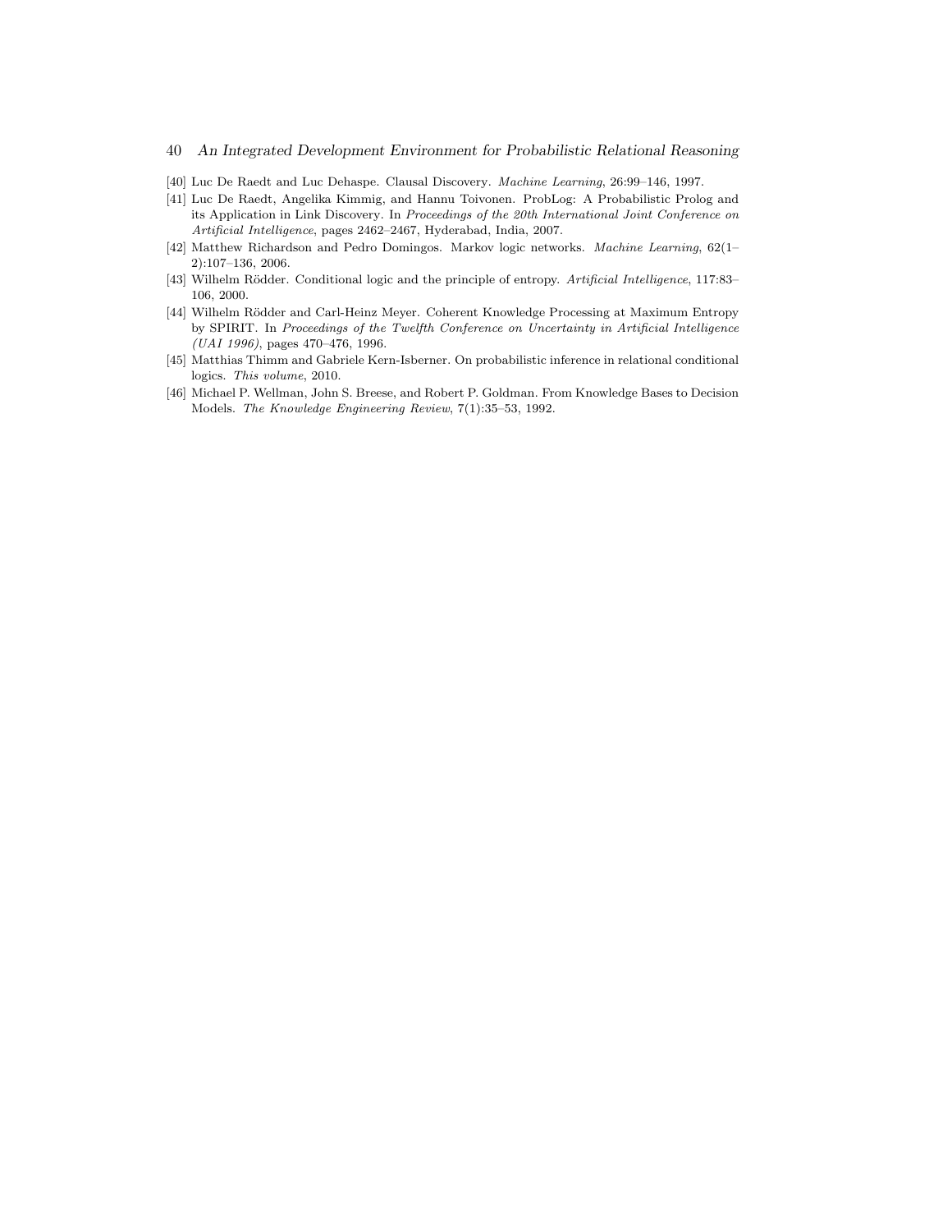[40] Luc De Raedt and Luc Dehaspe. Clausal Discovery. *Machine Learning*, 26:99–146, 1997.

[41] Luc De Raedt, Angelika Kimmig, and Hannu Toivonen. ProbLog: A Probabilistic Prolog and its Application in Link Discovery. In *Proceedings of the 20th International Joint Conference on Artificial Intelligence*, pages 2462–2467, Hyderabad, India, 2007.

[42] Matthew Richardson and Pedro Domingos. Markov logic networks. *Machine Learning*, 62(1–2):107–136, 2006.

[43] Wilhelm Rödder. Conditional logic and the principle of entropy. *Artificial Intelligence*, 117:83–106, 2000.

[44] Wilhelm Rödder and Carl-Heinz Meyer. Coherent Knowledge Processing at Maximum Entropy by SPIRIT. In *Proceedings of the Twelfth Conference on Uncertainty in Artificial Intelligence (UAI 1996)*, pages 470–476, 1996.

[45] Matthias Thimm and Gabriele Kern-Isberner. On probabilistic inference in relational conditional logics. *This volume*, 2010.

[46] Michael P. Wellman, John S. Breese, and Robert P. Goldman. From Knowledge Bases to Decision Models. *The Knowledge Engineering Review*, 7(1):35–53, 1992.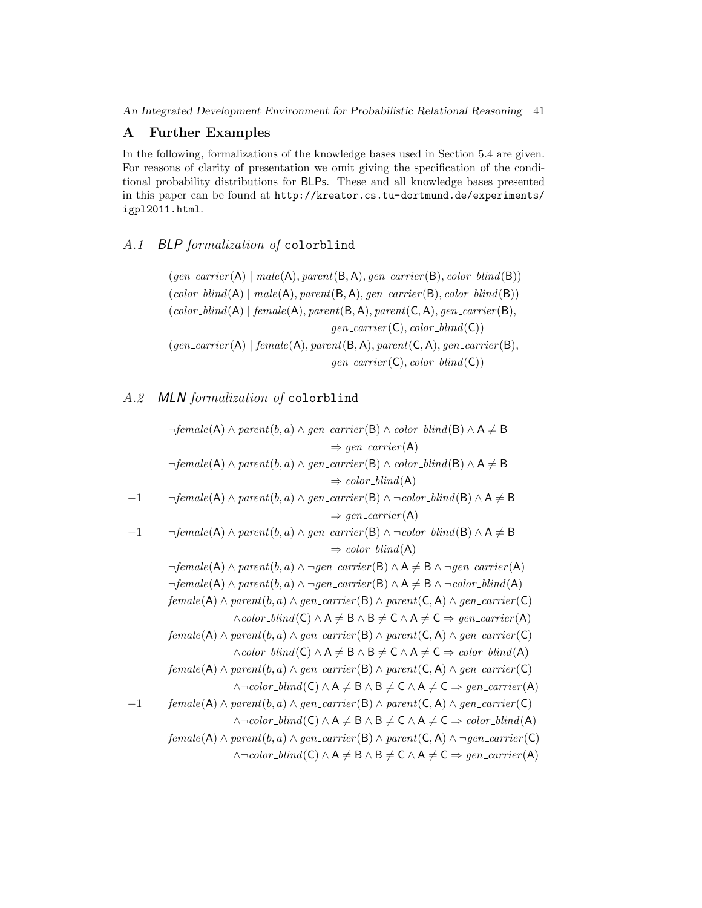## A Further Examples

In the following, formalizations of the knowledge bases used in Section 5.4 are given. For reasons of clarity of presentation we omit giving the specification of the conditional probability distributions for BLPs. These and all knowledge bases presented in this paper can be found at http://kreator.cs.tu-dortmund.de/experiments/igpl2011.html.

### A.1 *BLP formalization of* colorblind

$$
\begin{aligned}
&(gen\_carrier(\mathsf{A}) \mid male(\mathsf{A}), parent(\mathsf{B},\mathsf{A}), gen\_carrier(\mathsf{B}), color\_blind(\mathsf{B}))\\
&(color\_blind(\mathsf{A}) \mid male(\mathsf{A}), parent(\mathsf{B},\mathsf{A}), gen\_carrier(\mathsf{B}), color\_blind(\mathsf{B}))\\
&(color\_blind(\mathsf{A}) \mid female(\mathsf{A}), parent(\mathsf{B},\mathsf{A}), parent(\mathsf{C},\mathsf{A}), gen\_carrier(\mathsf{B}),\\
&\qquad gen\_carrier(\mathsf{C}), color\_blind(\mathsf{C}))\\
&(gen\_carrier(\mathsf{A}) \mid female(\mathsf{A}), parent(\mathsf{B},\mathsf{A}), parent(\mathsf{C},\mathsf{A}), gen\_carrier(\mathsf{B}),\\
&\qquad gen\_carrier(\mathsf{C}), color\_blind(\mathsf{C}))
\end{aligned}
$$

### A.2 *MLN formalization of* colorblind

$$
\begin{aligned}
&\neg female(\mathsf{A}) \wedge parent(b,a) \wedge gen\_carrier(\mathsf{B}) \wedge color\_blind(\mathsf{B}) \wedge \mathsf{A} \neq \mathsf{B}\\
&\qquad \Rightarrow gen\_carrier(\mathsf{A})\\
&\neg female(\mathsf{A}) \wedge parent(b,a) \wedge gen\_carrier(\mathsf{B}) \wedge color\_blind(\mathsf{B}) \wedge \mathsf{A} \neq \mathsf{B}\\
&\qquad \Rightarrow color\_blind(\mathsf{A})\\
-1\quad &\neg female(\mathsf{A}) \wedge parent(b,a) \wedge gen\_carrier(\mathsf{B}) \wedge \neg color\_blind(\mathsf{B}) \wedge \mathsf{A} \neq \mathsf{B}\\
&\qquad \Rightarrow gen\_carrier(\mathsf{A})\\
-1\quad &\neg female(\mathsf{A}) \wedge parent(b,a) \wedge gen\_carrier(\mathsf{B}) \wedge \neg color\_blind(\mathsf{B}) \wedge \mathsf{A} \neq \mathsf{B}\\
&\qquad \Rightarrow color\_blind(\mathsf{A})\\
&\neg female(\mathsf{A}) \wedge parent(b,a) \wedge \neg gen\_carrier(\mathsf{B}) \wedge \mathsf{A} \neq \mathsf{B} \wedge \neg gen\_carrier(\mathsf{A})\\
&\neg female(\mathsf{A}) \wedge parent(b,a) \wedge \neg gen\_carrier(\mathsf{B}) \wedge \mathsf{A} \neq \mathsf{B} \wedge \neg color\_blind(\mathsf{A})\\
&female(\mathsf{A}) \wedge parent(b,a) \wedge gen\_carrier(\mathsf{B}) \wedge parent(\mathsf{C},\mathsf{A}) \wedge gen\_carrier(\mathsf{C})\\
&\qquad \wedge color\_blind(\mathsf{C}) \wedge \mathsf{A} \neq \mathsf{B} \wedge \mathsf{B} \neq \mathsf{C} \wedge \mathsf{A} \neq \mathsf{C} \Rightarrow gen\_carrier(\mathsf{A})\\
&female(\mathsf{A}) \wedge parent(b,a) \wedge gen\_carrier(\mathsf{B}) \wedge parent(\mathsf{C},\mathsf{A}) \wedge gen\_carrier(\mathsf{C})\\
&\qquad \wedge color\_blind(\mathsf{C}) \wedge \mathsf{A} \neq \mathsf{B} \wedge \mathsf{B} \neq \mathsf{C} \wedge \mathsf{A} \neq \mathsf{C} \Rightarrow color\_blind(\mathsf{A})\\
&female(\mathsf{A}) \wedge parent(b,a) \wedge gen\_carrier(\mathsf{B}) \wedge parent(\mathsf{C},\mathsf{A}) \wedge gen\_carrier(\mathsf{C})\\
&\qquad \wedge \neg color\_blind(\mathsf{C}) \wedge \mathsf{A} \neq \mathsf{B} \wedge \mathsf{B} \neq \mathsf{C} \wedge \mathsf{A} \neq \mathsf{C} \Rightarrow gen\_carrier(\mathsf{A})\\
-1\quad &female(\mathsf{A}) \wedge parent(b,a) \wedge gen\_carrier(\mathsf{B}) \wedge parent(\mathsf{C},\mathsf{A}) \wedge gen\_carrier(\mathsf{C})\\
&\qquad \wedge \neg color\_blind(\mathsf{C}) \wedge \mathsf{A} \neq \mathsf{B} \wedge \mathsf{B} \neq \mathsf{C} \wedge \mathsf{A} \neq \mathsf{C} \Rightarrow color\_blind(\mathsf{A})\\
&female(\mathsf{A}) \wedge parent(b,a) \wedge gen\_carrier(\mathsf{B}) \wedge parent(\mathsf{C},\mathsf{A}) \wedge \neg gen\_carrier(\mathsf{C})\\
&\qquad \wedge \neg color\_blind(\mathsf{C}) \wedge \mathsf{A} \neq \mathsf{B} \wedge \mathsf{B} \neq \mathsf{C} \wedge \mathsf{A} \neq \mathsf{C} \Rightarrow gen\_carrier(\mathsf{A})
\end{aligned}
$$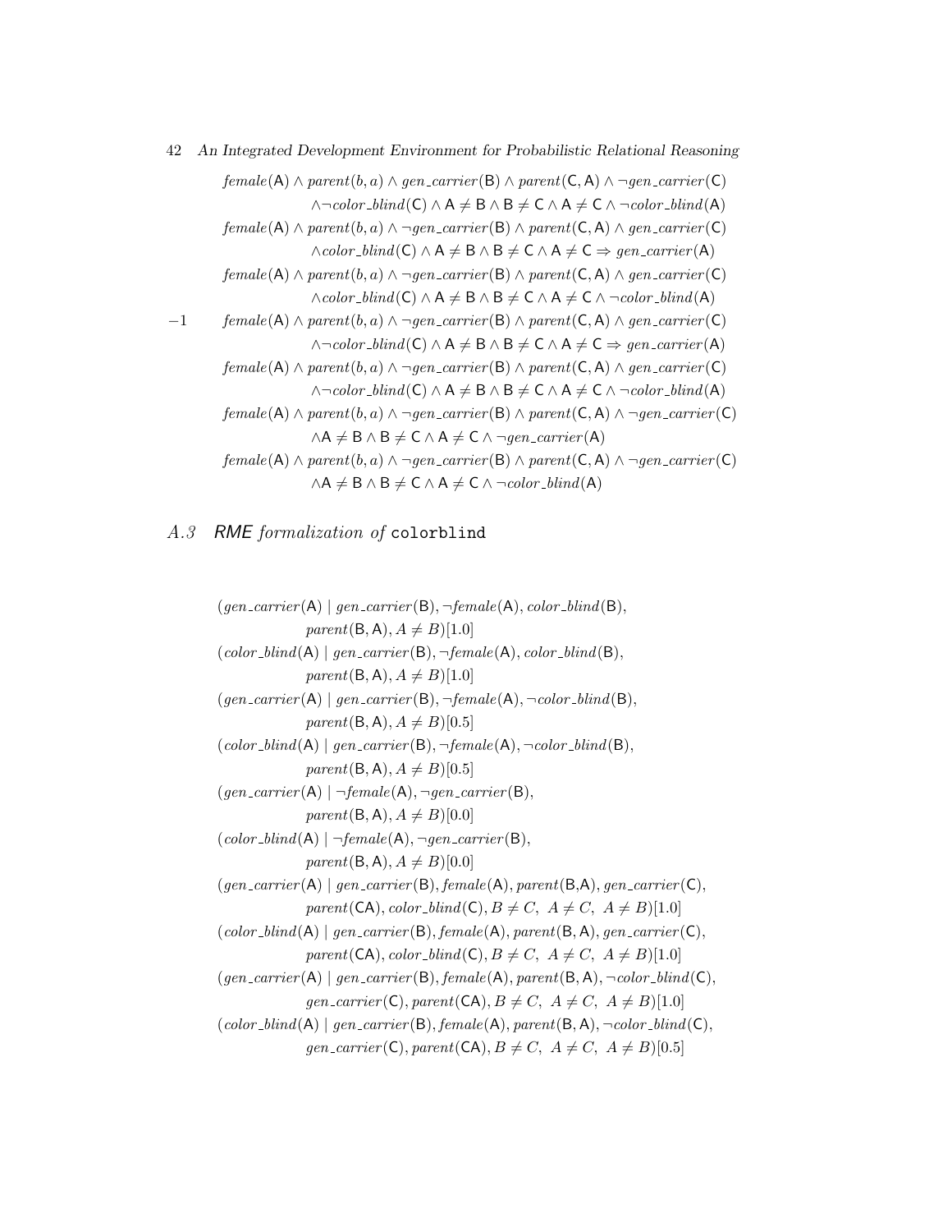$$female(\mathsf{A}) \wedge parent(b,a) \wedge gen\_carrier(\mathsf{B}) \wedge parent(\mathsf{C},\mathsf{A}) \wedge \neg gen\_carrier(\mathsf{C}) \wedge \neg color\_blind(\mathsf{C}) \wedge \mathsf{A} \neq \mathsf{B} \wedge \mathsf{B} \neq \mathsf{C} \wedge \mathsf{A} \neq \mathsf{C} \wedge \neg color\_blind(\mathsf{A})$$

$$female(\mathsf{A}) \wedge parent(b,a) \wedge \neg gen\_carrier(\mathsf{B}) \wedge parent(\mathsf{C},\mathsf{A}) \wedge gen\_carrier(\mathsf{C}) \wedge color\_blind(\mathsf{C}) \wedge \mathsf{A} \neq \mathsf{B} \wedge \mathsf{B} \neq \mathsf{C} \wedge \mathsf{A} \neq \mathsf{C} \Rightarrow gen\_carrier(\mathsf{A})$$

$$female(\mathsf{A}) \wedge parent(b,a) \wedge \neg gen\_carrier(\mathsf{B}) \wedge parent(\mathsf{C},\mathsf{A}) \wedge gen\_carrier(\mathsf{C}) \wedge color\_blind(\mathsf{C}) \wedge \mathsf{A} \neq \mathsf{B} \wedge \mathsf{B} \neq \mathsf{C} \wedge \mathsf{A} \neq \mathsf{C} \wedge \neg color\_blind(\mathsf{A})$$

$$-1 \quad female(\mathsf{A}) \wedge parent(b,a) \wedge \neg gen\_carrier(\mathsf{B}) \wedge parent(\mathsf{C},\mathsf{A}) \wedge gen\_carrier(\mathsf{C}) \wedge \neg color\_blind(\mathsf{C}) \wedge \mathsf{A} \neq \mathsf{B} \wedge \mathsf{B} \neq \mathsf{C} \wedge \mathsf{A} \neq \mathsf{C} \Rightarrow gen\_carrier(\mathsf{A})$$

$$female(\mathsf{A}) \wedge parent(b,a) \wedge \neg gen\_carrier(\mathsf{B}) \wedge parent(\mathsf{C},\mathsf{A}) \wedge gen\_carrier(\mathsf{C}) \wedge \neg color\_blind(\mathsf{C}) \wedge \mathsf{A} \neq \mathsf{B} \wedge \mathsf{B} \neq \mathsf{C} \wedge \mathsf{A} \neq \mathsf{C} \wedge \neg color\_blind(\mathsf{A})$$

$$female(\mathsf{A}) \wedge parent(b,a) \wedge \neg gen\_carrier(\mathsf{B}) \wedge parent(\mathsf{C},\mathsf{A}) \wedge \neg gen\_carrier(\mathsf{C}) \wedge \mathsf{A} \neq \mathsf{B} \wedge \mathsf{B} \neq \mathsf{C} \wedge \mathsf{A} \neq \mathsf{C} \wedge \neg gen\_carrier(\mathsf{A})$$

$$female(\mathsf{A}) \wedge parent(b,a) \wedge \neg gen\_carrier(\mathsf{B}) \wedge parent(\mathsf{C},\mathsf{A}) \wedge \neg gen\_carrier(\mathsf{C}) \wedge \mathsf{A} \neq \mathsf{B} \wedge \mathsf{B} \neq \mathsf{C} \wedge \mathsf{A} \neq \mathsf{C} \wedge \neg color\_blind(\mathsf{A})$$

## A.3 *RME* formalization of colorblind

$$(gen\_carrier(\mathsf{A}) \mid gen\_carrier(\mathsf{B}), \neg female(\mathsf{A}), color\_blind(\mathsf{B}), parent(\mathsf{B},\mathsf{A}), A \neq B)[1.0]$$

$$(color\_blind(\mathsf{A}) \mid gen\_carrier(\mathsf{B}), \neg female(\mathsf{A}), color\_blind(\mathsf{B}), parent(\mathsf{B},\mathsf{A}), A \neq B)[1.0]$$

$$(gen\_carrier(\mathsf{A}) \mid gen\_carrier(\mathsf{B}), \neg female(\mathsf{A}), \neg color\_blind(\mathsf{B}), parent(\mathsf{B},\mathsf{A}), A \neq B)[0.5]$$

$$(color\_blind(\mathsf{A}) \mid gen\_carrier(\mathsf{B}), \neg female(\mathsf{A}), \neg color\_blind(\mathsf{B}), parent(\mathsf{B},\mathsf{A}), A \neq B)[0.5]$$

$$(gen\_carrier(\mathsf{A}) \mid \neg female(\mathsf{A}), \neg gen\_carrier(\mathsf{B}), parent(\mathsf{B},\mathsf{A}), A \neq B)[0.0]$$

$$(color\_blind(\mathsf{A}) \mid \neg female(\mathsf{A}), \neg gen\_carrier(\mathsf{B}), parent(\mathsf{B},\mathsf{A}), A \neq B)[0.0]$$

$$(gen\_carrier(\mathsf{A}) \mid gen\_carrier(\mathsf{B}), female(\mathsf{A}), parent(\mathsf{B},\mathsf{A}), gen\_carrier(\mathsf{C}), parent(\mathsf{CA}), color\_blind(\mathsf{C}), B \neq C,\ A \neq C,\ A \neq B)[1.0]$$

$$(color\_blind(\mathsf{A}) \mid gen\_carrier(\mathsf{B}), female(\mathsf{A}), parent(\mathsf{B},\mathsf{A}), gen\_carrier(\mathsf{C}), parent(\mathsf{CA}), color\_blind(\mathsf{C}), B \neq C,\ A \neq C,\ A \neq B)[1.0]$$

$$(gen\_carrier(\mathsf{A}) \mid gen\_carrier(\mathsf{B}), female(\mathsf{A}), parent(\mathsf{B},\mathsf{A}), \neg color\_blind(\mathsf{C}), gen\_carrier(\mathsf{C}), parent(\mathsf{CA}), B \neq C,\ A \neq C,\ A \neq B)[1.0]$$

$$(color\_blind(\mathsf{A}) \mid gen\_carrier(\mathsf{B}), female(\mathsf{A}), parent(\mathsf{B},\mathsf{A}), \neg color\_blind(\mathsf{C}), gen\_carrier(\mathsf{C}), parent(\mathsf{CA}), B \neq C,\ A \neq C,\ A \neq B)[0.5]$$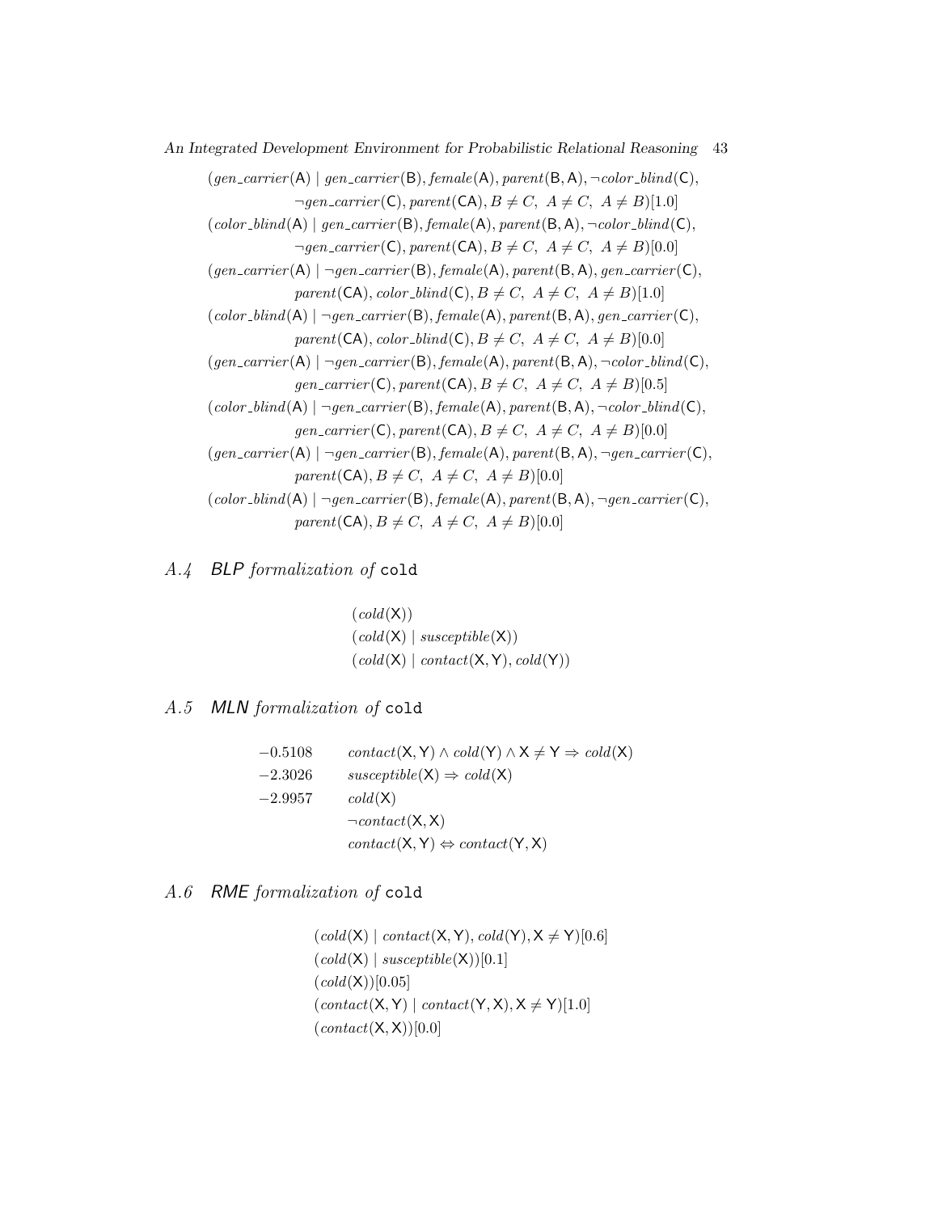$$(gen\_carrier(\mathsf{A}) \mid gen\_carrier(\mathsf{B}), female(\mathsf{A}), parent(\mathsf{B},\mathsf{A}), \neg color\_blind(\mathsf{C}),$$
$$\neg gen\_carrier(\mathsf{C}), parent(\mathsf{CA}), B \neq C,\ A \neq C,\ A \neq B)[1.0]$$

$$(color\_blind(\mathsf{A}) \mid gen\_carrier(\mathsf{B}), female(\mathsf{A}), parent(\mathsf{B},\mathsf{A}), \neg color\_blind(\mathsf{C}),$$
$$\neg gen\_carrier(\mathsf{C}), parent(\mathsf{CA}), B \neq C,\ A \neq C,\ A \neq B)[0.0]$$

$$(gen\_carrier(\mathsf{A}) \mid \neg gen\_carrier(\mathsf{B}), female(\mathsf{A}), parent(\mathsf{B},\mathsf{A}), gen\_carrier(\mathsf{C}),$$
$$parent(\mathsf{CA}), color\_blind(\mathsf{C}), B \neq C,\ A \neq C,\ A \neq B)[1.0]$$

$$(color\_blind(\mathsf{A}) \mid \neg gen\_carrier(\mathsf{B}), female(\mathsf{A}), parent(\mathsf{B},\mathsf{A}), gen\_carrier(\mathsf{C}),$$
$$parent(\mathsf{CA}), color\_blind(\mathsf{C}), B \neq C,\ A \neq C,\ A \neq B)[0.0]$$

$$(gen\_carrier(\mathsf{A}) \mid \neg gen\_carrier(\mathsf{B}), female(\mathsf{A}), parent(\mathsf{B},\mathsf{A}), \neg color\_blind(\mathsf{C}),$$
$$gen\_carrier(\mathsf{C}), parent(\mathsf{CA}), B \neq C,\ A \neq C,\ A \neq B)[0.5]$$

$$(color\_blind(\mathsf{A}) \mid \neg gen\_carrier(\mathsf{B}), female(\mathsf{A}), parent(\mathsf{B},\mathsf{A}), \neg color\_blind(\mathsf{C}),$$
$$gen\_carrier(\mathsf{C}), parent(\mathsf{CA}), B \neq C,\ A \neq C,\ A \neq B)[0.0]$$

$$(gen\_carrier(\mathsf{A}) \mid \neg gen\_carrier(\mathsf{B}), female(\mathsf{A}), parent(\mathsf{B},\mathsf{A}), \neg gen\_carrier(\mathsf{C}),$$
$$parent(\mathsf{CA}), B \neq C,\ A \neq C,\ A \neq B)[0.0]$$

$$(color\_blind(\mathsf{A}) \mid \neg gen\_carrier(\mathsf{B}), female(\mathsf{A}), parent(\mathsf{B},\mathsf{A}), \neg gen\_carrier(\mathsf{C}),$$
$$parent(\mathsf{CA}), B \neq C,\ A \neq C,\ A \neq B)[0.0]$$

## A.4 *BLP formalization of* `cold`

$$(cold(\mathsf{X}))$$
$$(cold(\mathsf{X}) \mid susceptible(\mathsf{X}))$$
$$(cold(\mathsf{X}) \mid contact(\mathsf{X},\mathsf{Y}), cold(\mathsf{Y}))$$

## A.5 *MLN formalization of* `cold`

| | |
|---|---|
| $-0.5108$ | $contact(\mathsf{X},\mathsf{Y}) \wedge cold(\mathsf{Y}) \wedge \mathsf{X} \neq \mathsf{Y} \Rightarrow cold(\mathsf{X})$ |
| $-2.3026$ | $susceptible(\mathsf{X}) \Rightarrow cold(\mathsf{X})$ |
| $-2.9957$ | $cold(\mathsf{X})$ |
| | $\neg contact(\mathsf{X},\mathsf{X})$ |
| | $contact(\mathsf{X},\mathsf{Y}) \Leftrightarrow contact(\mathsf{Y},\mathsf{X})$ |

## A.6 *RME formalization of* `cold`

$$(cold(\mathsf{X}) \mid contact(\mathsf{X},\mathsf{Y}), cold(\mathsf{Y}), \mathsf{X} \neq \mathsf{Y})[0.6]$$
$$(cold(\mathsf{X}) \mid susceptible(\mathsf{X}))[0.1]$$
$$(cold(\mathsf{X}))[0.05]$$
$$(contact(\mathsf{X},\mathsf{Y}) \mid contact(\mathsf{Y},\mathsf{X}), \mathsf{X} \neq \mathsf{Y})[1.0]$$
$$(contact(\mathsf{X},\mathsf{X}))[0.0]$$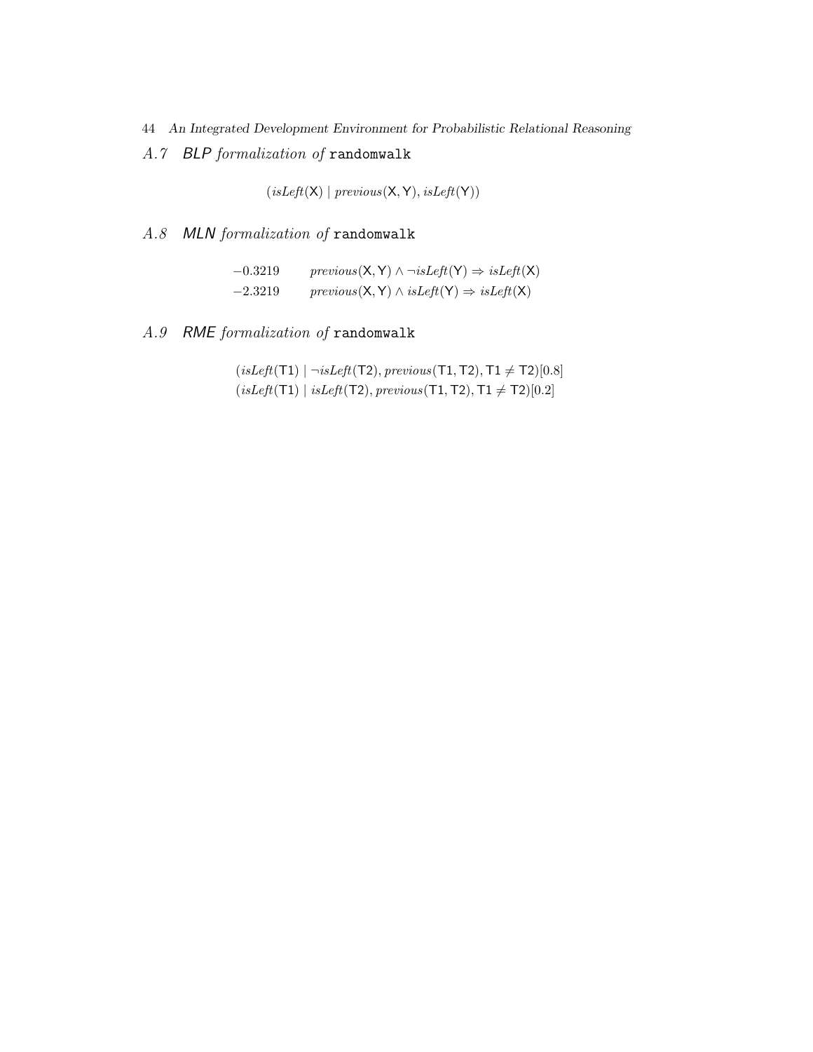## A.7 *BLP formalization of* `randomwalk`

$$(\mathit{isLeft}(\mathsf{X}) \mid \mathit{previous}(\mathsf{X},\mathsf{Y}), \mathit{isLeft}(\mathsf{Y}))$$

## A.8 *MLN formalization of* `randomwalk`

$$-0.3219 \qquad \mathit{previous}(\mathsf{X},\mathsf{Y}) \wedge \neg \mathit{isLeft}(\mathsf{Y}) \Rightarrow \mathit{isLeft}(\mathsf{X})$$
$$-2.3219 \qquad \mathit{previous}(\mathsf{X},\mathsf{Y}) \wedge \mathit{isLeft}(\mathsf{Y}) \Rightarrow \mathit{isLeft}(\mathsf{X})$$

## A.9 *RME formalization of* `randomwalk`

$$(\mathit{isLeft}(\mathsf{T1}) \mid \neg \mathit{isLeft}(\mathsf{T2}), \mathit{previous}(\mathsf{T1},\mathsf{T2}), \mathsf{T1} \neq \mathsf{T2})[0.8]$$
$$(\mathit{isLeft}(\mathsf{T1}) \mid \mathit{isLeft}(\mathsf{T2}), \mathit{previous}(\mathsf{T1},\mathsf{T2}), \mathsf{T1} \neq \mathsf{T2})[0.2]$$